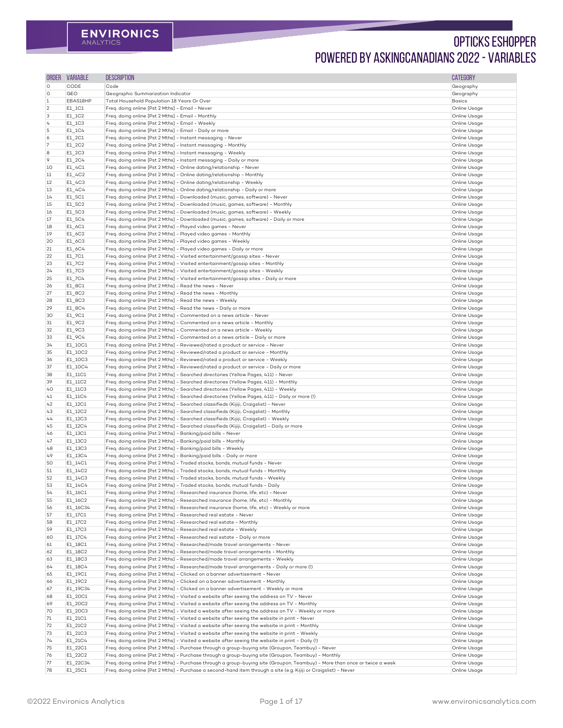# OPTICKS ESHOPPER POWERED BY ASKINGCANADIANS 2022 - VARIABLES

| ORDER | VARIABLE | DESCRIPTION | CATEGORY |
|---|---|---|---|
| 0 | CODE | Code | Geography |
| 0 | GEO | Geographic Summarization Indicator | Geography |
| 1 | EBAS18HP | Total Household Population 18 Years Or Over | Basics |
| 2 | E1_1C1 | Freq. doing online [Pst 2 Mths] - Email - Never | Online Usage |
| 3 | E1_1C2 | Freq. doing online [Pst 2 Mths] - Email - Monthly | Online Usage |
| 4 | E1_1C3 | Freq. doing online [Pst 2 Mths] - Email - Weekly | Online Usage |
| 5 | E1_1C4 | Freq. doing online [Pst 2 Mths] - Email - Daily or more | Online Usage |
| 6 | E1_2C1 | Freq. doing online [Pst 2 Mths] - Instant messaging - Never | Online Usage |
| 7 | E1_2C2 | Freq. doing online [Pst 2 Mths] - Instant messaging - Monthly | Online Usage |
| 8 | E1_2C3 | Freq. doing online [Pst 2 Mths] - Instant messaging - Weekly | Online Usage |
| 9 | E1_2C4 | Freq. doing online [Pst 2 Mths] - Instant messaging - Daily or more | Online Usage |
| 10 | E1_4C1 | Freq. doing online [Pst 2 Mths] - Online dating/relationship - Never | Online Usage |
| 11 | E1_4C2 | Freq. doing online [Pst 2 Mths] - Online dating/relationship - Monthly | Online Usage |
| 12 | E1_4C3 | Freq. doing online [Pst 2 Mths] - Online dating/relationship - Weekly | Online Usage |
| 13 | E1_4C4 | Freq. doing online [Pst 2 Mths] - Online dating/relationship - Daily or more | Online Usage |
| 14 | E1_5C1 | Freq. doing online [Pst 2 Mths] - Downloaded (music, games, software) - Never | Online Usage |
| 15 | E1_5C2 | Freq. doing online [Pst 2 Mths] - Downloaded (music, games, software) - Monthly | Online Usage |
| 16 | E1_5C3 | Freq. doing online [Pst 2 Mths] - Downloaded (music, games, software) - Weekly | Online Usage |
| 17 | E1_5C4 | Freq. doing online [Pst 2 Mths] - Downloaded (music, games, software) - Daily or more | Online Usage |
| 18 | E1_6C1 | Freq. doing online [Pst 2 Mths] - Played video games - Never | Online Usage |
| 19 | E1_6C2 | Freq. doing online [Pst 2 Mths] - Played video games - Monthly | Online Usage |
| 20 | E1_6C3 | Freq. doing online [Pst 2 Mths] - Played video games - Weekly | Online Usage |
| 21 | E1_6C4 | Freq. doing online [Pst 2 Mths] - Played video games - Daily or more | Online Usage |
| 22 | E1_7C1 | Freq. doing online [Pst 2 Mths] - Visited entertainment/gossip sites - Never | Online Usage |
| 23 | E1_7C2 | Freq. doing online [Pst 2 Mths] - Visited entertainment/gossip sites - Monthly | Online Usage |
| 24 | E1_7C3 | Freq. doing online [Pst 2 Mths] - Visited entertainment/gossip sites - Weekly | Online Usage |
| 25 | E1_7C4 | Freq. doing online [Pst 2 Mths] - Visited entertainment/gossip sites - Daily or more | Online Usage |
| 26 | E1_8C1 | Freq. doing online [Pst 2 Mths] - Read the news - Never | Online Usage |
| 27 | E1_8C2 | Freq. doing online [Pst 2 Mths] - Read the news - Monthly | Online Usage |
| 28 | E1_8C3 | Freq. doing online [Pst 2 Mths] - Read the news - Weekly | Online Usage |
| 29 | E1_8C4 | Freq. doing online [Pst 2 Mths] - Read the news - Daily or more | Online Usage |
| 30 | E1_9C1 | Freq. doing online [Pst 2 Mths] - Commented on a news article - Never | Online Usage |
| 31 | E1_9C2 | Freq. doing online [Pst 2 Mths] - Commented on a news article - Monthly | Online Usage |
| 32 | E1_9C3 | Freq. doing online [Pst 2 Mths] - Commented on a news article - Weekly | Online Usage |
| 33 | E1_9C4 | Freq. doing online [Pst 2 Mths] - Commented on a news article - Daily or more | Online Usage |
| 34 | E1_10C1 | Freq. doing online [Pst 2 Mths] - Reviewed/rated a product or service - Never | Online Usage |
| 35 | E1_10C2 | Freq. doing online [Pst 2 Mths] - Reviewed/rated a product or service - Monthly | Online Usage |
| 36 | E1_10C3 | Freq. doing online [Pst 2 Mths] - Reviewed/rated a product or service - Weekly | Online Usage |
| 37 | E1_10C4 | Freq. doing online [Pst 2 Mths] - Reviewed/rated a product or service - Daily or more | Online Usage |
| 38 | E1_11C1 | Freq. doing online [Pst 2 Mths] - Searched directories (Yellow Pages, 411) - Never | Online Usage |
| 39 | E1_11C2 | Freq. doing online [Pst 2 Mths] - Searched directories (Yellow Pages, 411) - Monthly | Online Usage |
| 40 | E1_11C3 | Freq. doing online [Pst 2 Mths] - Searched directories (Yellow Pages, 411) - Weekly | Online Usage |
| 41 | E1_11C4 | Freq. doing online [Pst 2 Mths] - Searched directories (Yellow Pages, 411) - Daily or more (!) | Online Usage |
| 42 | E1_12C1 | Freq. doing online [Pst 2 Mths] - Searched classifieds (Kijiji, Craigslist) - Never | Online Usage |
| 43 | E1_12C2 | Freq. doing online [Pst 2 Mths] - Searched classifieds (Kijiji, Craigslist) - Monthly | Online Usage |
| 44 | E1_12C3 | Freq. doing online [Pst 2 Mths] - Searched classifieds (Kijiji, Craigslist) - Weekly | Online Usage |
| 45 | E1_12C4 | Freq. doing online [Pst 2 Mths] - Searched classifieds (Kijiji, Craigslist) - Daily or more | Online Usage |
| 46 | E1_13C1 | Freq. doing online [Pst 2 Mths] - Banking/paid bills - Never | Online Usage |
| 47 | E1_13C2 | Freq. doing online [Pst 2 Mths] - Banking/paid bills - Monthly | Online Usage |
| 48 | E1_13C3 | Freq. doing online [Pst 2 Mths] - Banking/paid bills - Weekly | Online Usage |
| 49 | E1_13C4 | Freq. doing online [Pst 2 Mths] - Banking/paid bills - Daily or more | Online Usage |
| 50 | E1_14C1 | Freq. doing online [Pst 2 Mths] - Traded stocks, bonds, mutual funds - Never | Online Usage |
| 51 | E1_14C2 | Freq. doing online [Pst 2 Mths] - Traded stocks, bonds, mutual funds - Monthly | Online Usage |
| 52 | E1_14C3 | Freq. doing online [Pst 2 Mths] - Traded stocks, bonds, mutual funds - Weekly | Online Usage |
| 53 | E1_14C4 | Freq. doing online [Pst 2 Mths] - Traded stocks, bonds, mutual funds - Daily | Online Usage |
| 54 | E1_16C1 | Freq. doing online [Pst 2 Mths] - Researched insurance (home, life, etc) - Never | Online Usage |
| 55 | E1_16C2 | Freq. doing online [Pst 2 Mths] - Researched insurance (home, life, etc) - Monthly | Online Usage |
| 56 | E1_16C34 | Freq. doing online [Pst 2 Mths] - Researched insurance (home, life, etc) - Weekly or more | Online Usage |
| 57 | E1_17C1 | Freq. doing online [Pst 2 Mths] - Researched real estate - Never | Online Usage |
| 58 | E1_17C2 | Freq. doing online [Pst 2 Mths] - Researched real estate - Monthly | Online Usage |
| 59 | E1_17C3 | Freq. doing online [Pst 2 Mths] - Researched real estate - Weekly | Online Usage |
| 60 | E1_17C4 | Freq. doing online [Pst 2 Mths] - Researched real estate - Daily or more | Online Usage |
| 61 | E1_18C1 | Freq. doing online [Pst 2 Mths] - Researched/made travel arrangements - Never | Online Usage |
| 62 | E1_18C2 | Freq. doing online [Pst 2 Mths] - Researched/made travel arrangements - Monthly | Online Usage |
| 63 | E1_18C3 | Freq. doing online [Pst 2 Mths] - Researched/made travel arrangements - Weekly | Online Usage |
| 64 | E1_18C4 | Freq. doing online [Pst 2 Mths] - Researched/made travel arrangements - Daily or more (!) | Online Usage |
| 65 | E1_19C1 | Freq. doing online [Pst 2 Mths] - Clicked on a banner advertisement - Never | Online Usage |
| 66 | E1_19C2 | Freq. doing online [Pst 2 Mths] - Clicked on a banner advertisement - Monthly | Online Usage |
| 67 | E1_19C34 | Freq. doing online [Pst 2 Mths] - Clicked on a banner advertisement - Weekly or more | Online Usage |
| 68 | E1_20C1 | Freq. doing online [Pst 2 Mths] - Visited a website after seeing the address on TV - Never | Online Usage |
| 69 | E1_20C2 | Freq. doing online [Pst 2 Mths] - Visited a website after seeing the address on TV - Monthly | Online Usage |
| 70 | E1_20C3 | Freq. doing online [Pst 2 Mths] - Visited a website after seeing the address on TV - Weekly or more | Online Usage |
| 71 | E1_21C1 | Freq. doing online [Pst 2 Mths] - Visited a website after seeing the website in print - Never | Online Usage |
| 72 | E1_21C2 | Freq. doing online [Pst 2 Mths] - Visited a website after seeing the website in print - Monthly | Online Usage |
| 73 | E1_21C3 | Freq. doing online [Pst 2 Mths] - Visited a website after seeing the website in print - Weekly | Online Usage |
| 74 | E1_21C4 | Freq. doing online [Pst 2 Mths] - Visited a website after seeing the website in print - Daily (!) | Online Usage |
| 75 | E1_22C1 | Freq. doing online [Pst 2 Mths] - Purchase through a group-buying site (Groupon, Teambuy) - Never | Online Usage |
| 76 | E1_22C2 | Freq. doing online [Pst 2 Mths] - Purchase through a group-buying site (Groupon, Teambuy) - Monthly | Online Usage |
| 77 | E1_22C34 | Freq. doing online [Pst 2 Mths] - Purchase through a group-buying site (Groupon, Teambuy) - More than once or twice a week | Online Usage |
| 78 | E1_25C1 | Freq. doing online [Pst 2 Mths] - Purchase a second-hand item through a site (e.g. Kijiji or Craigslist) - Never | Online Usage |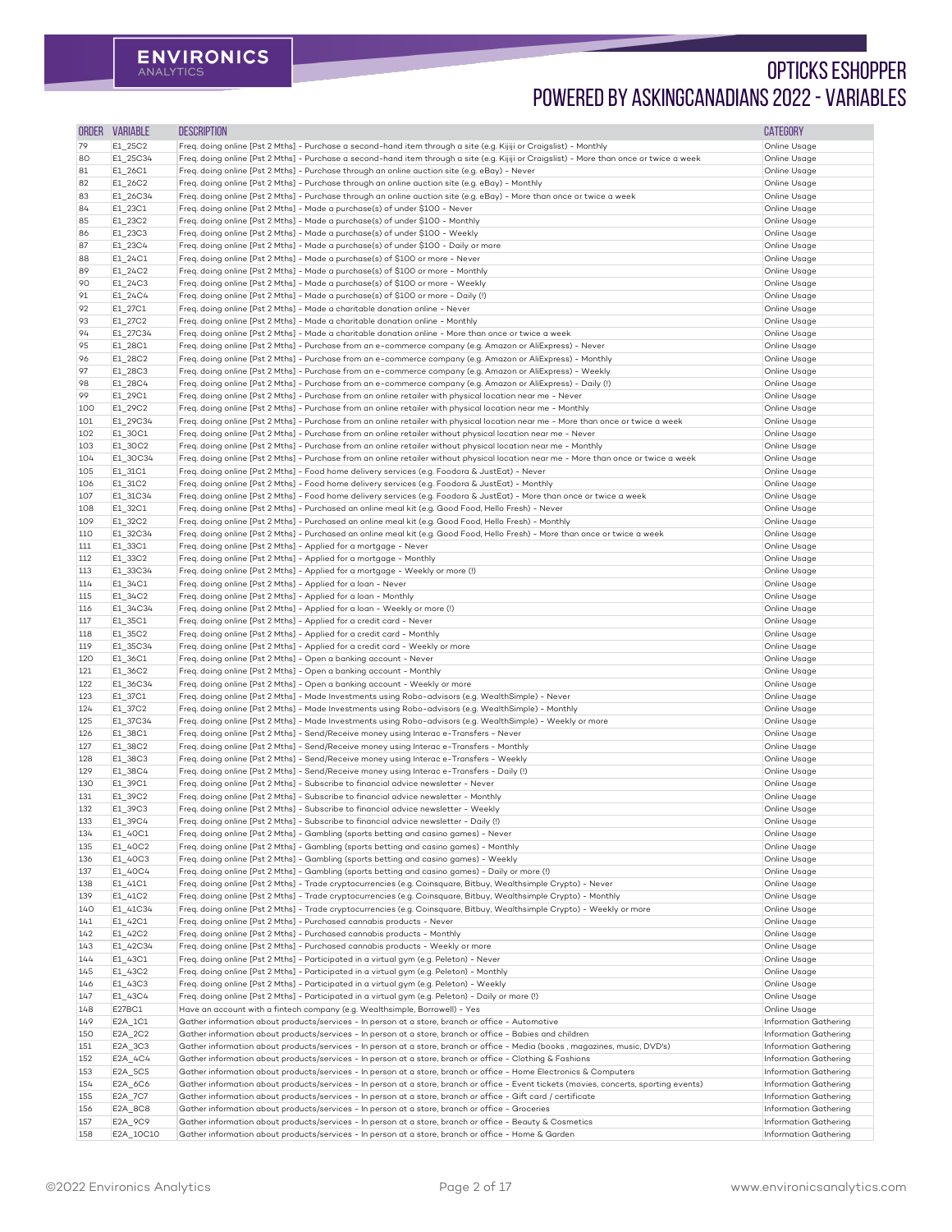# OPTICKS ESHOPPER
# POWERED BY ASKINGCANADIANS 2022 - VARIABLES

| ORDER | VARIABLE | DESCRIPTION | CATEGORY |
|---|---|---|---|
| 79 | E1_25C2 | Freq. doing online [Pst 2 Mths] - Purchase a second-hand item through a site (e.g. Kijiji or Craigslist) - Monthly | Online Usage |
| 80 | E1_25C34 | Freq. doing online [Pst 2 Mths] - Purchase a second-hand item through a site (e.g. Kijiji or Craigslist) - More than once or twice a week | Online Usage |
| 81 | E1_26C1 | Freq. doing online [Pst 2 Mths] - Purchase through an online auction site (e.g. eBay) - Never | Online Usage |
| 82 | E1_26C2 | Freq. doing online [Pst 2 Mths] - Purchase through an online auction site (e.g. eBay) - Monthly | Online Usage |
| 83 | E1_26C34 | Freq. doing online [Pst 2 Mths] - Purchase through an online auction site (e.g. eBay) - More than once or twice a week | Online Usage |
| 84 | E1_23C1 | Freq. doing online [Pst 2 Mths] - Made a purchase(s) of under $100 - Never | Online Usage |
| 85 | E1_23C2 | Freq. doing online [Pst 2 Mths] - Made a purchase(s) of under $100 - Monthly | Online Usage |
| 86 | E1_23C3 | Freq. doing online [Pst 2 Mths] - Made a purchase(s) of under $100 - Weekly | Online Usage |
| 87 | E1_23C4 | Freq. doing online [Pst 2 Mths] - Made a purchase(s) of under $100 - Daily or more | Online Usage |
| 88 | E1_24C1 | Freq. doing online [Pst 2 Mths] - Made a purchase(s) of $100 or more - Never | Online Usage |
| 89 | E1_24C2 | Freq. doing online [Pst 2 Mths] - Made a purchase(s) of $100 or more - Monthly | Online Usage |
| 90 | E1_24C3 | Freq. doing online [Pst 2 Mths] - Made a purchase(s) of $100 or more - Weekly | Online Usage |
| 91 | E1_24C4 | Freq. doing online [Pst 2 Mths] - Made a purchase(s) of $100 or more - Daily (!) | Online Usage |
| 92 | E1_27C1 | Freq. doing online [Pst 2 Mths] - Made a charitable donation online - Never | Online Usage |
| 93 | E1_27C2 | Freq. doing online [Pst 2 Mths] - Made a charitable donation online - Monthly | Online Usage |
| 94 | E1_27C34 | Freq. doing online [Pst 2 Mths] - Made a charitable donation online - More than once or twice a week | Online Usage |
| 95 | E1_28C1 | Freq. doing online [Pst 2 Mths] - Purchase from an e-commerce company (e.g. Amazon or AliExpress) - Never | Online Usage |
| 96 | E1_28C2 | Freq. doing online [Pst 2 Mths] - Purchase from an e-commerce company (e.g. Amazon or AliExpress) - Monthly | Online Usage |
| 97 | E1_28C3 | Freq. doing online [Pst 2 Mths] - Purchase from an e-commerce company (e.g. Amazon or AliExpress) - Weekly | Online Usage |
| 98 | E1_28C4 | Freq. doing online [Pst 2 Mths] - Purchase from an e-commerce company (e.g. Amazon or AliExpress) - Daily (!) | Online Usage |
| 99 | E1_29C1 | Freq. doing online [Pst 2 Mths] - Purchase from an online retailer with physical location near me - Never | Online Usage |
| 100 | E1_29C2 | Freq. doing online [Pst 2 Mths] - Purchase from an online retailer with physical location near me - Monthly | Online Usage |
| 101 | E1_29C34 | Freq. doing online [Pst 2 Mths] - Purchase from an online retailer with physical location near me - More than once or twice a week | Online Usage |
| 102 | E1_30C1 | Freq. doing online [Pst 2 Mths] - Purchase from an online retailer without physical location near me - Never | Online Usage |
| 103 | E1_30C2 | Freq. doing online [Pst 2 Mths] - Purchase from an online retailer without physical location near me - Monthly | Online Usage |
| 104 | E1_30C34 | Freq. doing online [Pst 2 Mths] - Purchase from an online retailer without physical location near me - More than once or twice a week | Online Usage |
| 105 | E1_31C1 | Freq. doing online [Pst 2 Mths] - Food home delivery services (e.g. Foodora & JustEat) - Never | Online Usage |
| 106 | E1_31C2 | Freq. doing online [Pst 2 Mths] - Food home delivery services (e.g. Foodora & JustEat) - Monthly | Online Usage |
| 107 | E1_31C34 | Freq. doing online [Pst 2 Mths] - Food home delivery services (e.g. Foodora & JustEat) - More than once or twice a week | Online Usage |
| 108 | E1_32C1 | Freq. doing online [Pst 2 Mths] - Purchased an online meal kit (e.g. Good Food, Hello Fresh) - Never | Online Usage |
| 109 | E1_32C2 | Freq. doing online [Pst 2 Mths] - Purchased an online meal kit (e.g. Good Food, Hello Fresh) - Monthly | Online Usage |
| 110 | E1_32C34 | Freq. doing online [Pst 2 Mths] - Purchased an online meal kit (e.g. Good Food, Hello Fresh) - More than once or twice a week | Online Usage |
| 111 | E1_33C1 | Freq. doing online [Pst 2 Mths] - Applied for a mortgage - Never | Online Usage |
| 112 | E1_33C2 | Freq. doing online [Pst 2 Mths] - Applied for a mortgage - Monthly | Online Usage |
| 113 | E1_33C34 | Freq. doing online [Pst 2 Mths] - Applied for a mortgage - Weekly or more (!) | Online Usage |
| 114 | E1_34C1 | Freq. doing online [Pst 2 Mths] - Applied for a loan - Never | Online Usage |
| 115 | E1_34C2 | Freq. doing online [Pst 2 Mths] - Applied for a loan - Monthly | Online Usage |
| 116 | E1_34C34 | Freq. doing online [Pst 2 Mths] - Applied for a loan - Weekly or more (!) | Online Usage |
| 117 | E1_35C1 | Freq. doing online [Pst 2 Mths] - Applied for a credit card - Never | Online Usage |
| 118 | E1_35C2 | Freq. doing online [Pst 2 Mths] - Applied for a credit card - Monthly | Online Usage |
| 119 | E1_35C34 | Freq. doing online [Pst 2 Mths] - Applied for a credit card - Weekly or more | Online Usage |
| 120 | E1_36C1 | Freq. doing online [Pst 2 Mths] - Open a banking account - Never | Online Usage |
| 121 | E1_36C2 | Freq. doing online [Pst 2 Mths] - Open a banking account - Monthly | Online Usage |
| 122 | E1_36C34 | Freq. doing online [Pst 2 Mths] - Open a banking account - Weekly or more | Online Usage |
| 123 | E1_37C1 | Freq. doing online [Pst 2 Mths] - Made Investments using Robo-advisors (e.g. WealthSimple) - Never | Online Usage |
| 124 | E1_37C2 | Freq. doing online [Pst 2 Mths] - Made Investments using Robo-advisors (e.g. WealthSimple) - Monthly | Online Usage |
| 125 | E1_37C34 | Freq. doing online [Pst 2 Mths] - Made Investments using Robo-advisors (e.g. WealthSimple) - Weekly or more | Online Usage |
| 126 | E1_38C1 | Freq. doing online [Pst 2 Mths] - Send/Receive money using Interac e-Transfers - Never | Online Usage |
| 127 | E1_38C2 | Freq. doing online [Pst 2 Mths] - Send/Receive money using Interac e-Transfers - Monthly | Online Usage |
| 128 | E1_38C3 | Freq. doing online [Pst 2 Mths] - Send/Receive money using Interac e-Transfers - Weekly | Online Usage |
| 129 | E1_38C4 | Freq. doing online [Pst 2 Mths] - Send/Receive money using Interac e-Transfers - Daily (!) | Online Usage |
| 130 | E1_39C1 | Freq. doing online [Pst 2 Mths] - Subscribe to financial advice newsletter - Never | Online Usage |
| 131 | E1_39C2 | Freq. doing online [Pst 2 Mths] - Subscribe to financial advice newsletter - Monthly | Online Usage |
| 132 | E1_39C3 | Freq. doing online [Pst 2 Mths] - Subscribe to financial advice newsletter - Weekly | Online Usage |
| 133 | E1_39C4 | Freq. doing online [Pst 2 Mths] - Subscribe to financial advice newsletter - Daily (!) | Online Usage |
| 134 | E1_40C1 | Freq. doing online [Pst 2 Mths] - Gambling (sports betting and casino games) - Never | Online Usage |
| 135 | E1_40C2 | Freq. doing online [Pst 2 Mths] - Gambling (sports betting and casino games) - Monthly | Online Usage |
| 136 | E1_40C3 | Freq. doing online [Pst 2 Mths] - Gambling (sports betting and casino games) - Weekly | Online Usage |
| 137 | E1_40C4 | Freq. doing online [Pst 2 Mths] - Gambling (sports betting and casino games) - Daily or more (!) | Online Usage |
| 138 | E1_41C1 | Freq. doing online [Pst 2 Mths] - Trade cryptocurrencies (e.g. Coinsquare, Bitbuy, Wealthsimple Crypto) - Never | Online Usage |
| 139 | E1_41C2 | Freq. doing online [Pst 2 Mths] - Trade cryptocurrencies (e.g. Coinsquare, Bitbuy, Wealthsimple Crypto) - Monthly | Online Usage |
| 140 | E1_41C34 | Freq. doing online [Pst 2 Mths] - Trade cryptocurrencies (e.g. Coinsquare, Bitbuy, Wealthsimple Crypto) - Weekly or more | Online Usage |
| 141 | E1_42C1 | Freq. doing online [Pst 2 Mths] - Purchased cannabis products - Never | Online Usage |
| 142 | E1_42C2 | Freq. doing online [Pst 2 Mths] - Purchased cannabis products - Monthly | Online Usage |
| 143 | E1_42C34 | Freq. doing online [Pst 2 Mths] - Purchased cannabis products - Weekly or more | Online Usage |
| 144 | E1_43C1 | Freq. doing online [Pst 2 Mths] - Participated in a virtual gym (e.g. Peleton) - Never | Online Usage |
| 145 | E1_43C2 | Freq. doing online [Pst 2 Mths] - Participated in a virtual gym (e.g. Peleton) - Monthly | Online Usage |
| 146 | E1_43C3 | Freq. doing online [Pst 2 Mths] - Participated in a virtual gym (e.g. Peleton) - Weekly | Online Usage |
| 147 | E1_43C4 | Freq. doing online [Pst 2 Mths] - Participated in a virtual gym (e.g. Peleton) - Daily or more (!) | Online Usage |
| 148 | E27BC1 | Have an account with a fintech company (e.g. Wealthsimple, Borrowell) - Yes | Online Usage |
| 149 | E2A_1C1 | Gather information about products/services - In person at a store, branch or office - Automotive | Information Gathering |
| 150 | E2A_2C2 | Gather information about products/services - In person at a store, branch or office - Babies and children | Information Gathering |
| 151 | E2A_3C3 | Gather information about products/services - In person at a store, branch or office - Media (books , magazines, music, DVD's) | Information Gathering |
| 152 | E2A_4C4 | Gather information about products/services - In person at a store, branch or office - Clothing & Fashions | Information Gathering |
| 153 | E2A_5C5 | Gather information about products/services - In person at a store, branch or office - Home Electronics & Computers | Information Gathering |
| 154 | E2A_6C6 | Gather information about products/services - In person at a store, branch or office - Event tickets (movies, concerts, sporting events) | Information Gathering |
| 155 | E2A_7C7 | Gather information about products/services - In person at a store, branch or office - Gift card / certificate | Information Gathering |
| 156 | E2A_8C8 | Gather information about products/services - In person at a store, branch or office - Groceries | Information Gathering |
| 157 | E2A_9C9 | Gather information about products/services - In person at a store, branch or office - Beauty & Cosmetics | Information Gathering |
| 158 | E2A_10C10 | Gather information about products/services - In person at a store, branch or office - Home & Garden | Information Gathering |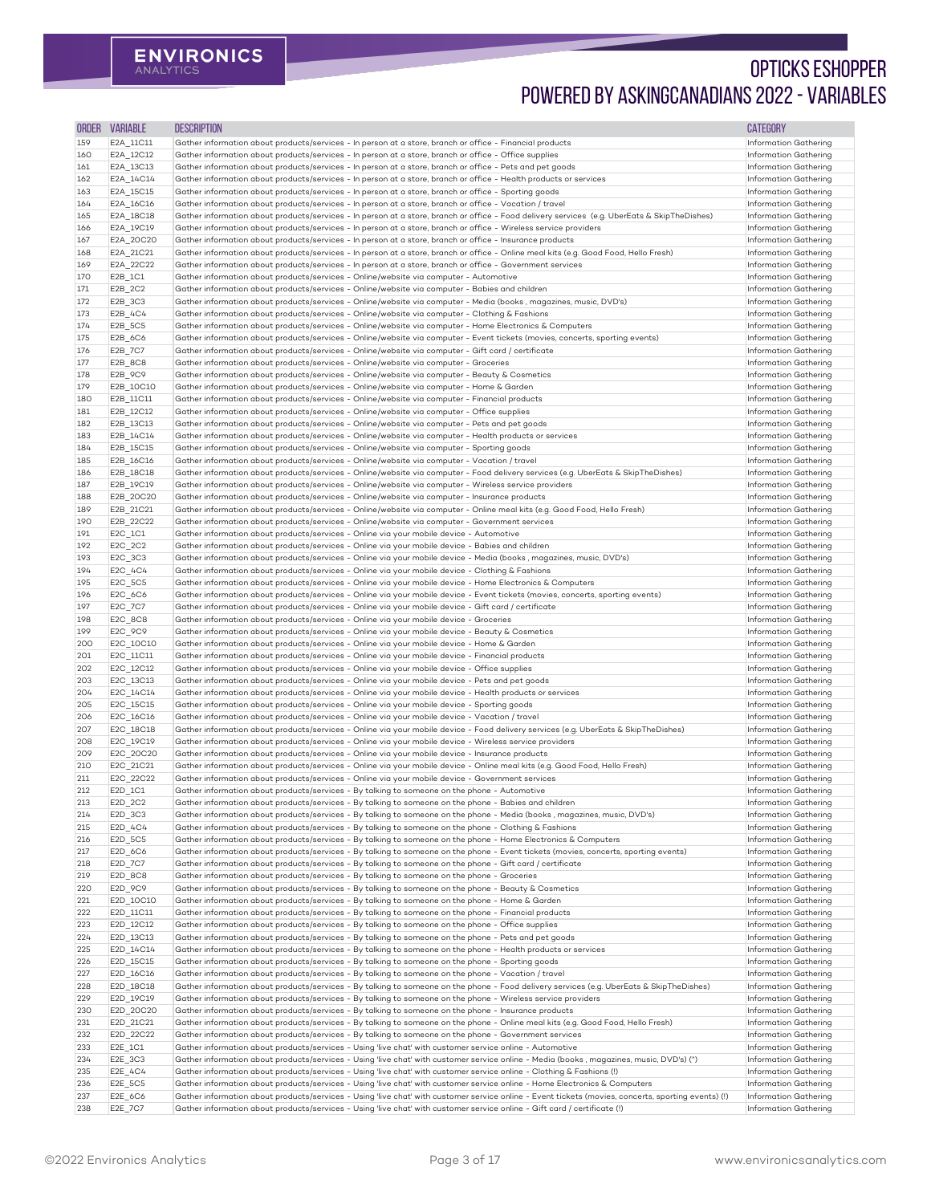| ORDER | VARIABLE | DESCRIPTION | CATEGORY |
|---|---|---|---|
| 159 | E2A_11C11 | Gather information about products/services - In person at a store, branch or office - Financial products | Information Gathering |
| 160 | E2A_12C12 | Gather information about products/services - In person at a store, branch or office - Office supplies | Information Gathering |
| 161 | E2A_13C13 | Gather information about products/services - In person at a store, branch or office - Pets and pet goods | Information Gathering |
| 162 | E2A_14C14 | Gather information about products/services - In person at a store, branch or office - Health products or services | Information Gathering |
| 163 | E2A_15C15 | Gather information about products/services - In person at a store, branch or office - Sporting goods | Information Gathering |
| 164 | E2A_16C16 | Gather information about products/services - In person at a store, branch or office - Vacation / travel | Information Gathering |
| 165 | E2A_18C18 | Gather information about products/services - In person at a store, branch or office - Food delivery services (e.g. UberEats & SkipTheDishes) | Information Gathering |
| 166 | E2A_19C19 | Gather information about products/services - In person at a store, branch or office - Wireless service providers | Information Gathering |
| 167 | E2A_20C20 | Gather information about products/services - In person at a store, branch or office - Insurance products | Information Gathering |
| 168 | E2A_21C21 | Gather information about products/services - In person at a store, branch or office - Online meal kits (e.g. Good Food, Hello Fresh) | Information Gathering |
| 169 | E2A_22C22 | Gather information about products/services - In person at a store, branch or office - Government services | Information Gathering |
| 170 | E2B_1C1 | Gather information about products/services - Online/website via computer - Automotive | Information Gathering |
| 171 | E2B_2C2 | Gather information about products/services - Online/website via computer - Babies and children | Information Gathering |
| 172 | E2B_3C3 | Gather information about products/services - Online/website via computer - Media (books , magazines, music, DVD's) | Information Gathering |
| 173 | E2B_4C4 | Gather information about products/services - Online/website via computer - Clothing & Fashions | Information Gathering |
| 174 | E2B_5C5 | Gather information about products/services - Online/website via computer - Home Electronics & Computers | Information Gathering |
| 175 | E2B_6C6 | Gather information about products/services - Online/website via computer - Event tickets (movies, concerts, sporting events) | Information Gathering |
| 176 | E2B_7C7 | Gather information about products/services - Online/website via computer - Gift card / certificate | Information Gathering |
| 177 | E2B_8C8 | Gather information about products/services - Online/website via computer - Groceries | Information Gathering |
| 178 | E2B_9C9 | Gather information about products/services - Online/website via computer - Beauty & Cosmetics | Information Gathering |
| 179 | E2B_10C10 | Gather information about products/services - Online/website via computer - Home & Garden | Information Gathering |
| 180 | E2B_11C11 | Gather information about products/services - Online/website via computer - Financial products | Information Gathering |
| 181 | E2B_12C12 | Gather information about products/services - Online/website via computer - Office supplies | Information Gathering |
| 182 | E2B_13C13 | Gather information about products/services - Online/website via computer - Pets and pet goods | Information Gathering |
| 183 | E2B_14C14 | Gather information about products/services - Online/website via computer - Health products or services | Information Gathering |
| 184 | E2B_15C15 | Gather information about products/services - Online/website via computer - Sporting goods | Information Gathering |
| 185 | E2B_16C16 | Gather information about products/services - Online/website via computer - Vacation / travel | Information Gathering |
| 186 | E2B_18C18 | Gather information about products/services - Online/website via computer - Food delivery services (e.g. UberEats & SkipTheDishes) | Information Gathering |
| 187 | E2B_19C19 | Gather information about products/services - Online/website via computer - Wireless service providers | Information Gathering |
| 188 | E2B_20C20 | Gather information about products/services - Online/website via computer - Insurance products | Information Gathering |
| 189 | E2B_21C21 | Gather information about products/services - Online/website via computer - Online meal kits (e.g. Good Food, Hello Fresh) | Information Gathering |
| 190 | E2B_22C22 | Gather information about products/services - Online/website via computer - Government services | Information Gathering |
| 191 | E2C_1C1 | Gather information about products/services - Online via your mobile device - Automotive | Information Gathering |
| 192 | E2C_2C2 | Gather information about products/services - Online via your mobile device - Babies and children | Information Gathering |
| 193 | E2C_3C3 | Gather information about products/services - Online via your mobile device - Media (books , magazines, music, DVD's) | Information Gathering |
| 194 | E2C_4C4 | Gather information about products/services - Online via your mobile device - Clothing & Fashions | Information Gathering |
| 195 | E2C_5C5 | Gather information about products/services - Online via your mobile device - Home Electronics & Computers | Information Gathering |
| 196 | E2C_6C6 | Gather information about products/services - Online via your mobile device - Event tickets (movies, concerts, sporting events) | Information Gathering |
| 197 | E2C_7C7 | Gather information about products/services - Online via your mobile device - Gift card / certificate | Information Gathering |
| 198 | E2C_8C8 | Gather information about products/services - Online via your mobile device - Groceries | Information Gathering |
| 199 | E2C_9C9 | Gather information about products/services - Online via your mobile device - Beauty & Cosmetics | Information Gathering |
| 200 | E2C_10C10 | Gather information about products/services - Online via your mobile device - Home & Garden | Information Gathering |
| 201 | E2C_11C11 | Gather information about products/services - Online via your mobile device - Financial products | Information Gathering |
| 202 | E2C_12C12 | Gather information about products/services - Online via your mobile device - Office supplies | Information Gathering |
| 203 | E2C_13C13 | Gather information about products/services - Online via your mobile device - Pets and pet goods | Information Gathering |
| 204 | E2C_14C14 | Gather information about products/services - Online via your mobile device - Health products or services | Information Gathering |
| 205 | E2C_15C15 | Gather information about products/services - Online via your mobile device - Sporting goods | Information Gathering |
| 206 | E2C_16C16 | Gather information about products/services - Online via your mobile device - Vacation / travel | Information Gathering |
| 207 | E2C_18C18 | Gather information about products/services - Online via your mobile device - Food delivery services (e.g. UberEats & SkipTheDishes) | Information Gathering |
| 208 | E2C_19C19 | Gather information about products/services - Online via your mobile device - Wireless service providers | Information Gathering |
| 209 | E2C_20C20 | Gather information about products/services - Online via your mobile device - Insurance products | Information Gathering |
| 210 | E2C_21C21 | Gather information about products/services - Online via your mobile device - Online meal kits (e.g. Good Food, Hello Fresh) | Information Gathering |
| 211 | E2C_22C22 | Gather information about products/services - Online via your mobile device - Government services | Information Gathering |
| 212 | E2D_1C1 | Gather information about products/services - By talking to someone on the phone - Automotive | Information Gathering |
| 213 | E2D_2C2 | Gather information about products/services - By talking to someone on the phone - Babies and children | Information Gathering |
| 214 | E2D_3C3 | Gather information about products/services - By talking to someone on the phone - Media (books , magazines, music, DVD's) | Information Gathering |
| 215 | E2D_4C4 | Gather information about products/services - By talking to someone on the phone - Clothing & Fashions | Information Gathering |
| 216 | E2D_5C5 | Gather information about products/services - By talking to someone on the phone - Home Electronics & Computers | Information Gathering |
| 217 | E2D_6C6 | Gather information about products/services - By talking to someone on the phone - Event tickets (movies, concerts, sporting events) | Information Gathering |
| 218 | E2D_7C7 | Gather information about products/services - By talking to someone on the phone - Gift card / certificate | Information Gathering |
| 219 | E2D_8C8 | Gather information about products/services - By talking to someone on the phone - Groceries | Information Gathering |
| 220 | E2D_9C9 | Gather information about products/services - By talking to someone on the phone - Beauty & Cosmetics | Information Gathering |
| 221 | E2D_10C10 | Gather information about products/services - By talking to someone on the phone - Home & Garden | Information Gathering |
| 222 | E2D_11C11 | Gather information about products/services - By talking to someone on the phone - Financial products | Information Gathering |
| 223 | E2D_12C12 | Gather information about products/services - By talking to someone on the phone - Office supplies | Information Gathering |
| 224 | E2D_13C13 | Gather information about products/services - By talking to someone on the phone - Pets and pet goods | Information Gathering |
| 225 | E2D_14C14 | Gather information about products/services - By talking to someone on the phone - Health products or services | Information Gathering |
| 226 | E2D_15C15 | Gather information about products/services - By talking to someone on the phone - Sporting goods | Information Gathering |
| 227 | E2D_16C16 | Gather information about products/services - By talking to someone on the phone - Vacation / travel | Information Gathering |
| 228 | E2D_18C18 | Gather information about products/services - By talking to someone on the phone - Food delivery services (e.g. UberEats & SkipTheDishes) | Information Gathering |
| 229 | E2D_19C19 | Gather information about products/services - By talking to someone on the phone - Wireless service providers | Information Gathering |
| 230 | E2D_20C20 | Gather information about products/services - By talking to someone on the phone - Insurance products | Information Gathering |
| 231 | E2D_21C21 | Gather information about products/services - By talking to someone on the phone - Online meal kits (e.g. Good Food, Hello Fresh) | Information Gathering |
| 232 | E2D_22C22 | Gather information about products/services - By talking to someone on the phone - Government services | Information Gathering |
| 233 | E2E_1C1 | Gather information about products/services - Using 'live chat' with customer service online - Automotive | Information Gathering |
| 234 | E2E_3C3 | Gather information about products/services - Using 'live chat' with customer service online - Media (books , magazines, music, DVD's) (*) | Information Gathering |
| 235 | E2E_4C4 | Gather information about products/services - Using 'live chat' with customer service online - Clothing & Fashions (!) | Information Gathering |
| 236 | E2E_5C5 | Gather information about products/services - Using 'live chat' with customer service online - Home Electronics & Computers | Information Gathering |
| 237 | E2E_6C6 | Gather information about products/services - Using 'live chat' with customer service online - Event tickets (movies, concerts, sporting events) (!) | Information Gathering |
| 238 | E2E_7C7 | Gather information about products/services - Using 'live chat' with customer service online - Gift card / certificate (!) | Information Gathering |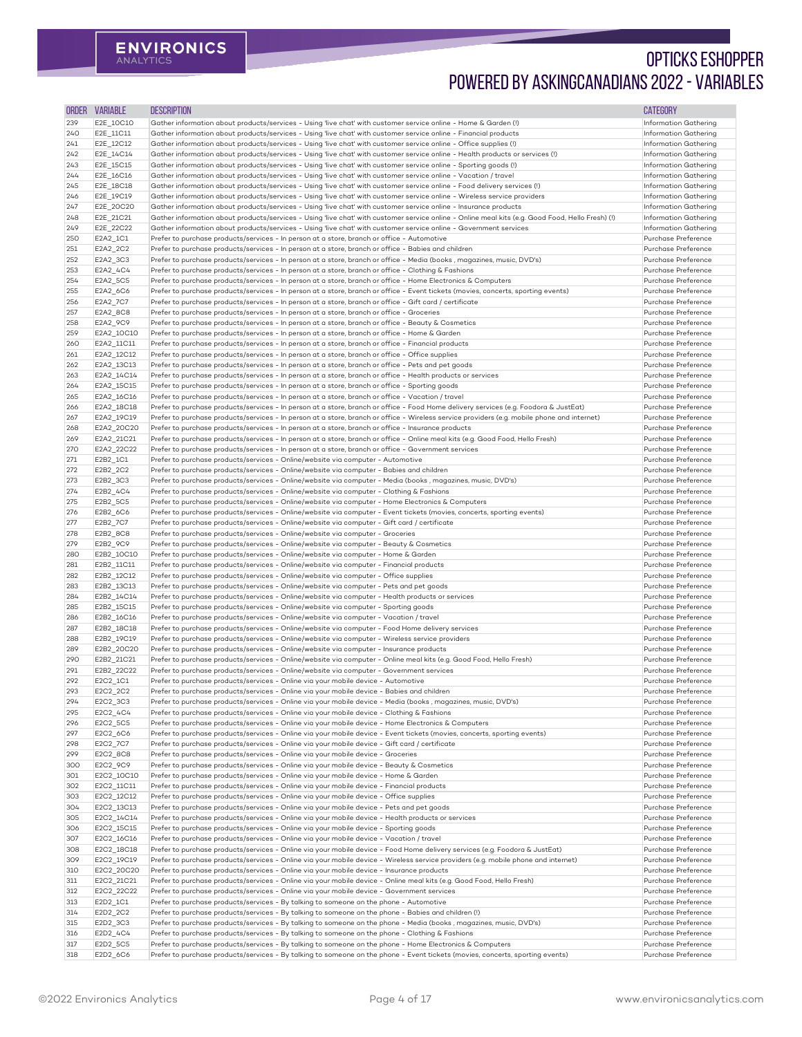# OPTICKS ESHOPPER POWERED BY ASKINGCANADIANS 2022 - VARIABLES

| ORDER | VARIABLE | DESCRIPTION | CATEGORY |
|---|---|---|---|
| 239 | E2E_10C10 | Gather information about products/services - Using 'live chat' with customer service online - Home & Garden (!) | Information Gathering |
| 240 | E2E_11C11 | Gather information about products/services - Using 'live chat' with customer service online - Financial products | Information Gathering |
| 241 | E2E_12C12 | Gather information about products/services - Using 'live chat' with customer service online - Office supplies (!) | Information Gathering |
| 242 | E2E_14C14 | Gather information about products/services - Using 'live chat' with customer service online - Health products or services (!) | Information Gathering |
| 243 | E2E_15C15 | Gather information about products/services - Using 'live chat' with customer service online - Sporting goods (!) | Information Gathering |
| 244 | E2E_16C16 | Gather information about products/services - Using 'live chat' with customer service online - Vacation / travel | Information Gathering |
| 245 | E2E_18C18 | Gather information about products/services - Using 'live chat' with customer service online - Food delivery services (!) | Information Gathering |
| 246 | E2E_19C19 | Gather information about products/services - Using 'live chat' with customer service online - Wireless service providers | Information Gathering |
| 247 | E2E_20C20 | Gather information about products/services - Using 'live chat' with customer service online - Insurance products | Information Gathering |
| 248 | E2E_21C21 | Gather information about products/services - Using 'live chat' with customer service online - Online meal kits (e.g. Good Food, Hello Fresh) (!) | Information Gathering |
| 249 | E2E_22C22 | Gather information about products/services - Using 'live chat' with customer service online - Government services | Information Gathering |
| 250 | E2A2_1C1 | Prefer to purchase products/services - In person at a store, branch or office - Automotive | Purchase Preference |
| 251 | E2A2_2C2 | Prefer to purchase products/services - In person at a store, branch or office - Babies and children | Purchase Preference |
| 252 | E2A2_3C3 | Prefer to purchase products/services - In person at a store, branch or office - Media (books , magazines, music, DVD's) | Purchase Preference |
| 253 | E2A2_4C4 | Prefer to purchase products/services - In person at a store, branch or office - Clothing & Fashions | Purchase Preference |
| 254 | E2A2_5C5 | Prefer to purchase products/services - In person at a store, branch or office - Home Electronics & Computers | Purchase Preference |
| 255 | E2A2_6C6 | Prefer to purchase products/services - In person at a store, branch or office - Event tickets (movies, concerts, sporting events) | Purchase Preference |
| 256 | E2A2_7C7 | Prefer to purchase products/services - In person at a store, branch or office - Gift card / certificate | Purchase Preference |
| 257 | E2A2_8C8 | Prefer to purchase products/services - In person at a store, branch or office - Groceries | Purchase Preference |
| 258 | E2A2_9C9 | Prefer to purchase products/services - In person at a store, branch or office - Beauty & Cosmetics | Purchase Preference |
| 259 | E2A2_10C10 | Prefer to purchase products/services - In person at a store, branch or office - Home & Garden | Purchase Preference |
| 260 | E2A2_11C11 | Prefer to purchase products/services - In person at a store, branch or office - Financial products | Purchase Preference |
| 261 | E2A2_12C12 | Prefer to purchase products/services - In person at a store, branch or office - Office supplies | Purchase Preference |
| 262 | E2A2_13C13 | Prefer to purchase products/services - In person at a store, branch or office - Pets and pet goods | Purchase Preference |
| 263 | E2A2_14C14 | Prefer to purchase products/services - In person at a store, branch or office - Health products or services | Purchase Preference |
| 264 | E2A2_15C15 | Prefer to purchase products/services - In person at a store, branch or office - Sporting goods | Purchase Preference |
| 265 | E2A2_16C16 | Prefer to purchase products/services - In person at a store, branch or office - Vacation / travel | Purchase Preference |
| 266 | E2A2_18C18 | Prefer to purchase products/services - In person at a store, branch or office - Food Home delivery services (e.g. Foodora & JustEat) | Purchase Preference |
| 267 | E2A2_19C19 | Prefer to purchase products/services - In person at a store, branch or office - Wireless service providers (e.g. mobile phone and internet) | Purchase Preference |
| 268 | E2A2_20C20 | Prefer to purchase products/services - In person at a store, branch or office - Insurance products | Purchase Preference |
| 269 | E2A2_21C21 | Prefer to purchase products/services - In person at a store, branch or office - Online meal kits (e.g. Good Food, Hello Fresh) | Purchase Preference |
| 270 | E2A2_22C22 | Prefer to purchase products/services - In person at a store, branch or office - Government services | Purchase Preference |
| 271 | E2B2_1C1 | Prefer to purchase products/services - Online/website via computer - Automotive | Purchase Preference |
| 272 | E2B2_2C2 | Prefer to purchase products/services - Online/website via computer - Babies and children | Purchase Preference |
| 273 | E2B2_3C3 | Prefer to purchase products/services - Online/website via computer - Media (books , magazines, music, DVD's) | Purchase Preference |
| 274 | E2B2_4C4 | Prefer to purchase products/services - Online/website via computer - Clothing & Fashions | Purchase Preference |
| 275 | E2B2_5C5 | Prefer to purchase products/services - Online/website via computer - Home Electronics & Computers | Purchase Preference |
| 276 | E2B2_6C6 | Prefer to purchase products/services - Online/website via computer - Event tickets (movies, concerts, sporting events) | Purchase Preference |
| 277 | E2B2_7C7 | Prefer to purchase products/services - Online/website via computer - Gift card / certificate | Purchase Preference |
| 278 | E2B2_8C8 | Prefer to purchase products/services - Online/website via computer - Groceries | Purchase Preference |
| 279 | E2B2_9C9 | Prefer to purchase products/services - Online/website via computer - Beauty & Cosmetics | Purchase Preference |
| 280 | E2B2_10C10 | Prefer to purchase products/services - Online/website via computer - Home & Garden | Purchase Preference |
| 281 | E2B2_11C11 | Prefer to purchase products/services - Online/website via computer - Financial products | Purchase Preference |
| 282 | E2B2_12C12 | Prefer to purchase products/services - Online/website via computer - Office supplies | Purchase Preference |
| 283 | E2B2_13C13 | Prefer to purchase products/services - Online/website via computer - Pets and pet goods | Purchase Preference |
| 284 | E2B2_14C14 | Prefer to purchase products/services - Online/website via computer - Health products or services | Purchase Preference |
| 285 | E2B2_15C15 | Prefer to purchase products/services - Online/website via computer - Sporting goods | Purchase Preference |
| 286 | E2B2_16C16 | Prefer to purchase products/services - Online/website via computer - Vacation / travel | Purchase Preference |
| 287 | E2B2_18C18 | Prefer to purchase products/services - Online/website via computer - Food Home delivery services | Purchase Preference |
| 288 | E2B2_19C19 | Prefer to purchase products/services - Online/website via computer - Wireless service providers | Purchase Preference |
| 289 | E2B2_20C20 | Prefer to purchase products/services - Online/website via computer - Insurance products | Purchase Preference |
| 290 | E2B2_21C21 | Prefer to purchase products/services - Online/website via computer - Online meal kits (e.g. Good Food, Hello Fresh) | Purchase Preference |
| 291 | E2B2_22C22 | Prefer to purchase products/services - Online/website via computer - Government services | Purchase Preference |
| 292 | E2C2_1C1 | Prefer to purchase products/services - Online via your mobile device - Automotive | Purchase Preference |
| 293 | E2C2_2C2 | Prefer to purchase products/services - Online via your mobile device - Babies and children | Purchase Preference |
| 294 | E2C2_3C3 | Prefer to purchase products/services - Online via your mobile device - Media (books , magazines, music, DVD's) | Purchase Preference |
| 295 | E2C2_4C4 | Prefer to purchase products/services - Online via your mobile device - Clothing & Fashions | Purchase Preference |
| 296 | E2C2_5C5 | Prefer to purchase products/services - Online via your mobile device - Home Electronics & Computers | Purchase Preference |
| 297 | E2C2_6C6 | Prefer to purchase products/services - Online via your mobile device - Event tickets (movies, concerts, sporting events) | Purchase Preference |
| 298 | E2C2_7C7 | Prefer to purchase products/services - Online via your mobile device - Gift card / certificate | Purchase Preference |
| 299 | E2C2_8C8 | Prefer to purchase products/services - Online via your mobile device - Groceries | Purchase Preference |
| 300 | E2C2_9C9 | Prefer to purchase products/services - Online via your mobile device - Beauty & Cosmetics | Purchase Preference |
| 301 | E2C2_10C10 | Prefer to purchase products/services - Online via your mobile device - Home & Garden | Purchase Preference |
| 302 | E2C2_11C11 | Prefer to purchase products/services - Online via your mobile device - Financial products | Purchase Preference |
| 303 | E2C2_12C12 | Prefer to purchase products/services - Online via your mobile device - Office supplies | Purchase Preference |
| 304 | E2C2_13C13 | Prefer to purchase products/services - Online via your mobile device - Pets and pet goods | Purchase Preference |
| 305 | E2C2_14C14 | Prefer to purchase products/services - Online via your mobile device - Health products or services | Purchase Preference |
| 306 | E2C2_15C15 | Prefer to purchase products/services - Online via your mobile device - Sporting goods | Purchase Preference |
| 307 | E2C2_16C16 | Prefer to purchase products/services - Online via your mobile device - Vacation / travel | Purchase Preference |
| 308 | E2C2_18C18 | Prefer to purchase products/services - Online via your mobile device - Food Home delivery services (e.g. Foodora & JustEat) | Purchase Preference |
| 309 | E2C2_19C19 | Prefer to purchase products/services - Online via your mobile device - Wireless service providers (e.g. mobile phone and internet) | Purchase Preference |
| 310 | E2C2_20C20 | Prefer to purchase products/services - Online via your mobile device - Insurance products | Purchase Preference |
| 311 | E2C2_21C21 | Prefer to purchase products/services - Online via your mobile device - Online meal kits (e.g. Good Food, Hello Fresh) | Purchase Preference |
| 312 | E2C2_22C22 | Prefer to purchase products/services - Online via your mobile device - Government services | Purchase Preference |
| 313 | E2D2_1C1 | Prefer to purchase products/services - By talking to someone on the phone - Automotive | Purchase Preference |
| 314 | E2D2_2C2 | Prefer to purchase products/services - By talking to someone on the phone - Babies and children (!) | Purchase Preference |
| 315 | E2D2_3C3 | Prefer to purchase products/services - By talking to someone on the phone - Media (books , magazines, music, DVD's) | Purchase Preference |
| 316 | E2D2_4C4 | Prefer to purchase products/services - By talking to someone on the phone - Clothing & Fashions | Purchase Preference |
| 317 | E2D2_5C5 | Prefer to purchase products/services - By talking to someone on the phone - Home Electronics & Computers | Purchase Preference |
| 318 | E2D2_6C6 | Prefer to purchase products/services - By talking to someone on the phone - Event tickets (movies, concerts, sporting events) | Purchase Preference |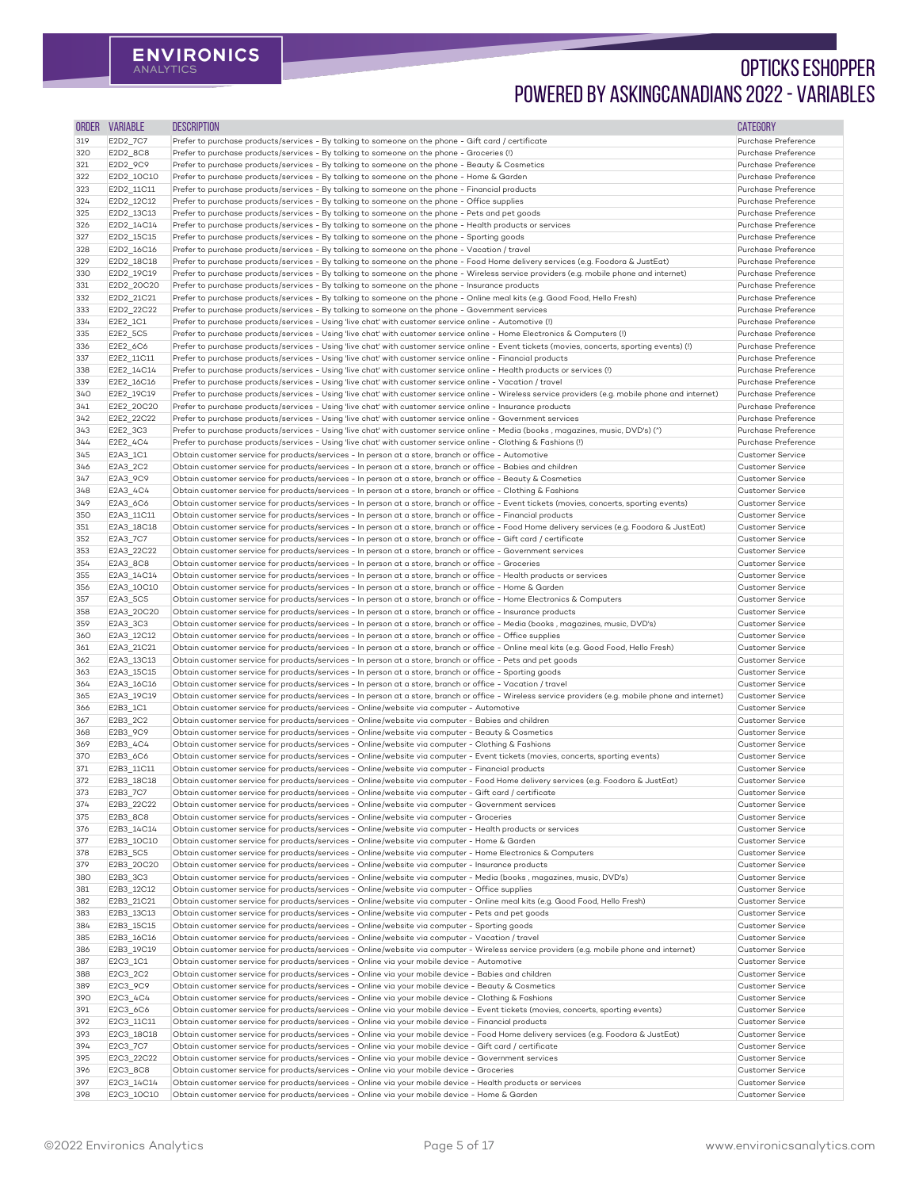| ORDER | VARIABLE | DESCRIPTION | CATEGORY |
|---|---|---|---|
| 319 | E2D2_7C7 | Prefer to purchase products/services - By talking to someone on the phone - Gift card / certificate | Purchase Preference |
| 320 | E2D2_8C8 | Prefer to purchase products/services - By talking to someone on the phone - Groceries (!) | Purchase Preference |
| 321 | E2D2_9C9 | Prefer to purchase products/services - By talking to someone on the phone - Beauty & Cosmetics | Purchase Preference |
| 322 | E2D2_10C10 | Prefer to purchase products/services - By talking to someone on the phone - Home & Garden | Purchase Preference |
| 323 | E2D2_11C11 | Prefer to purchase products/services - By talking to someone on the phone - Financial products | Purchase Preference |
| 324 | E2D2_12C12 | Prefer to purchase products/services - By talking to someone on the phone - Office supplies | Purchase Preference |
| 325 | E2D2_13C13 | Prefer to purchase products/services - By talking to someone on the phone - Pets and pet goods | Purchase Preference |
| 326 | E2D2_14C14 | Prefer to purchase products/services - By talking to someone on the phone - Health products or services | Purchase Preference |
| 327 | E2D2_15C15 | Prefer to purchase products/services - By talking to someone on the phone - Sporting goods | Purchase Preference |
| 328 | E2D2_16C16 | Prefer to purchase products/services - By talking to someone on the phone - Vacation / travel | Purchase Preference |
| 329 | E2D2_18C18 | Prefer to purchase products/services - By talking to someone on the phone - Food Home delivery services (e.g. Foodora & JustEat) | Purchase Preference |
| 330 | E2D2_19C19 | Prefer to purchase products/services - By talking to someone on the phone - Wireless service providers (e.g. mobile phone and internet) | Purchase Preference |
| 331 | E2D2_20C20 | Prefer to purchase products/services - By talking to someone on the phone - Insurance products | Purchase Preference |
| 332 | E2D2_21C21 | Prefer to purchase products/services - By talking to someone on the phone - Online meal kits (e.g. Good Food, Hello Fresh) | Purchase Preference |
| 333 | E2D2_22C22 | Prefer to purchase products/services - By talking to someone on the phone - Government services | Purchase Preference |
| 334 | E2E2_1C1 | Prefer to purchase products/services - Using 'live chat' with customer service online - Automotive (!) | Purchase Preference |
| 335 | E2E2_5C5 | Prefer to purchase products/services - Using 'live chat' with customer service online - Home Electronics & Computers (!) | Purchase Preference |
| 336 | E2E2_6C6 | Prefer to purchase products/services - Using 'live chat' with customer service online - Event tickets (movies, concerts, sporting events) (!) | Purchase Preference |
| 337 | E2E2_11C11 | Prefer to purchase products/services - Using 'live chat' with customer service online - Financial products | Purchase Preference |
| 338 | E2E2_14C14 | Prefer to purchase products/services - Using 'live chat' with customer service online - Health products or services (!) | Purchase Preference |
| 339 | E2E2_16C16 | Prefer to purchase products/services - Using 'live chat' with customer service online - Vacation / travel | Purchase Preference |
| 340 | E2E2_19C19 | Prefer to purchase products/services - Using 'live chat' with customer service online - Wireless service providers (e.g. mobile phone and internet) | Purchase Preference |
| 341 | E2E2_20C20 | Prefer to purchase products/services - Using 'live chat' with customer service online - Insurance products | Purchase Preference |
| 342 | E2E2_22C22 | Prefer to purchase products/services - Using 'live chat' with customer service online - Government services | Purchase Preference |
| 343 | E2E2_3C3 | Prefer to purchase products/services - Using 'live chat' with customer service online - Media (books , magazines, music, DVD's) (^) | Purchase Preference |
| 344 | E2E2_4C4 | Prefer to purchase products/services - Using 'live chat' with customer service online - Clothing & Fashions (!) | Purchase Preference |
| 345 | E2A3_1C1 | Obtain customer service for products/services - In person at a store, branch or office - Automotive | Customer Service |
| 346 | E2A3_2C2 | Obtain customer service for products/services - In person at a store, branch or office - Babies and children | Customer Service |
| 347 | E2A3_9C9 | Obtain customer service for products/services - In person at a store, branch or office - Beauty & Cosmetics | Customer Service |
| 348 | E2A3_4C4 | Obtain customer service for products/services - In person at a store, branch or office - Clothing & Fashions | Customer Service |
| 349 | E2A3_6C6 | Obtain customer service for products/services - In person at a store, branch or office - Event tickets (movies, concerts, sporting events) | Customer Service |
| 350 | E2A3_11C11 | Obtain customer service for products/services - In person at a store, branch or office - Financial products | Customer Service |
| 351 | E2A3_18C18 | Obtain customer service for products/services - In person at a store, branch or office - Food Home delivery services (e.g. Foodora & JustEat) | Customer Service |
| 352 | E2A3_7C7 | Obtain customer service for products/services - In person at a store, branch or office - Gift card / certificate | Customer Service |
| 353 | E2A3_22C22 | Obtain customer service for products/services - In person at a store, branch or office - Government services | Customer Service |
| 354 | E2A3_8C8 | Obtain customer service for products/services - In person at a store, branch or office - Groceries | Customer Service |
| 355 | E2A3_14C14 | Obtain customer service for products/services - In person at a store, branch or office - Health products or services | Customer Service |
| 356 | E2A3_10C10 | Obtain customer service for products/services - In person at a store, branch or office - Home & Garden | Customer Service |
| 357 | E2A3_5C5 | Obtain customer service for products/services - In person at a store, branch or office - Home Electronics & Computers | Customer Service |
| 358 | E2A3_20C20 | Obtain customer service for products/services - In person at a store, branch or office - Insurance products | Customer Service |
| 359 | E2A3_3C3 | Obtain customer service for products/services - In person at a store, branch or office - Media (books , magazines, music, DVD's) | Customer Service |
| 360 | E2A3_12C12 | Obtain customer service for products/services - In person at a store, branch or office - Office supplies | Customer Service |
| 361 | E2A3_21C21 | Obtain customer service for products/services - In person at a store, branch or office - Online meal kits (e.g. Good Food, Hello Fresh) | Customer Service |
| 362 | E2A3_13C13 | Obtain customer service for products/services - In person at a store, branch or office - Pets and pet goods | Customer Service |
| 363 | E2A3_15C15 | Obtain customer service for products/services - In person at a store, branch or office - Sporting goods | Customer Service |
| 364 | E2A3_16C16 | Obtain customer service for products/services - In person at a store, branch or office - Vacation / travel | Customer Service |
| 365 | E2A3_19C19 | Obtain customer service for products/services - In person at a store, branch or office - Wireless service providers (e.g. mobile phone and internet) | Customer Service |
| 366 | E2B3_1C1 | Obtain customer service for products/services - Online/website via computer - Automotive | Customer Service |
| 367 | E2B3_2C2 | Obtain customer service for products/services - Online/website via computer - Babies and children | Customer Service |
| 368 | E2B3_9C9 | Obtain customer service for products/services - Online/website via computer - Beauty & Cosmetics | Customer Service |
| 369 | E2B3_4C4 | Obtain customer service for products/services - Online/website via computer - Clothing & Fashions | Customer Service |
| 370 | E2B3_6C6 | Obtain customer service for products/services - Online/website via computer - Event tickets (movies, concerts, sporting events) | Customer Service |
| 371 | E2B3_11C11 | Obtain customer service for products/services - Online/website via computer - Financial products | Customer Service |
| 372 | E2B3_18C18 | Obtain customer service for products/services - Online/website via computer - Food Home delivery services (e.g. Foodora & JustEat) | Customer Service |
| 373 | E2B3_7C7 | Obtain customer service for products/services - Online/website via computer - Gift card / certificate | Customer Service |
| 374 | E2B3_22C22 | Obtain customer service for products/services - Online/website via computer - Government services | Customer Service |
| 375 | E2B3_8C8 | Obtain customer service for products/services - Online/website via computer - Groceries | Customer Service |
| 376 | E2B3_14C14 | Obtain customer service for products/services - Online/website via computer - Health products or services | Customer Service |
| 377 | E2B3_10C10 | Obtain customer service for products/services - Online/website via computer - Home & Garden | Customer Service |
| 378 | E2B3_5C5 | Obtain customer service for products/services - Online/website via computer - Home Electronics & Computers | Customer Service |
| 379 | E2B3_20C20 | Obtain customer service for products/services - Online/website via computer - Insurance products | Customer Service |
| 380 | E2B3_3C3 | Obtain customer service for products/services - Online/website via computer - Media (books , magazines, music, DVD's) | Customer Service |
| 381 | E2B3_12C12 | Obtain customer service for products/services - Online/website via computer - Office supplies | Customer Service |
| 382 | E2B3_21C21 | Obtain customer service for products/services - Online/website via computer - Online meal kits (e.g. Good Food, Hello Fresh) | Customer Service |
| 383 | E2B3_13C13 | Obtain customer service for products/services - Online/website via computer - Pets and pet goods | Customer Service |
| 384 | E2B3_15C15 | Obtain customer service for products/services - Online/website via computer - Sporting goods | Customer Service |
| 385 | E2B3_16C16 | Obtain customer service for products/services - Online/website via computer - Vacation / travel | Customer Service |
| 386 | E2B3_19C19 | Obtain customer service for products/services - Online/website via computer - Wireless service providers (e.g. mobile phone and internet) | Customer Service |
| 387 | E2C3_1C1 | Obtain customer service for products/services - Online via your mobile device - Automotive | Customer Service |
| 388 | E2C3_2C2 | Obtain customer service for products/services - Online via your mobile device - Babies and children | Customer Service |
| 389 | E2C3_9C9 | Obtain customer service for products/services - Online via your mobile device - Beauty & Cosmetics | Customer Service |
| 390 | E2C3_4C4 | Obtain customer service for products/services - Online via your mobile device - Clothing & Fashions | Customer Service |
| 391 | E2C3_6C6 | Obtain customer service for products/services - Online via your mobile device - Event tickets (movies, concerts, sporting events) | Customer Service |
| 392 | E2C3_11C11 | Obtain customer service for products/services - Online via your mobile device - Financial products | Customer Service |
| 393 | E2C3_18C18 | Obtain customer service for products/services - Online via your mobile device - Food Home delivery services (e.g. Foodora & JustEat) | Customer Service |
| 394 | E2C3_7C7 | Obtain customer service for products/services - Online via your mobile device - Gift card / certificate | Customer Service |
| 395 | E2C3_22C22 | Obtain customer service for products/services - Online via your mobile device - Government services | Customer Service |
| 396 | E2C3_8C8 | Obtain customer service for products/services - Online via your mobile device - Groceries | Customer Service |
| 397 | E2C3_14C14 | Obtain customer service for products/services - Online via your mobile device - Health products or services | Customer Service |
| 398 | E2C3_10C10 | Obtain customer service for products/services - Online via your mobile device - Home & Garden | Customer Service |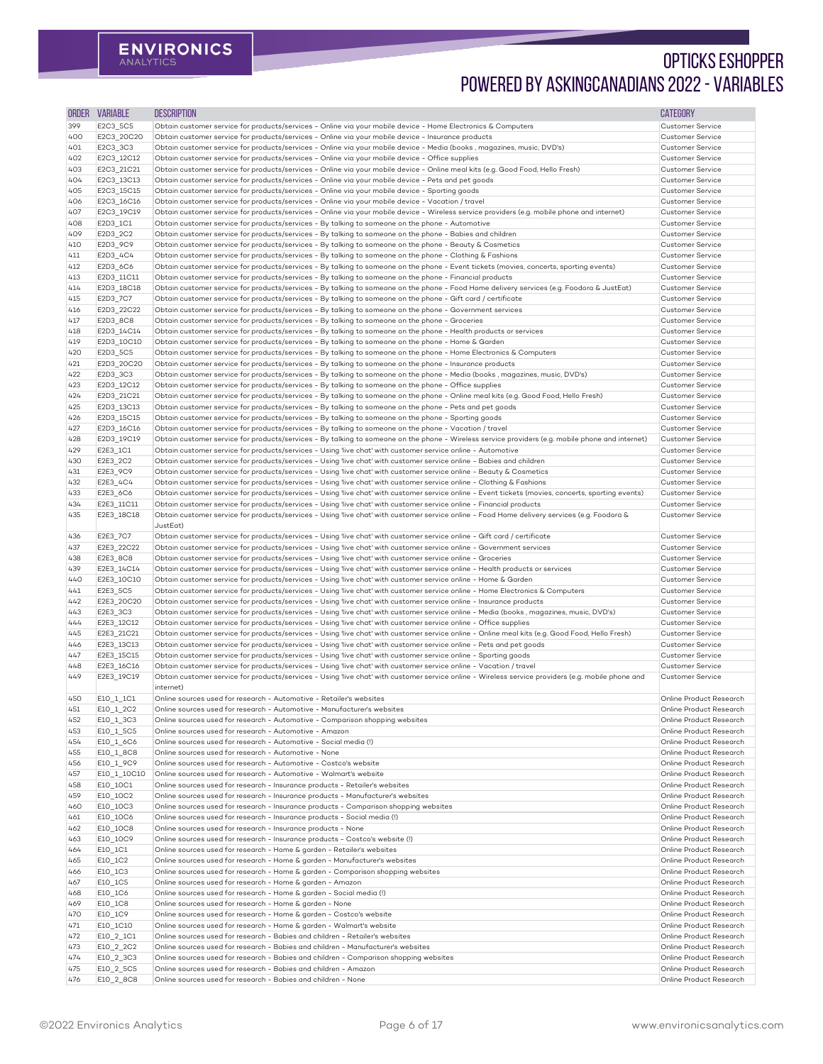# OPTICKS ESHOPPER POWERED BY ASKINGCANADIANS 2022 - VARIABLES

| ORDER | VARIABLE | DESCRIPTION | CATEGORY |
|---|---|---|---|
| 399 | E2C3_5C5 | Obtain customer service for products/services - Online via your mobile device - Home Electronics & Computers | Customer Service |
| 400 | E2C3_20C20 | Obtain customer service for products/services - Online via your mobile device - Insurance products | Customer Service |
| 401 | E2C3_3C3 | Obtain customer service for products/services - Online via your mobile device - Media (books , magazines, music, DVD's) | Customer Service |
| 402 | E2C3_12C12 | Obtain customer service for products/services - Online via your mobile device - Office supplies | Customer Service |
| 403 | E2C3_21C21 | Obtain customer service for products/services - Online via your mobile device - Online meal kits (e.g. Good Food, Hello Fresh) | Customer Service |
| 404 | E2C3_13C13 | Obtain customer service for products/services - Online via your mobile device - Pets and pet goods | Customer Service |
| 405 | E2C3_15C15 | Obtain customer service for products/services - Online via your mobile device - Sporting goods | Customer Service |
| 406 | E2C3_16C16 | Obtain customer service for products/services - Online via your mobile device - Vacation / travel | Customer Service |
| 407 | E2C3_19C19 | Obtain customer service for products/services - Online via your mobile device - Wireless service providers (e.g. mobile phone and internet) | Customer Service |
| 408 | E2D3_1C1 | Obtain customer service for products/services - By talking to someone on the phone - Automotive | Customer Service |
| 409 | E2D3_2C2 | Obtain customer service for products/services - By talking to someone on the phone - Babies and children | Customer Service |
| 410 | E2D3_9C9 | Obtain customer service for products/services - By talking to someone on the phone - Beauty & Cosmetics | Customer Service |
| 411 | E2D3_4C4 | Obtain customer service for products/services - By talking to someone on the phone - Clothing & Fashions | Customer Service |
| 412 | E2D3_6C6 | Obtain customer service for products/services - By talking to someone on the phone - Event tickets (movies, concerts, sporting events) | Customer Service |
| 413 | E2D3_11C11 | Obtain customer service for products/services - By talking to someone on the phone - Financial products | Customer Service |
| 414 | E2D3_18C18 | Obtain customer service for products/services - By talking to someone on the phone - Food Home delivery services (e.g. Foodora & JustEat) | Customer Service |
| 415 | E2D3_7C7 | Obtain customer service for products/services - By talking to someone on the phone - Gift card / certificate | Customer Service |
| 416 | E2D3_22C22 | Obtain customer service for products/services - By talking to someone on the phone - Government services | Customer Service |
| 417 | E2D3_8C8 | Obtain customer service for products/services - By talking to someone on the phone - Groceries | Customer Service |
| 418 | E2D3_14C14 | Obtain customer service for products/services - By talking to someone on the phone - Health products or services | Customer Service |
| 419 | E2D3_10C10 | Obtain customer service for products/services - By talking to someone on the phone - Home & Garden | Customer Service |
| 420 | E2D3_5C5 | Obtain customer service for products/services - By talking to someone on the phone - Home Electronics & Computers | Customer Service |
| 421 | E2D3_20C20 | Obtain customer service for products/services - By talking to someone on the phone - Insurance products | Customer Service |
| 422 | E2D3_3C3 | Obtain customer service for products/services - By talking to someone on the phone - Media (books , magazines, music, DVD's) | Customer Service |
| 423 | E2D3_12C12 | Obtain customer service for products/services - By talking to someone on the phone - Office supplies | Customer Service |
| 424 | E2D3_21C21 | Obtain customer service for products/services - By talking to someone on the phone - Online meal kits (e.g. Good Food, Hello Fresh) | Customer Service |
| 425 | E2D3_13C13 | Obtain customer service for products/services - By talking to someone on the phone - Pets and pet goods | Customer Service |
| 426 | E2D3_15C15 | Obtain customer service for products/services - By talking to someone on the phone - Sporting goods | Customer Service |
| 427 | E2D3_16C16 | Obtain customer service for products/services - By talking to someone on the phone - Vacation / travel | Customer Service |
| 428 | E2D3_19C19 | Obtain customer service for products/services - By talking to someone on the phone - Wireless service providers (e.g. mobile phone and internet) | Customer Service |
| 429 | E2E3_1C1 | Obtain customer service for products/services - Using 'live chat' with customer service online - Automotive | Customer Service |
| 430 | E2E3_2C2 | Obtain customer service for products/services - Using 'live chat' with customer service online - Babies and children | Customer Service |
| 431 | E2E3_9C9 | Obtain customer service for products/services - Using 'live chat' with customer service online - Beauty & Cosmetics | Customer Service |
| 432 | E2E3_4C4 | Obtain customer service for products/services - Using 'live chat' with customer service online - Clothing & Fashions | Customer Service |
| 433 | E2E3_6C6 | Obtain customer service for products/services - Using 'live chat' with customer service online - Event tickets (movies, concerts, sporting events) | Customer Service |
| 434 | E2E3_11C11 | Obtain customer service for products/services - Using 'live chat' with customer service online - Financial products | Customer Service |
| 435 | E2E3_18C18 | Obtain customer service for products/services - Using 'live chat' with customer service online - Food Home delivery services (e.g. Foodora & JustEat) | Customer Service |
| 436 | E2E3_7C7 | Obtain customer service for products/services - Using 'live chat' with customer service online - Gift card / certificate | Customer Service |
| 437 | E2E3_22C22 | Obtain customer service for products/services - Using 'live chat' with customer service online - Government services | Customer Service |
| 438 | E2E3_8C8 | Obtain customer service for products/services - Using 'live chat' with customer service online - Groceries | Customer Service |
| 439 | E2E3_14C14 | Obtain customer service for products/services - Using 'live chat' with customer service online - Health products or services | Customer Service |
| 440 | E2E3_10C10 | Obtain customer service for products/services - Using 'live chat' with customer service online - Home & Garden | Customer Service |
| 441 | E2E3_5C5 | Obtain customer service for products/services - Using 'live chat' with customer service online - Home Electronics & Computers | Customer Service |
| 442 | E2E3_20C20 | Obtain customer service for products/services - Using 'live chat' with customer service online - Insurance products | Customer Service |
| 443 | E2E3_3C3 | Obtain customer service for products/services - Using 'live chat' with customer service online - Media (books , magazines, music, DVD's) | Customer Service |
| 444 | E2E3_12C12 | Obtain customer service for products/services - Using 'live chat' with customer service online - Office supplies | Customer Service |
| 445 | E2E3_21C21 | Obtain customer service for products/services - Using 'live chat' with customer service online - Online meal kits (e.g. Good Food, Hello Fresh) | Customer Service |
| 446 | E2E3_13C13 | Obtain customer service for products/services - Using 'live chat' with customer service online - Pets and pet goods | Customer Service |
| 447 | E2E3_15C15 | Obtain customer service for products/services - Using 'live chat' with customer service online - Sporting goods | Customer Service |
| 448 | E2E3_16C16 | Obtain customer service for products/services - Using 'live chat' with customer service online - Vacation / travel | Customer Service |
| 449 | E2E3_19C19 | Obtain customer service for products/services - Using 'live chat' with customer service online - Wireless service providers (e.g. mobile phone and internet) | Customer Service |
| 450 | E10_1_1C1 | Online sources used for research - Automotive - Retailer's websites | Online Product Research |
| 451 | E10_1_2C2 | Online sources used for research - Automotive - Manufacturer's websites | Online Product Research |
| 452 | E10_1_3C3 | Online sources used for research - Automotive - Comparison shopping websites | Online Product Research |
| 453 | E10_1_5C5 | Online sources used for research - Automotive - Amazon | Online Product Research |
| 454 | E10_1_6C6 | Online sources used for research - Automotive - Social media (!) | Online Product Research |
| 455 | E10_1_8C8 | Online sources used for research - Automotive - None | Online Product Research |
| 456 | E10_1_9C9 | Online sources used for research - Automotive - Costco's website | Online Product Research |
| 457 | E10_1_10C10 | Online sources used for research - Automotive - Walmart's website | Online Product Research |
| 458 | E10_10C1 | Online sources used for research - Insurance products - Retailer's websites | Online Product Research |
| 459 | E10_10C2 | Online sources used for research - Insurance products - Manufacturer's websites | Online Product Research |
| 460 | E10_10C3 | Online sources used for research - Insurance products - Comparison shopping websites | Online Product Research |
| 461 | E10_10C6 | Online sources used for research - Insurance products - Social media (!) | Online Product Research |
| 462 | E10_10C8 | Online sources used for research - Insurance products - None | Online Product Research |
| 463 | E10_10C9 | Online sources used for research - Insurance products - Costco's website (!) | Online Product Research |
| 464 | E10_1C1 | Online sources used for research - Home & garden - Retailer's websites | Online Product Research |
| 465 | E10_1C2 | Online sources used for research - Home & garden - Manufacturer's websites | Online Product Research |
| 466 | E10_1C3 | Online sources used for research - Home & garden - Comparison shopping websites | Online Product Research |
| 467 | E10_1C5 | Online sources used for research - Home & garden - Amazon | Online Product Research |
| 468 | E10_1C6 | Online sources used for research - Home & garden - Social media (!) | Online Product Research |
| 469 | E10_1C8 | Online sources used for research - Home & garden - None | Online Product Research |
| 470 | E10_1C9 | Online sources used for research - Home & garden - Costco's website | Online Product Research |
| 471 | E10_1C10 | Online sources used for research - Home & garden - Walmart's website | Online Product Research |
| 472 | E10_2_1C1 | Online sources used for research - Babies and children - Retailer's websites | Online Product Research |
| 473 | E10_2_2C2 | Online sources used for research - Babies and children - Manufacturer's websites | Online Product Research |
| 474 | E10_2_3C3 | Online sources used for research - Babies and children - Comparison shopping websites | Online Product Research |
| 475 | E10_2_5C5 | Online sources used for research - Babies and children - Amazon | Online Product Research |
| 476 | E10_2_8C8 | Online sources used for research - Babies and children - None | Online Product Research |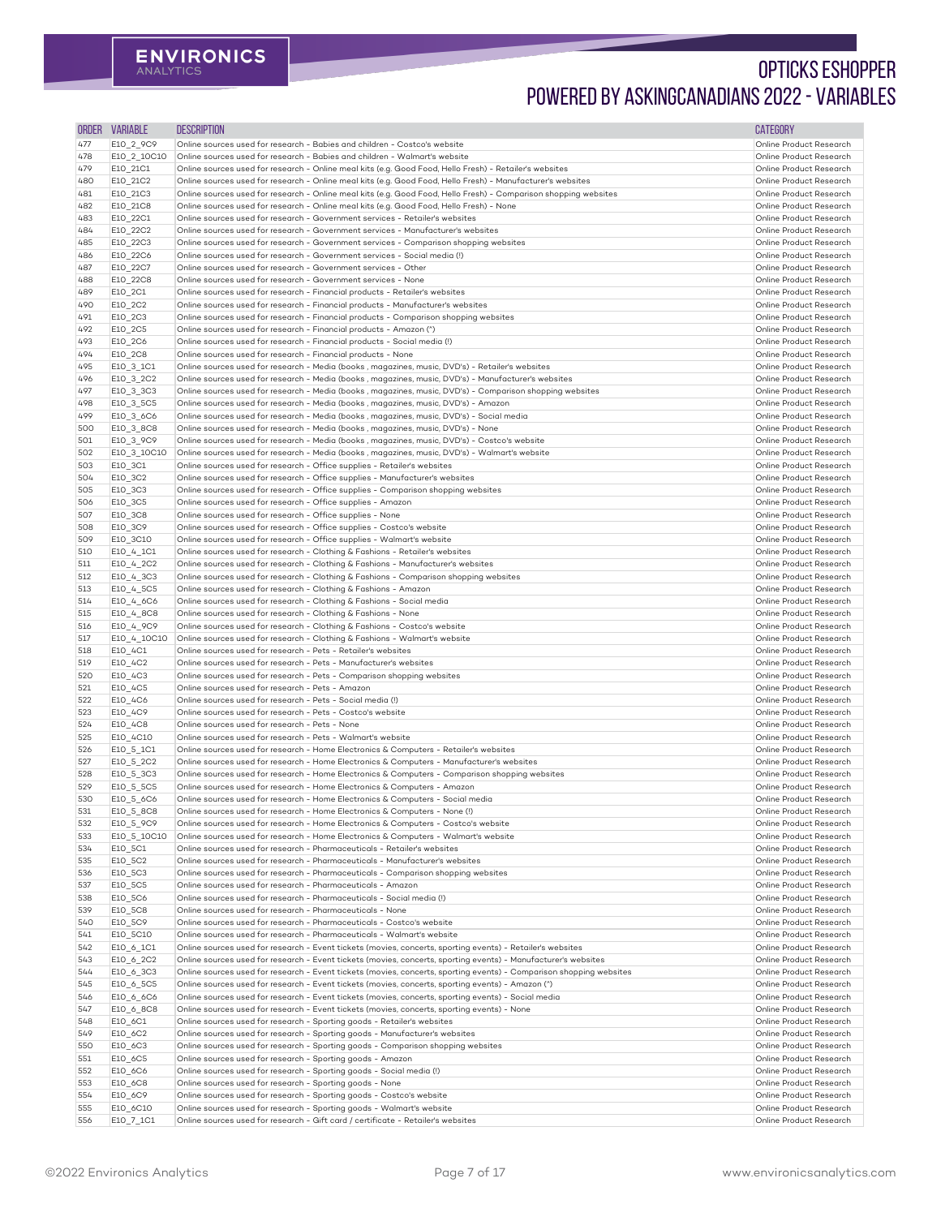# OPTICKS ESHOPPER
# POWERED BY ASKINGCANADIANS 2022 - VARIABLES

| ORDER | VARIABLE | DESCRIPTION | CATEGORY |
|---|---|---|---|
| 477 | E10_2_9C9 | Online sources used for research - Babies and children - Costco's website | Online Product Research |
| 478 | E10_2_10C10 | Online sources used for research - Babies and children - Walmart's website | Online Product Research |
| 479 | E10_21C1 | Online sources used for research - Online meal kits (e.g. Good Food, Hello Fresh) - Retailer's websites | Online Product Research |
| 480 | E10_21C2 | Online sources used for research - Online meal kits (e.g. Good Food, Hello Fresh) - Manufacturer's websites | Online Product Research |
| 481 | E10_21C3 | Online sources used for research - Online meal kits (e.g. Good Food, Hello Fresh) - Comparison shopping websites | Online Product Research |
| 482 | E10_21C8 | Online sources used for research - Online meal kits (e.g. Good Food, Hello Fresh) - None | Online Product Research |
| 483 | E10_22C1 | Online sources used for research - Government services - Retailer's websites | Online Product Research |
| 484 | E10_22C2 | Online sources used for research - Government services - Manufacturer's websites | Online Product Research |
| 485 | E10_22C3 | Online sources used for research - Government services - Comparison shopping websites | Online Product Research |
| 486 | E10_22C6 | Online sources used for research - Government services - Social media (!) | Online Product Research |
| 487 | E10_22C7 | Online sources used for research - Government services - Other | Online Product Research |
| 488 | E10_22C8 | Online sources used for research - Government services - None | Online Product Research |
| 489 | E10_2C1 | Online sources used for research - Financial products - Retailer's websites | Online Product Research |
| 490 | E10_2C2 | Online sources used for research - Financial products - Manufacturer's websites | Online Product Research |
| 491 | E10_2C3 | Online sources used for research - Financial products - Comparison shopping websites | Online Product Research |
| 492 | E10_2C5 | Online sources used for research - Financial products - Amazon (^) | Online Product Research |
| 493 | E10_2C6 | Online sources used for research - Financial products - Social media (!) | Online Product Research |
| 494 | E10_2C8 | Online sources used for research - Financial products - None | Online Product Research |
| 495 | E10_3_1C1 | Online sources used for research - Media (books , magazines, music, DVD's) - Retailer's websites | Online Product Research |
| 496 | E10_3_2C2 | Online sources used for research - Media (books , magazines, music, DVD's) - Manufacturer's websites | Online Product Research |
| 497 | E10_3_3C3 | Online sources used for research - Media (books , magazines, music, DVD's) - Comparison shopping websites | Online Product Research |
| 498 | E10_3_5C5 | Online sources used for research - Media (books , magazines, music, DVD's) - Amazon | Online Product Research |
| 499 | E10_3_6C6 | Online sources used for research - Media (books , magazines, music, DVD's) - Social media | Online Product Research |
| 500 | E10_3_8C8 | Online sources used for research - Media (books , magazines, music, DVD's) - None | Online Product Research |
| 501 | E10_3_9C9 | Online sources used for research - Media (books , magazines, music, DVD's) - Costco's website | Online Product Research |
| 502 | E10_3_10C10 | Online sources used for research - Media (books , magazines, music, DVD's) - Walmart's website | Online Product Research |
| 503 | E10_3C1 | Online sources used for research - Office supplies - Retailer's websites | Online Product Research |
| 504 | E10_3C2 | Online sources used for research - Office supplies - Manufacturer's websites | Online Product Research |
| 505 | E10_3C3 | Online sources used for research - Office supplies - Comparison shopping websites | Online Product Research |
| 506 | E10_3C5 | Online sources used for research - Office supplies - Amazon | Online Product Research |
| 507 | E10_3C8 | Online sources used for research - Office supplies - None | Online Product Research |
| 508 | E10_3C9 | Online sources used for research - Office supplies - Costco's website | Online Product Research |
| 509 | E10_3C10 | Online sources used for research - Office supplies - Walmart's website | Online Product Research |
| 510 | E10_4_1C1 | Online sources used for research - Clothing & Fashions - Retailer's websites | Online Product Research |
| 511 | E10_4_2C2 | Online sources used for research - Clothing & Fashions - Manufacturer's websites | Online Product Research |
| 512 | E10_4_3C3 | Online sources used for research - Clothing & Fashions - Comparison shopping websites | Online Product Research |
| 513 | E10_4_5C5 | Online sources used for research - Clothing & Fashions - Amazon | Online Product Research |
| 514 | E10_4_6C6 | Online sources used for research - Clothing & Fashions - Social media | Online Product Research |
| 515 | E10_4_8C8 | Online sources used for research - Clothing & Fashions - None | Online Product Research |
| 516 | E10_4_9C9 | Online sources used for research - Clothing & Fashions - Costco's website | Online Product Research |
| 517 | E10_4_10C10 | Online sources used for research - Clothing & Fashions - Walmart's website | Online Product Research |
| 518 | E10_4C1 | Online sources used for research - Pets - Retailer's websites | Online Product Research |
| 519 | E10_4C2 | Online sources used for research - Pets - Manufacturer's websites | Online Product Research |
| 520 | E10_4C3 | Online sources used for research - Pets - Comparison shopping websites | Online Product Research |
| 521 | E10_4C5 | Online sources used for research - Pets - Amazon | Online Product Research |
| 522 | E10_4C6 | Online sources used for research - Pets - Social media (!) | Online Product Research |
| 523 | E10_4C9 | Online sources used for research - Pets - Costco's website | Online Product Research |
| 524 | E10_4C8 | Online sources used for research - Pets - None | Online Product Research |
| 525 | E10_4C10 | Online sources used for research - Pets - Walmart's website | Online Product Research |
| 526 | E10_5_1C1 | Online sources used for research - Home Electronics & Computers - Retailer's websites | Online Product Research |
| 527 | E10_5_2C2 | Online sources used for research - Home Electronics & Computers - Manufacturer's websites | Online Product Research |
| 528 | E10_5_3C3 | Online sources used for research - Home Electronics & Computers - Comparison shopping websites | Online Product Research |
| 529 | E10_5_5C5 | Online sources used for research - Home Electronics & Computers - Amazon | Online Product Research |
| 530 | E10_5_6C6 | Online sources used for research - Home Electronics & Computers - Social media | Online Product Research |
| 531 | E10_5_8C8 | Online sources used for research - Home Electronics & Computers - None (!) | Online Product Research |
| 532 | E10_5_9C9 | Online sources used for research - Home Electronics & Computers - Costco's website | Online Product Research |
| 533 | E10_5_10C10 | Online sources used for research - Home Electronics & Computers - Walmart's website | Online Product Research |
| 534 | E10_5C1 | Online sources used for research - Pharmaceuticals - Retailer's websites | Online Product Research |
| 535 | E10_5C2 | Online sources used for research - Pharmaceuticals - Manufacturer's websites | Online Product Research |
| 536 | E10_5C3 | Online sources used for research - Pharmaceuticals - Comparison shopping websites | Online Product Research |
| 537 | E10_5C5 | Online sources used for research - Pharmaceuticals - Amazon | Online Product Research |
| 538 | E10_5C6 | Online sources used for research - Pharmaceuticals - Social media (!) | Online Product Research |
| 539 | E10_5C8 | Online sources used for research - Pharmaceuticals - None | Online Product Research |
| 540 | E10_5C9 | Online sources used for research - Pharmaceuticals - Costco's website | Online Product Research |
| 541 | E10_5C10 | Online sources used for research - Pharmaceuticals - Walmart's website | Online Product Research |
| 542 | E10_6_1C1 | Online sources used for research - Event tickets (movies, concerts, sporting events) - Retailer's websites | Online Product Research |
| 543 | E10_6_2C2 | Online sources used for research - Event tickets (movies, concerts, sporting events) - Manufacturer's websites | Online Product Research |
| 544 | E10_6_3C3 | Online sources used for research - Event tickets (movies, concerts, sporting events) - Comparison shopping websites | Online Product Research |
| 545 | E10_6_5C5 | Online sources used for research - Event tickets (movies, concerts, sporting events) - Amazon (^) | Online Product Research |
| 546 | E10_6_6C6 | Online sources used for research - Event tickets (movies, concerts, sporting events) - Social media | Online Product Research |
| 547 | E10_6_8C8 | Online sources used for research - Event tickets (movies, concerts, sporting events) - None | Online Product Research |
| 548 | E10_6C1 | Online sources used for research - Sporting goods - Retailer's websites | Online Product Research |
| 549 | E10_6C2 | Online sources used for research - Sporting goods - Manufacturer's websites | Online Product Research |
| 550 | E10_6C3 | Online sources used for research - Sporting goods - Comparison shopping websites | Online Product Research |
| 551 | E10_6C5 | Online sources used for research - Sporting goods - Amazon | Online Product Research |
| 552 | E10_6C6 | Online sources used for research - Sporting goods - Social media (!) | Online Product Research |
| 553 | E10_6C8 | Online sources used for research - Sporting goods - None | Online Product Research |
| 554 | E10_6C9 | Online sources used for research - Sporting goods - Costco's website | Online Product Research |
| 555 | E10_6C10 | Online sources used for research - Sporting goods - Walmart's website | Online Product Research |
| 556 | E10_7_1C1 | Online sources used for research - Gift card / certificate - Retailer's websites | Online Product Research |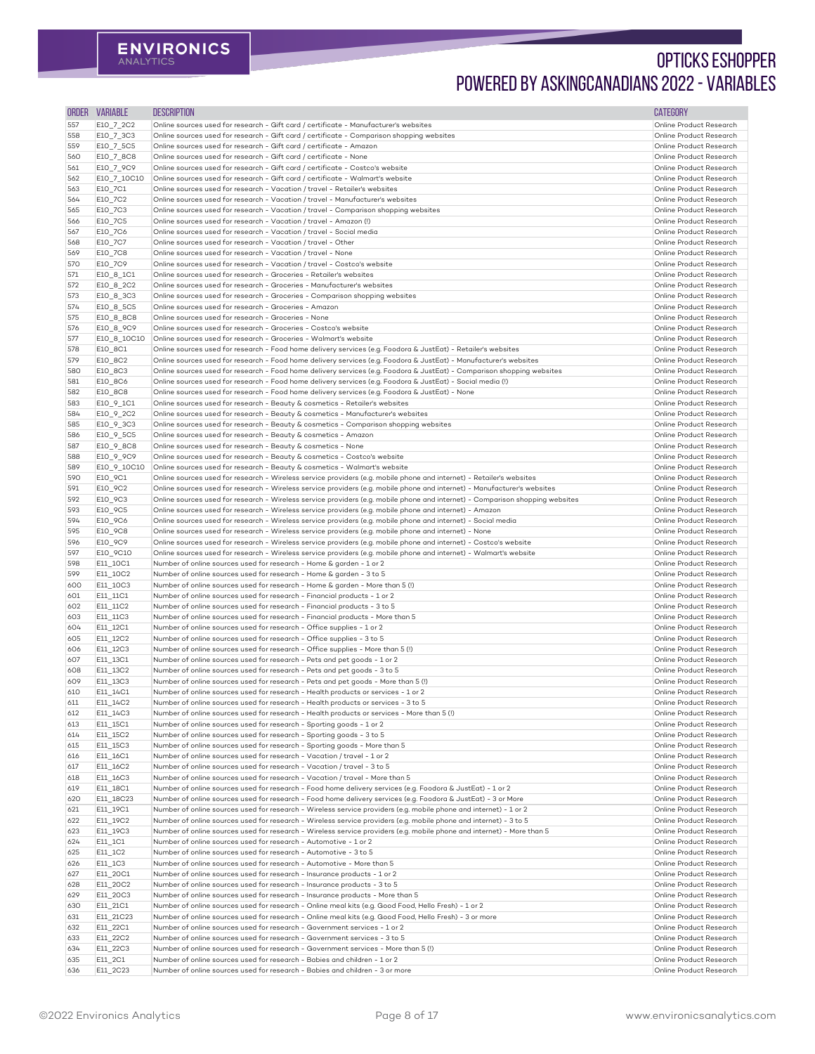# OPTICKS ESHOPPER
## POWERED BY ASKINGCANADIANS 2022 - VARIABLES

| ORDER | VARIABLE | DESCRIPTION | CATEGORY |
|---|---|---|---|
| 557 | E10_7_2C2 | Online sources used for research - Gift card / certificate - Manufacturer's websites | Online Product Research |
| 558 | E10_7_3C3 | Online sources used for research - Gift card / certificate - Comparison shopping websites | Online Product Research |
| 559 | E10_7_5C5 | Online sources used for research - Gift card / certificate - Amazon | Online Product Research |
| 560 | E10_7_8C8 | Online sources used for research - Gift card / certificate - None | Online Product Research |
| 561 | E10_7_9C9 | Online sources used for research - Gift card / certificate - Costco's website | Online Product Research |
| 562 | E10_7_10C10 | Online sources used for research - Gift card / certificate - Walmart's website | Online Product Research |
| 563 | E10_7C1 | Online sources used for research - Vacation / travel - Retailer's websites | Online Product Research |
| 564 | E10_7C2 | Online sources used for research - Vacation / travel - Manufacturer's websites | Online Product Research |
| 565 | E10_7C3 | Online sources used for research - Vacation / travel - Comparison shopping websites | Online Product Research |
| 566 | E10_7C5 | Online sources used for research - Vacation / travel - Amazon (!) | Online Product Research |
| 567 | E10_7C6 | Online sources used for research - Vacation / travel - Social media | Online Product Research |
| 568 | E10_7C7 | Online sources used for research - Vacation / travel - Other | Online Product Research |
| 569 | E10_7C8 | Online sources used for research - Vacation / travel - None | Online Product Research |
| 570 | E10_7C9 | Online sources used for research - Vacation / travel - Costco's website | Online Product Research |
| 571 | E10_8_1C1 | Online sources used for research - Groceries - Retailer's websites | Online Product Research |
| 572 | E10_8_2C2 | Online sources used for research - Groceries - Manufacturer's websites | Online Product Research |
| 573 | E10_8_3C3 | Online sources used for research - Groceries - Comparison shopping websites | Online Product Research |
| 574 | E10_8_5C5 | Online sources used for research - Groceries - Amazon | Online Product Research |
| 575 | E10_8_8C8 | Online sources used for research - Groceries - None | Online Product Research |
| 576 | E10_8_9C9 | Online sources used for research - Groceries - Costco's website | Online Product Research |
| 577 | E10_8_10C10 | Online sources used for research - Groceries - Walmart's website | Online Product Research |
| 578 | E10_8C1 | Online sources used for research - Food home delivery services (e.g. Foodora & JustEat) - Retailer's websites | Online Product Research |
| 579 | E10_8C2 | Online sources used for research - Food home delivery services (e.g. Foodora & JustEat) - Manufacturer's websites | Online Product Research |
| 580 | E10_8C3 | Online sources used for research - Food home delivery services (e.g. Foodora & JustEat) - Comparison shopping websites | Online Product Research |
| 581 | E10_8C6 | Online sources used for research - Food home delivery services (e.g. Foodora & JustEat) - Social media (!) | Online Product Research |
| 582 | E10_8C8 | Online sources used for research - Food home delivery services (e.g. Foodora & JustEat) - None | Online Product Research |
| 583 | E10_9_1C1 | Online sources used for research - Beauty & cosmetics - Retailer's websites | Online Product Research |
| 584 | E10_9_2C2 | Online sources used for research - Beauty & cosmetics - Manufacturer's websites | Online Product Research |
| 585 | E10_9_3C3 | Online sources used for research - Beauty & cosmetics - Comparison shopping websites | Online Product Research |
| 586 | E10_9_5C5 | Online sources used for research - Beauty & cosmetics - Amazon | Online Product Research |
| 587 | E10_9_8C8 | Online sources used for research - Beauty & cosmetics - None | Online Product Research |
| 588 | E10_9_9C9 | Online sources used for research - Beauty & cosmetics - Costco's website | Online Product Research |
| 589 | E10_9_10C10 | Online sources used for research - Beauty & cosmetics - Walmart's website | Online Product Research |
| 590 | E10_9C1 | Online sources used for research - Wireless service providers (e.g. mobile phone and internet) - Retailer's websites | Online Product Research |
| 591 | E10_9C2 | Online sources used for research - Wireless service providers (e.g. mobile phone and internet) - Manufacturer's websites | Online Product Research |
| 592 | E10_9C3 | Online sources used for research - Wireless service providers (e.g. mobile phone and internet) - Comparison shopping websites | Online Product Research |
| 593 | E10_9C5 | Online sources used for research - Wireless service providers (e.g. mobile phone and internet) - Amazon | Online Product Research |
| 594 | E10_9C6 | Online sources used for research - Wireless service providers (e.g. mobile phone and internet) - Social media | Online Product Research |
| 595 | E10_9C8 | Online sources used for research - Wireless service providers (e.g. mobile phone and internet) - None | Online Product Research |
| 596 | E10_9C9 | Online sources used for research - Wireless service providers (e.g. mobile phone and internet) - Costco's website | Online Product Research |
| 597 | E10_9C10 | Online sources used for research - Wireless service providers (e.g. mobile phone and internet) - Walmart's website | Online Product Research |
| 598 | E11_10C1 | Number of online sources used for research - Home & garden - 1 or 2 | Online Product Research |
| 599 | E11_10C2 | Number of online sources used for research - Home & garden - 3 to 5 | Online Product Research |
| 600 | E11_10C3 | Number of online sources used for research - Home & garden - More than 5 (!) | Online Product Research |
| 601 | E11_11C1 | Number of online sources used for research - Financial products - 1 or 2 | Online Product Research |
| 602 | E11_11C2 | Number of online sources used for research - Financial products - 3 to 5 | Online Product Research |
| 603 | E11_11C3 | Number of online sources used for research - Financial products - More than 5 | Online Product Research |
| 604 | E11_12C1 | Number of online sources used for research - Office supplies - 1 or 2 | Online Product Research |
| 605 | E11_12C2 | Number of online sources used for research - Office supplies - 3 to 5 | Online Product Research |
| 606 | E11_12C3 | Number of online sources used for research - Office supplies - More than 5 (!) | Online Product Research |
| 607 | E11_13C1 | Number of online sources used for research - Pets and pet goods - 1 or 2 | Online Product Research |
| 608 | E11_13C2 | Number of online sources used for research - Pets and pet goods - 3 to 5 | Online Product Research |
| 609 | E11_13C3 | Number of online sources used for research - Pets and pet goods - More than 5 (!) | Online Product Research |
| 610 | E11_14C1 | Number of online sources used for research - Health products or services - 1 or 2 | Online Product Research |
| 611 | E11_14C2 | Number of online sources used for research - Health products or services - 3 to 5 | Online Product Research |
| 612 | E11_14C3 | Number of online sources used for research - Health products or services - More than 5 (!) | Online Product Research |
| 613 | E11_15C1 | Number of online sources used for research - Sporting goods - 1 or 2 | Online Product Research |
| 614 | E11_15C2 | Number of online sources used for research - Sporting goods - 3 to 5 | Online Product Research |
| 615 | E11_15C3 | Number of online sources used for research - Sporting goods - More than 5 | Online Product Research |
| 616 | E11_16C1 | Number of online sources used for research - Vacation / travel - 1 or 2 | Online Product Research |
| 617 | E11_16C2 | Number of online sources used for research - Vacation / travel - 3 to 5 | Online Product Research |
| 618 | E11_16C3 | Number of online sources used for research - Vacation / travel - More than 5 | Online Product Research |
| 619 | E11_18C1 | Number of online sources used for research - Food home delivery services (e.g. Foodora & JustEat) - 1 or 2 | Online Product Research |
| 620 | E11_18C23 | Number of online sources used for research - Food home delivery services (e.g. Foodora & JustEat) - 3 or More | Online Product Research |
| 621 | E11_19C1 | Number of online sources used for research - Wireless service providers (e.g. mobile phone and internet) - 1 or 2 | Online Product Research |
| 622 | E11_19C2 | Number of online sources used for research - Wireless service providers (e.g. mobile phone and internet) - 3 to 5 | Online Product Research |
| 623 | E11_19C3 | Number of online sources used for research - Wireless service providers (e.g. mobile phone and internet) - More than 5 | Online Product Research |
| 624 | E11_1C1 | Number of online sources used for research - Automotive - 1 or 2 | Online Product Research |
| 625 | E11_1C2 | Number of online sources used for research - Automotive - 3 to 5 | Online Product Research |
| 626 | E11_1C3 | Number of online sources used for research - Automotive - More than 5 | Online Product Research |
| 627 | E11_20C1 | Number of online sources used for research - Insurance products - 1 or 2 | Online Product Research |
| 628 | E11_20C2 | Number of online sources used for research - Insurance products - 3 to 5 | Online Product Research |
| 629 | E11_20C3 | Number of online sources used for research - Insurance products - More than 5 | Online Product Research |
| 630 | E11_21C1 | Number of online sources used for research - Online meal kits (e.g. Good Food, Hello Fresh) - 1 or 2 | Online Product Research |
| 631 | E11_21C23 | Number of online sources used for research - Online meal kits (e.g. Good Food, Hello Fresh) - 3 or more | Online Product Research |
| 632 | E11_22C1 | Number of online sources used for research - Government services - 1 or 2 | Online Product Research |
| 633 | E11_22C2 | Number of online sources used for research - Government services - 3 to 5 | Online Product Research |
| 634 | E11_22C3 | Number of online sources used for research - Government services - More than 5 (!) | Online Product Research |
| 635 | E11_2C1 | Number of online sources used for research - Babies and children - 1 or 2 | Online Product Research |
| 636 | E11_2C23 | Number of online sources used for research - Babies and children - 3 or more | Online Product Research |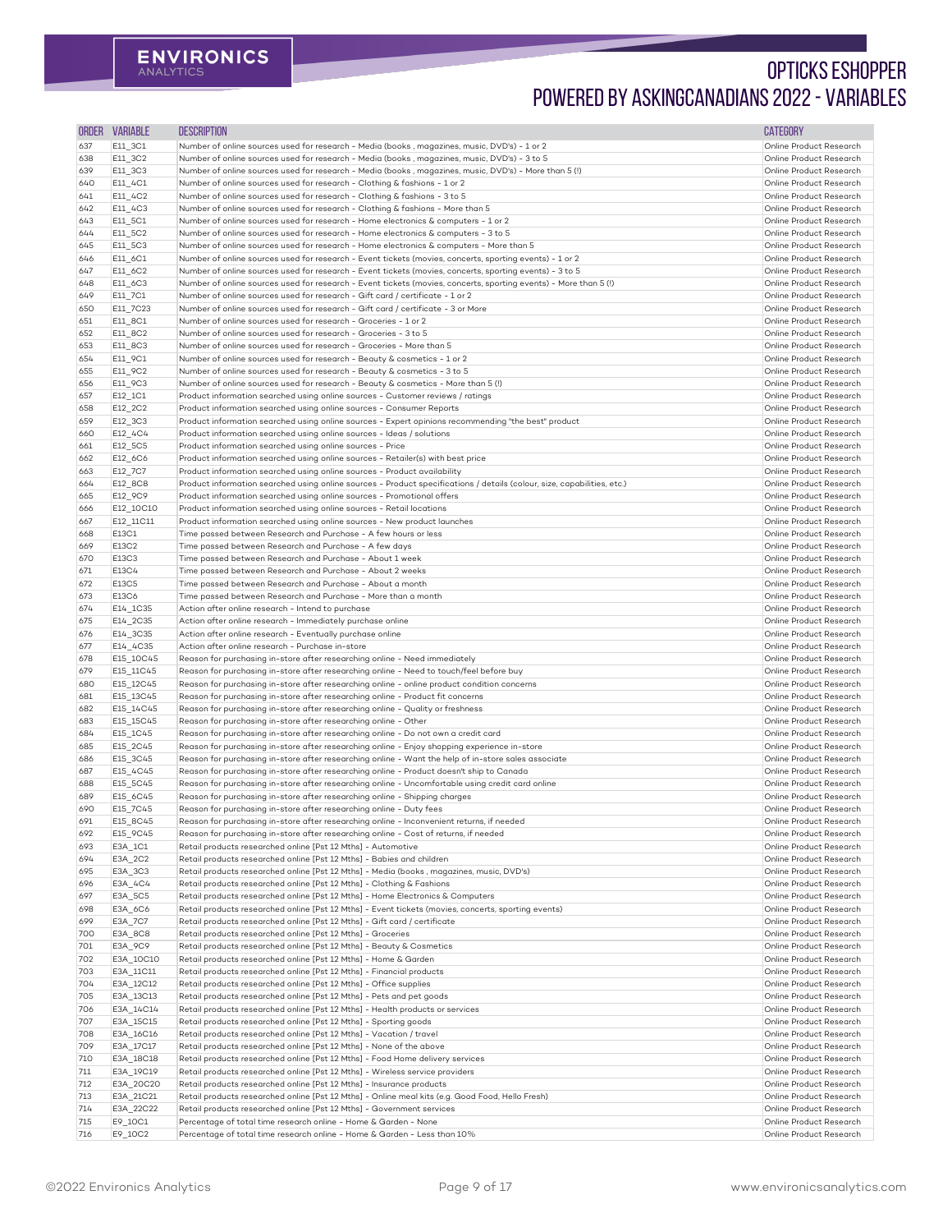# OPTICKS ESHOPPER POWERED BY ASKINGCANADIANS 2022 - VARIABLES

| ORDER | VARIABLE | DESCRIPTION | CATEGORY |
|---|---|---|---|
| 637 | E11_3C1 | Number of online sources used for research - Media (books , magazines, music, DVD's) - 1 or 2 | Online Product Research |
| 638 | E11_3C2 | Number of online sources used for research - Media (books , magazines, music, DVD's) - 3 to 5 | Online Product Research |
| 639 | E11_3C3 | Number of online sources used for research - Media (books , magazines, music, DVD's) - More than 5 (!) | Online Product Research |
| 640 | E11_4C1 | Number of online sources used for research - Clothing & fashions - 1 or 2 | Online Product Research |
| 641 | E11_4C2 | Number of online sources used for research - Clothing & fashions - 3 to 5 | Online Product Research |
| 642 | E11_4C3 | Number of online sources used for research - Clothing & fashions - More than 5 | Online Product Research |
| 643 | E11_5C1 | Number of online sources used for research - Home electronics & computers - 1 or 2 | Online Product Research |
| 644 | E11_5C2 | Number of online sources used for research - Home electronics & computers - 3 to 5 | Online Product Research |
| 645 | E11_5C3 | Number of online sources used for research - Home electronics & computers - More than 5 | Online Product Research |
| 646 | E11_6C1 | Number of online sources used for research - Event tickets (movies, concerts, sporting events) - 1 or 2 | Online Product Research |
| 647 | E11_6C2 | Number of online sources used for research - Event tickets (movies, concerts, sporting events) - 3 to 5 | Online Product Research |
| 648 | E11_6C3 | Number of online sources used for research - Event tickets (movies, concerts, sporting events) - More than 5 (!) | Online Product Research |
| 649 | E11_7C1 | Number of online sources used for research - Gift card / certificate - 1 or 2 | Online Product Research |
| 650 | E11_7C23 | Number of online sources used for research - Gift card / certificate - 3 or More | Online Product Research |
| 651 | E11_8C1 | Number of online sources used for research - Groceries - 1 or 2 | Online Product Research |
| 652 | E11_8C2 | Number of online sources used for research - Groceries - 3 to 5 | Online Product Research |
| 653 | E11_8C3 | Number of online sources used for research - Groceries - More than 5 | Online Product Research |
| 654 | E11_9C1 | Number of online sources used for research - Beauty & cosmetics - 1 or 2 | Online Product Research |
| 655 | E11_9C2 | Number of online sources used for research - Beauty & cosmetics - 3 to 5 | Online Product Research |
| 656 | E11_9C3 | Number of online sources used for research - Beauty & cosmetics - More than 5 (!) | Online Product Research |
| 657 | E12_1C1 | Product information searched using online sources - Customer reviews / ratings | Online Product Research |
| 658 | E12_2C2 | Product information searched using online sources - Consumer Reports | Online Product Research |
| 659 | E12_3C3 | Product information searched using online sources - Expert opinions recommending "the best" product | Online Product Research |
| 660 | E12_4C4 | Product information searched using online sources - Ideas / solutions | Online Product Research |
| 661 | E12_5C5 | Product information searched using online sources - Price | Online Product Research |
| 662 | E12_6C6 | Product information searched using online sources - Retailer(s) with best price | Online Product Research |
| 663 | E12_7C7 | Product information searched using online sources - Product availability | Online Product Research |
| 664 | E12_8C8 | Product information searched using online sources - Product specifications / details (colour, size, capabilities, etc.) | Online Product Research |
| 665 | E12_9C9 | Product information searched using online sources - Promotional offers | Online Product Research |
| 666 | E12_10C10 | Product information searched using online sources - Retail locations | Online Product Research |
| 667 | E12_11C11 | Product information searched using online sources - New product launches | Online Product Research |
| 668 | E13C1 | Time passed between Research and Purchase - A few hours or less | Online Product Research |
| 669 | E13C2 | Time passed between Research and Purchase - A few days | Online Product Research |
| 670 | E13C3 | Time passed between Research and Purchase - About 1 week | Online Product Research |
| 671 | E13C4 | Time passed between Research and Purchase - About 2 weeks | Online Product Research |
| 672 | E13C5 | Time passed between Research and Purchase - About a month | Online Product Research |
| 673 | E13C6 | Time passed between Research and Purchase - More than a month | Online Product Research |
| 674 | E14_1C35 | Action after online research - Intend to purchase | Online Product Research |
| 675 | E14_2C35 | Action after online research - Immediately purchase online | Online Product Research |
| 676 | E14_3C35 | Action after online research - Eventually purchase online | Online Product Research |
| 677 | E14_4C35 | Action after online research - Purchase in-store | Online Product Research |
| 678 | E15_10C45 | Reason for purchasing in-store after researching online - Need immediately | Online Product Research |
| 679 | E15_11C45 | Reason for purchasing in-store after researching online - Need to touch/feel before buy | Online Product Research |
| 680 | E15_12C45 | Reason for purchasing in-store after researching online - online product condition concerns | Online Product Research |
| 681 | E15_13C45 | Reason for purchasing in-store after researching online - Product fit concerns | Online Product Research |
| 682 | E15_14C45 | Reason for purchasing in-store after researching online - Quality or freshness | Online Product Research |
| 683 | E15_15C45 | Reason for purchasing in-store after researching online - Other | Online Product Research |
| 684 | E15_1C45 | Reason for purchasing in-store after researching online - Do not own a credit card | Online Product Research |
| 685 | E15_2C45 | Reason for purchasing in-store after researching online - Enjoy shopping experience in-store | Online Product Research |
| 686 | E15_3C45 | Reason for purchasing in-store after researching online - Want the help of in-store sales associate | Online Product Research |
| 687 | E15_4C45 | Reason for purchasing in-store after researching online - Product doesn't ship to Canada | Online Product Research |
| 688 | E15_5C45 | Reason for purchasing in-store after researching online - Uncomfortable using credit card online | Online Product Research |
| 689 | E15_6C45 | Reason for purchasing in-store after researching online - Shipping charges | Online Product Research |
| 690 | E15_7C45 | Reason for purchasing in-store after researching online - Duty fees | Online Product Research |
| 691 | E15_8C45 | Reason for purchasing in-store after researching online - Inconvenient returns, if needed | Online Product Research |
| 692 | E15_9C45 | Reason for purchasing in-store after researching online - Cost of returns, if needed | Online Product Research |
| 693 | E3A_1C1 | Retail products researched online [Pst 12 Mths] - Automotive | Online Product Research |
| 694 | E3A_2C2 | Retail products researched online [Pst 12 Mths] - Babies and children | Online Product Research |
| 695 | E3A_3C3 | Retail products researched online [Pst 12 Mths] - Media (books , magazines, music, DVD's) | Online Product Research |
| 696 | E3A_4C4 | Retail products researched online [Pst 12 Mths] - Clothing & Fashions | Online Product Research |
| 697 | E3A_5C5 | Retail products researched online [Pst 12 Mths] - Home Electronics & Computers | Online Product Research |
| 698 | E3A_6C6 | Retail products researched online [Pst 12 Mths] - Event tickets (movies, concerts, sporting events) | Online Product Research |
| 699 | E3A_7C7 | Retail products researched online [Pst 12 Mths] - Gift card / certificate | Online Product Research |
| 700 | E3A_8C8 | Retail products researched online [Pst 12 Mths] - Groceries | Online Product Research |
| 701 | E3A_9C9 | Retail products researched online [Pst 12 Mths] - Beauty & Cosmetics | Online Product Research |
| 702 | E3A_10C10 | Retail products researched online [Pst 12 Mths] - Home & Garden | Online Product Research |
| 703 | E3A_11C11 | Retail products researched online [Pst 12 Mths] - Financial products | Online Product Research |
| 704 | E3A_12C12 | Retail products researched online [Pst 12 Mths] - Office supplies | Online Product Research |
| 705 | E3A_13C13 | Retail products researched online [Pst 12 Mths] - Pets and pet goods | Online Product Research |
| 706 | E3A_14C14 | Retail products researched online [Pst 12 Mths] - Health products or services | Online Product Research |
| 707 | E3A_15C15 | Retail products researched online [Pst 12 Mths] - Sporting goods | Online Product Research |
| 708 | E3A_16C16 | Retail products researched online [Pst 12 Mths] - Vacation / travel | Online Product Research |
| 709 | E3A_17C17 | Retail products researched online [Pst 12 Mths] - None of the above | Online Product Research |
| 710 | E3A_18C18 | Retail products researched online [Pst 12 Mths] - Food Home delivery services | Online Product Research |
| 711 | E3A_19C19 | Retail products researched online [Pst 12 Mths] - Wireless service providers | Online Product Research |
| 712 | E3A_20C20 | Retail products researched online [Pst 12 Mths] - Insurance products | Online Product Research |
| 713 | E3A_21C21 | Retail products researched online [Pst 12 Mths] - Online meal kits (e.g. Good Food, Hello Fresh) | Online Product Research |
| 714 | E3A_22C22 | Retail products researched online [Pst 12 Mths] - Government services | Online Product Research |
| 715 | E9_10C1 | Percentage of total time research online - Home & Garden - None | Online Product Research |
| 716 | E9_10C2 | Percentage of total time research online - Home & Garden - Less than 10% | Online Product Research |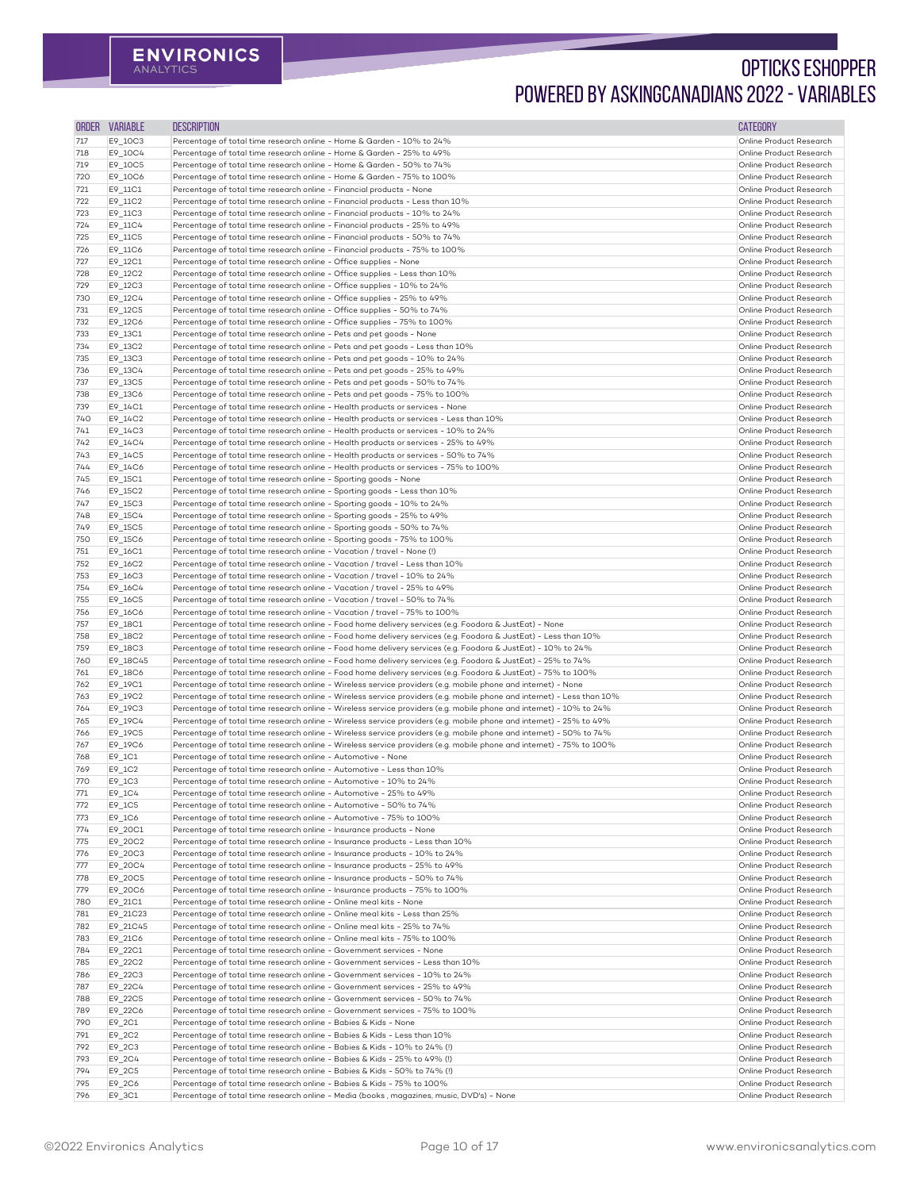# OPTICKS ESHOPPER POWERED BY ASKINGCANADIANS 2022 - VARIABLES

| ORDER | VARIABLE | DESCRIPTION | CATEGORY |
|---|---|---|---|
| 717 | E9_10C3 | Percentage of total time research online - Home & Garden - 10% to 24% | Online Product Research |
| 718 | E9_10C4 | Percentage of total time research online - Home & Garden - 25% to 49% | Online Product Research |
| 719 | E9_10C5 | Percentage of total time research online - Home & Garden - 50% to 74% | Online Product Research |
| 720 | E9_10C6 | Percentage of total time research online - Home & Garden - 75% to 100% | Online Product Research |
| 721 | E9_11C1 | Percentage of total time research online - Financial products - None | Online Product Research |
| 722 | E9_11C2 | Percentage of total time research online - Financial products - Less than 10% | Online Product Research |
| 723 | E9_11C3 | Percentage of total time research online - Financial products - 10% to 24% | Online Product Research |
| 724 | E9_11C4 | Percentage of total time research online - Financial products - 25% to 49% | Online Product Research |
| 725 | E9_11C5 | Percentage of total time research online - Financial products - 50% to 74% | Online Product Research |
| 726 | E9_11C6 | Percentage of total time research online - Financial products - 75% to 100% | Online Product Research |
| 727 | E9_12C1 | Percentage of total time research online - Office supplies - None | Online Product Research |
| 728 | E9_12C2 | Percentage of total time research online - Office supplies - Less than 10% | Online Product Research |
| 729 | E9_12C3 | Percentage of total time research online - Office supplies - 10% to 24% | Online Product Research |
| 730 | E9_12C4 | Percentage of total time research online - Office supplies - 25% to 49% | Online Product Research |
| 731 | E9_12C5 | Percentage of total time research online - Office supplies - 50% to 74% | Online Product Research |
| 732 | E9_12C6 | Percentage of total time research online - Office supplies - 75% to 100% | Online Product Research |
| 733 | E9_13C1 | Percentage of total time research online - Pets and pet goods - None | Online Product Research |
| 734 | E9_13C2 | Percentage of total time research online - Pets and pet goods - Less than 10% | Online Product Research |
| 735 | E9_13C3 | Percentage of total time research online - Pets and pet goods - 10% to 24% | Online Product Research |
| 736 | E9_13C4 | Percentage of total time research online - Pets and pet goods - 25% to 49% | Online Product Research |
| 737 | E9_13C5 | Percentage of total time research online - Pets and pet goods - 50% to 74% | Online Product Research |
| 738 | E9_13C6 | Percentage of total time research online - Pets and pet goods - 75% to 100% | Online Product Research |
| 739 | E9_14C1 | Percentage of total time research online - Health products or services - None | Online Product Research |
| 740 | E9_14C2 | Percentage of total time research online - Health products or services - Less than 10% | Online Product Research |
| 741 | E9_14C3 | Percentage of total time research online - Health products or services - 10% to 24% | Online Product Research |
| 742 | E9_14C4 | Percentage of total time research online - Health products or services - 25% to 49% | Online Product Research |
| 743 | E9_14C5 | Percentage of total time research online - Health products or services - 50% to 74% | Online Product Research |
| 744 | E9_14C6 | Percentage of total time research online - Health products or services - 75% to 100% | Online Product Research |
| 745 | E9_15C1 | Percentage of total time research online - Sporting goods - None | Online Product Research |
| 746 | E9_15C2 | Percentage of total time research online - Sporting goods - Less than 10% | Online Product Research |
| 747 | E9_15C3 | Percentage of total time research online - Sporting goods - 10% to 24% | Online Product Research |
| 748 | E9_15C4 | Percentage of total time research online - Sporting goods - 25% to 49% | Online Product Research |
| 749 | E9_15C5 | Percentage of total time research online - Sporting goods - 50% to 74% | Online Product Research |
| 750 | E9_15C6 | Percentage of total time research online - Sporting goods - 75% to 100% | Online Product Research |
| 751 | E9_16C1 | Percentage of total time research online - Vacation / travel - None (!) | Online Product Research |
| 752 | E9_16C2 | Percentage of total time research online - Vacation / travel - Less than 10% | Online Product Research |
| 753 | E9_16C3 | Percentage of total time research online - Vacation / travel - 10% to 24% | Online Product Research |
| 754 | E9_16C4 | Percentage of total time research online - Vacation / travel - 25% to 49% | Online Product Research |
| 755 | E9_16C5 | Percentage of total time research online - Vacation / travel - 50% to 74% | Online Product Research |
| 756 | E9_16C6 | Percentage of total time research online - Vacation / travel - 75% to 100% | Online Product Research |
| 757 | E9_18C1 | Percentage of total time research online - Food home delivery services (e.g. Foodora & JustEat) - None | Online Product Research |
| 758 | E9_18C2 | Percentage of total time research online - Food home delivery services (e.g. Foodora & JustEat) - Less than 10% | Online Product Research |
| 759 | E9_18C3 | Percentage of total time research online - Food home delivery services (e.g. Foodora & JustEat) - 10% to 24% | Online Product Research |
| 760 | E9_18C45 | Percentage of total time research online - Food home delivery services (e.g. Foodora & JustEat) - 25% to 74% | Online Product Research |
| 761 | E9_18C6 | Percentage of total time research online - Food home delivery services (e.g. Foodora & JustEat) - 75% to 100% | Online Product Research |
| 762 | E9_19C1 | Percentage of total time research online - Wireless service providers (e.g. mobile phone and internet) - None | Online Product Research |
| 763 | E9_19C2 | Percentage of total time research online - Wireless service providers (e.g. mobile phone and internet) - Less than 10% | Online Product Research |
| 764 | E9_19C3 | Percentage of total time research online - Wireless service providers (e.g. mobile phone and internet) - 10% to 24% | Online Product Research |
| 765 | E9_19C4 | Percentage of total time research online - Wireless service providers (e.g. mobile phone and internet) - 25% to 49% | Online Product Research |
| 766 | E9_19C5 | Percentage of total time research online - Wireless service providers (e.g. mobile phone and internet) - 50% to 74% | Online Product Research |
| 767 | E9_19C6 | Percentage of total time research online - Wireless service providers (e.g. mobile phone and internet) - 75% to 100% | Online Product Research |
| 768 | E9_1C1 | Percentage of total time research online - Automotive - None | Online Product Research |
| 769 | E9_1C2 | Percentage of total time research online - Automotive - Less than 10% | Online Product Research |
| 770 | E9_1C3 | Percentage of total time research online - Automotive - 10% to 24% | Online Product Research |
| 771 | E9_1C4 | Percentage of total time research online - Automotive - 25% to 49% | Online Product Research |
| 772 | E9_1C5 | Percentage of total time research online - Automotive - 50% to 74% | Online Product Research |
| 773 | E9_1C6 | Percentage of total time research online - Automotive - 75% to 100% | Online Product Research |
| 774 | E9_20C1 | Percentage of total time research online - Insurance products - None | Online Product Research |
| 775 | E9_20C2 | Percentage of total time research online - Insurance products - Less than 10% | Online Product Research |
| 776 | E9_20C3 | Percentage of total time research online - Insurance products - 10% to 24% | Online Product Research |
| 777 | E9_20C4 | Percentage of total time research online - Insurance products - 25% to 49% | Online Product Research |
| 778 | E9_20C5 | Percentage of total time research online - Insurance products - 50% to 74% | Online Product Research |
| 779 | E9_20C6 | Percentage of total time research online - Insurance products - 75% to 100% | Online Product Research |
| 780 | E9_21C1 | Percentage of total time research online - Online meal kits - None | Online Product Research |
| 781 | E9_21C23 | Percentage of total time research online - Online meal kits - Less than 25% | Online Product Research |
| 782 | E9_21C45 | Percentage of total time research online - Online meal kits - 25% to 74% | Online Product Research |
| 783 | E9_21C6 | Percentage of total time research online - Online meal kits - 75% to 100% | Online Product Research |
| 784 | E9_22C1 | Percentage of total time research online - Government services - None | Online Product Research |
| 785 | E9_22C2 | Percentage of total time research online - Government services - Less than 10% | Online Product Research |
| 786 | E9_22C3 | Percentage of total time research online - Government services - 10% to 24% | Online Product Research |
| 787 | E9_22C4 | Percentage of total time research online - Government services - 25% to 49% | Online Product Research |
| 788 | E9_22C5 | Percentage of total time research online - Government services - 50% to 74% | Online Product Research |
| 789 | E9_22C6 | Percentage of total time research online - Government services - 75% to 100% | Online Product Research |
| 790 | E9_2C1 | Percentage of total time research online - Babies & Kids - None | Online Product Research |
| 791 | E9_2C2 | Percentage of total time research online - Babies & Kids - Less than 10% | Online Product Research |
| 792 | E9_2C3 | Percentage of total time research online - Babies & Kids - 10% to 24% (!) | Online Product Research |
| 793 | E9_2C4 | Percentage of total time research online - Babies & Kids - 25% to 49% (!) | Online Product Research |
| 794 | E9_2C5 | Percentage of total time research online - Babies & Kids - 50% to 74% (!) | Online Product Research |
| 795 | E9_2C6 | Percentage of total time research online - Babies & Kids - 75% to 100% | Online Product Research |
| 796 | E9_3C1 | Percentage of total time research online - Media (books , magazines, music, DVD's) - None | Online Product Research |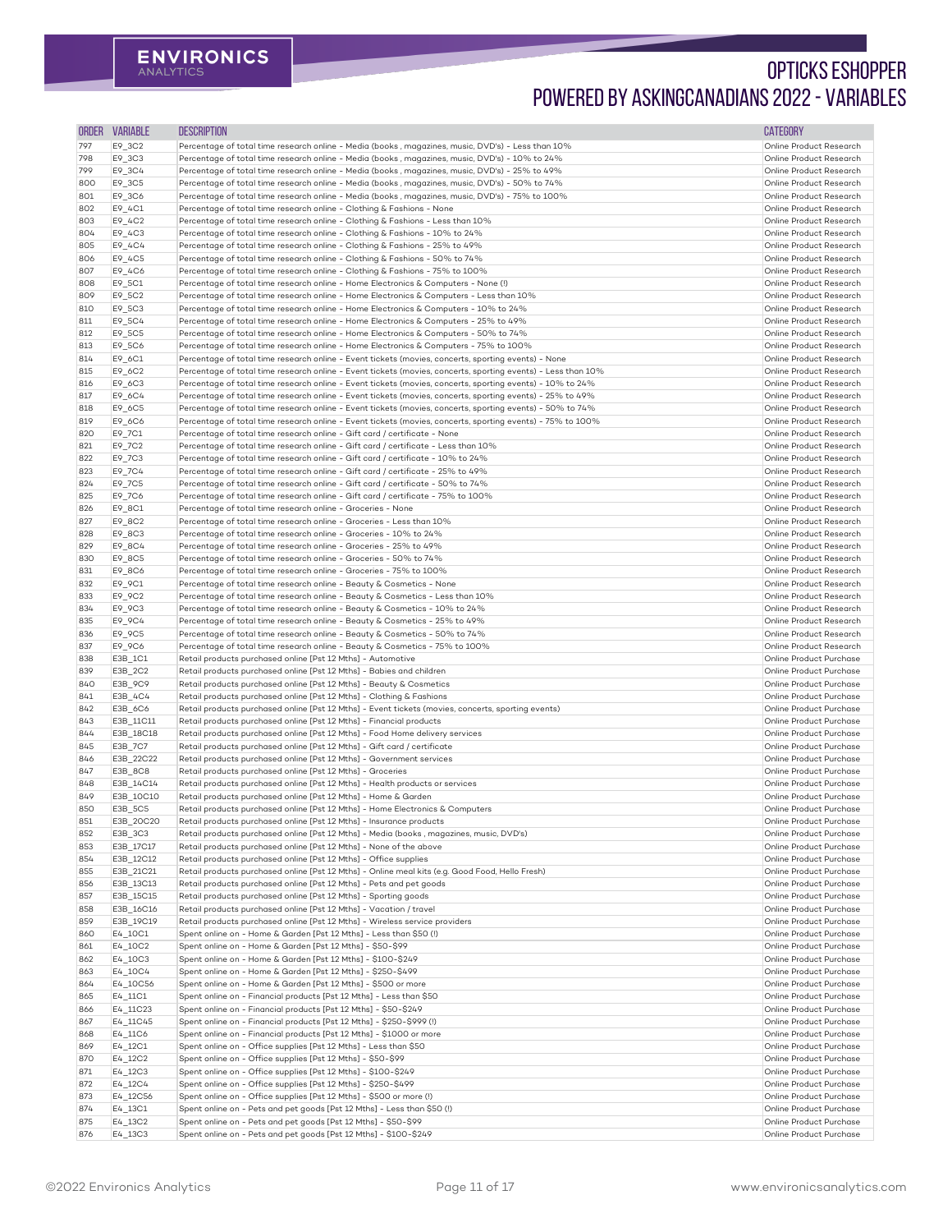# OPTICKS ESHOPPER
# POWERED BY ASKINGCANADIANS 2022 - VARIABLES

| ORDER | VARIABLE | DESCRIPTION | CATEGORY |
|---|---|---|---|
| 797 | E9_3C2 | Percentage of total time research online - Media (books , magazines, music, DVD's) - Less than 10% | Online Product Research |
| 798 | E9_3C3 | Percentage of total time research online - Media (books , magazines, music, DVD's) - 10% to 24% | Online Product Research |
| 799 | E9_3C4 | Percentage of total time research online - Media (books , magazines, music, DVD's) - 25% to 49% | Online Product Research |
| 800 | E9_3C5 | Percentage of total time research online - Media (books , magazines, music, DVD's) - 50% to 74% | Online Product Research |
| 801 | E9_3C6 | Percentage of total time research online - Media (books , magazines, music, DVD's) - 75% to 100% | Online Product Research |
| 802 | E9_4C1 | Percentage of total time research online - Clothing & Fashions - None | Online Product Research |
| 803 | E9_4C2 | Percentage of total time research online - Clothing & Fashions - Less than 10% | Online Product Research |
| 804 | E9_4C3 | Percentage of total time research online - Clothing & Fashions - 10% to 24% | Online Product Research |
| 805 | E9_4C4 | Percentage of total time research online - Clothing & Fashions - 25% to 49% | Online Product Research |
| 806 | E9_4C5 | Percentage of total time research online - Clothing & Fashions - 50% to 74% | Online Product Research |
| 807 | E9_4C6 | Percentage of total time research online - Clothing & Fashions - 75% to 100% | Online Product Research |
| 808 | E9_5C1 | Percentage of total time research online - Home Electronics & Computers - None (!) | Online Product Research |
| 809 | E9_5C2 | Percentage of total time research online - Home Electronics & Computers - Less than 10% | Online Product Research |
| 810 | E9_5C3 | Percentage of total time research online - Home Electronics & Computers - 10% to 24% | Online Product Research |
| 811 | E9_5C4 | Percentage of total time research online - Home Electronics & Computers - 25% to 49% | Online Product Research |
| 812 | E9_5C5 | Percentage of total time research online - Home Electronics & Computers - 50% to 74% | Online Product Research |
| 813 | E9_5C6 | Percentage of total time research online - Home Electronics & Computers - 75% to 100% | Online Product Research |
| 814 | E9_6C1 | Percentage of total time research online - Event tickets (movies, concerts, sporting events) - None | Online Product Research |
| 815 | E9_6C2 | Percentage of total time research online - Event tickets (movies, concerts, sporting events) - Less than 10% | Online Product Research |
| 816 | E9_6C3 | Percentage of total time research online - Event tickets (movies, concerts, sporting events) - 10% to 24% | Online Product Research |
| 817 | E9_6C4 | Percentage of total time research online - Event tickets (movies, concerts, sporting events) - 25% to 49% | Online Product Research |
| 818 | E9_6C5 | Percentage of total time research online - Event tickets (movies, concerts, sporting events) - 50% to 74% | Online Product Research |
| 819 | E9_6C6 | Percentage of total time research online - Event tickets (movies, concerts, sporting events) - 75% to 100% | Online Product Research |
| 820 | E9_7C1 | Percentage of total time research online - Gift card / certificate - None | Online Product Research |
| 821 | E9_7C2 | Percentage of total time research online - Gift card / certificate - Less than 10% | Online Product Research |
| 822 | E9_7C3 | Percentage of total time research online - Gift card / certificate - 10% to 24% | Online Product Research |
| 823 | E9_7C4 | Percentage of total time research online - Gift card / certificate - 25% to 49% | Online Product Research |
| 824 | E9_7C5 | Percentage of total time research online - Gift card / certificate - 50% to 74% | Online Product Research |
| 825 | E9_7C6 | Percentage of total time research online - Gift card / certificate - 75% to 100% | Online Product Research |
| 826 | E9_8C1 | Percentage of total time research online - Groceries - None | Online Product Research |
| 827 | E9_8C2 | Percentage of total time research online - Groceries - Less than 10% | Online Product Research |
| 828 | E9_8C3 | Percentage of total time research online - Groceries - 10% to 24% | Online Product Research |
| 829 | E9_8C4 | Percentage of total time research online - Groceries - 25% to 49% | Online Product Research |
| 830 | E9_8C5 | Percentage of total time research online - Groceries - 50% to 74% | Online Product Research |
| 831 | E9_8C6 | Percentage of total time research online - Groceries - 75% to 100% | Online Product Research |
| 832 | E9_9C1 | Percentage of total time research online - Beauty & Cosmetics - None | Online Product Research |
| 833 | E9_9C2 | Percentage of total time research online - Beauty & Cosmetics - Less than 10% | Online Product Research |
| 834 | E9_9C3 | Percentage of total time research online - Beauty & Cosmetics - 10% to 24% | Online Product Research |
| 835 | E9_9C4 | Percentage of total time research online - Beauty & Cosmetics - 25% to 49% | Online Product Research |
| 836 | E9_9C5 | Percentage of total time research online - Beauty & Cosmetics - 50% to 74% | Online Product Research |
| 837 | E9_9C6 | Percentage of total time research online - Beauty & Cosmetics - 75% to 100% | Online Product Research |
| 838 | E3B_1C1 | Retail products purchased online [Pst 12 Mths] - Automotive | Online Product Purchase |
| 839 | E3B_2C2 | Retail products purchased online [Pst 12 Mths] - Babies and children | Online Product Purchase |
| 840 | E3B_9C9 | Retail products purchased online [Pst 12 Mths] - Beauty & Cosmetics | Online Product Purchase |
| 841 | E3B_4C4 | Retail products purchased online [Pst 12 Mths] - Clothing & Fashions | Online Product Purchase |
| 842 | E3B_6C6 | Retail products purchased online [Pst 12 Mths] - Event tickets (movies, concerts, sporting events) | Online Product Purchase |
| 843 | E3B_11C11 | Retail products purchased online [Pst 12 Mths] - Financial products | Online Product Purchase |
| 844 | E3B_18C18 | Retail products purchased online [Pst 12 Mths] - Food Home delivery services | Online Product Purchase |
| 845 | E3B_7C7 | Retail products purchased online [Pst 12 Mths] - Gift card / certificate | Online Product Purchase |
| 846 | E3B_22C22 | Retail products purchased online [Pst 12 Mths] - Government services | Online Product Purchase |
| 847 | E3B_8C8 | Retail products purchased online [Pst 12 Mths] - Groceries | Online Product Purchase |
| 848 | E3B_14C14 | Retail products purchased online [Pst 12 Mths] - Health products or services | Online Product Purchase |
| 849 | E3B_10C10 | Retail products purchased online [Pst 12 Mths] - Home & Garden | Online Product Purchase |
| 850 | E3B_5C5 | Retail products purchased online [Pst 12 Mths] - Home Electronics & Computers | Online Product Purchase |
| 851 | E3B_20C20 | Retail products purchased online [Pst 12 Mths] - Insurance products | Online Product Purchase |
| 852 | E3B_3C3 | Retail products purchased online [Pst 12 Mths] - Media (books , magazines, music, DVD's) | Online Product Purchase |
| 853 | E3B_17C17 | Retail products purchased online [Pst 12 Mths] - None of the above | Online Product Purchase |
| 854 | E3B_12C12 | Retail products purchased online [Pst 12 Mths] - Office supplies | Online Product Purchase |
| 855 | E3B_21C21 | Retail products purchased online [Pst 12 Mths] - Online meal kits (e.g. Good Food, Hello Fresh) | Online Product Purchase |
| 856 | E3B_13C13 | Retail products purchased online [Pst 12 Mths] - Pets and pet goods | Online Product Purchase |
| 857 | E3B_15C15 | Retail products purchased online [Pst 12 Mths] - Sporting goods | Online Product Purchase |
| 858 | E3B_16C16 | Retail products purchased online [Pst 12 Mths] - Vacation / travel | Online Product Purchase |
| 859 | E3B_19C19 | Retail products purchased online [Pst 12 Mths] - Wireless service providers | Online Product Purchase |
| 860 | E4_10C1 | Spent online on - Home & Garden [Pst 12 Mths] - Less than $50 (!) | Online Product Purchase |
| 861 | E4_10C2 | Spent online on - Home & Garden [Pst 12 Mths] - $50-$99 | Online Product Purchase |
| 862 | E4_10C3 | Spent online on - Home & Garden [Pst 12 Mths] - $100-$249 | Online Product Purchase |
| 863 | E4_10C4 | Spent online on - Home & Garden [Pst 12 Mths] - $250-$499 | Online Product Purchase |
| 864 | E4_10C56 | Spent online on - Home & Garden [Pst 12 Mths] - $500 or more | Online Product Purchase |
| 865 | E4_11C1 | Spent online on - Financial products [Pst 12 Mths] - Less than $50 | Online Product Purchase |
| 866 | E4_11C23 | Spent online on - Financial products [Pst 12 Mths] - $50-$249 | Online Product Purchase |
| 867 | E4_11C45 | Spent online on - Financial products [Pst 12 Mths] - $250-$999 (!) | Online Product Purchase |
| 868 | E4_11C6 | Spent online on - Financial products [Pst 12 Mths] - $1000 or more | Online Product Purchase |
| 869 | E4_12C1 | Spent online on - Office supplies [Pst 12 Mths] - Less than $50 | Online Product Purchase |
| 870 | E4_12C2 | Spent online on - Office supplies [Pst 12 Mths] - $50-$99 | Online Product Purchase |
| 871 | E4_12C3 | Spent online on - Office supplies [Pst 12 Mths] - $100-$249 | Online Product Purchase |
| 872 | E4_12C4 | Spent online on - Office supplies [Pst 12 Mths] - $250-$499 | Online Product Purchase |
| 873 | E4_12C56 | Spent online on - Office supplies [Pst 12 Mths] - $500 or more (!) | Online Product Purchase |
| 874 | E4_13C1 | Spent online on - Pets and pet goods [Pst 12 Mths] - Less than $50 (!) | Online Product Purchase |
| 875 | E4_13C2 | Spent online on - Pets and pet goods [Pst 12 Mths] - $50-$99 | Online Product Purchase |
| 876 | E4_13C3 | Spent online on - Pets and pet goods [Pst 12 Mths] - $100-$249 | Online Product Purchase |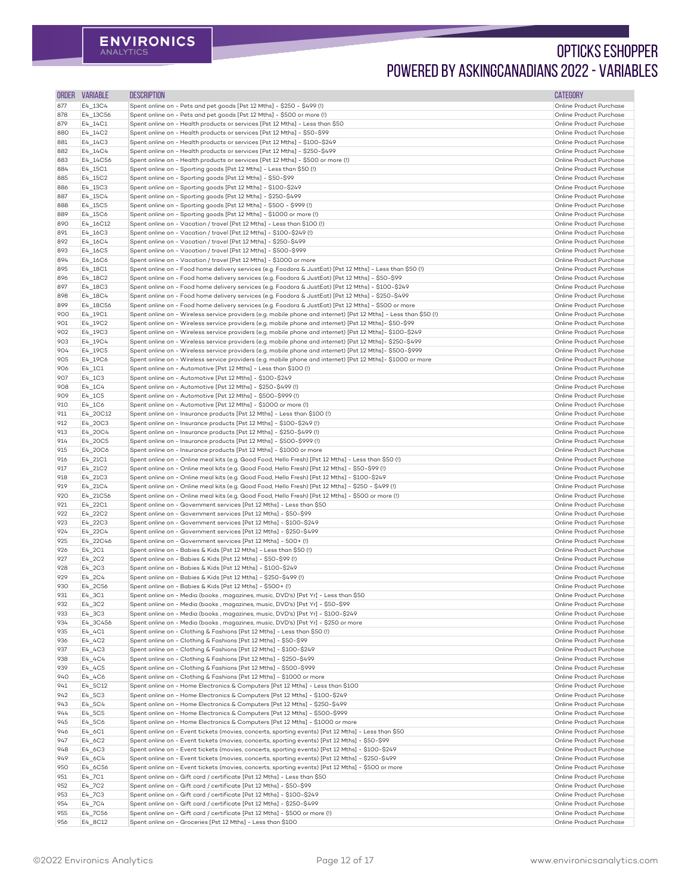# OPTICKS ESHOPPER POWERED BY ASKINGCANADIANS 2022 - VARIABLES

| ORDER | VARIABLE | DESCRIPTION | CATEGORY |
|---|---|---|---|
| 877 | E4_13C4 | Spent online on - Pets and pet goods [Pst 12 Mths] - $250 - $499 (!) | Online Product Purchase |
| 878 | E4_13C56 | Spent online on - Pets and pet goods [Pst 12 Mths] - $500 or more (!) | Online Product Purchase |
| 879 | E4_14C1 | Spent online on - Health products or services [Pst 12 Mths] - Less than $50 | Online Product Purchase |
| 880 | E4_14C2 | Spent online on - Health products or services [Pst 12 Mths] - $50-$99 | Online Product Purchase |
| 881 | E4_14C3 | Spent online on - Health products or services [Pst 12 Mths] - $100-$249 | Online Product Purchase |
| 882 | E4_14C4 | Spent online on - Health products or services [Pst 12 Mths] - $250-$499 | Online Product Purchase |
| 883 | E4_14C56 | Spent online on - Health products or services [Pst 12 Mths] - $500 or more (!) | Online Product Purchase |
| 884 | E4_15C1 | Spent online on - Sporting goods [Pst 12 Mths] - Less than $50 (!) | Online Product Purchase |
| 885 | E4_15C2 | Spent online on - Sporting goods [Pst 12 Mths] - $50-$99 | Online Product Purchase |
| 886 | E4_15C3 | Spent online on - Sporting goods [Pst 12 Mths] - $100-$249 | Online Product Purchase |
| 887 | E4_15C4 | Spent online on - Sporting goods [Pst 12 Mths] - $250-$499 | Online Product Purchase |
| 888 | E4_15C5 | Spent online on - Sporting goods [Pst 12 Mths] - $500 - $999 (!) | Online Product Purchase |
| 889 | E4_15C6 | Spent online on - Sporting goods [Pst 12 Mths] - $1000 or more (!) | Online Product Purchase |
| 890 | E4_16C12 | Spent online on - Vacation / travel [Pst 12 Mths] - Less than $100 (!) | Online Product Purchase |
| 891 | E4_16C3 | Spent online on - Vacation / travel [Pst 12 Mths] - $100-$249 (!) | Online Product Purchase |
| 892 | E4_16C4 | Spent online on - Vacation / travel [Pst 12 Mths] - $250-$499 | Online Product Purchase |
| 893 | E4_16C5 | Spent online on - Vacation / travel [Pst 12 Mths] - $500-$999 | Online Product Purchase |
| 894 | E4_16C6 | Spent online on - Vacation / travel [Pst 12 Mths] - $1000 or more | Online Product Purchase |
| 895 | E4_18C1 | Spent online on - Food home delivery services (e.g. Foodora & JustEat) [Pst 12 Mths] - Less than $50 (!) | Online Product Purchase |
| 896 | E4_18C2 | Spent online on - Food home delivery services (e.g. Foodora & JustEat) [Pst 12 Mths] - $50-$99 | Online Product Purchase |
| 897 | E4_18C3 | Spent online on - Food home delivery services (e.g. Foodora & JustEat) [Pst 12 Mths] - $100-$249 | Online Product Purchase |
| 898 | E4_18C4 | Spent online on - Food home delivery services (e.g. Foodora & JustEat) [Pst 12 Mths] - $250-$499 | Online Product Purchase |
| 899 | E4_18C56 | Spent online on - Food home delivery services (e.g. Foodora & JustEat) [Pst 12 Mths] - $500 or more | Online Product Purchase |
| 900 | E4_19C1 | Spent online on - Wireless service providers (e.g. mobile phone and internet) [Pst 12 Mths] - Less than $50 (!) | Online Product Purchase |
| 901 | E4_19C2 | Spent online on - Wireless service providers (e.g. mobile phone and internet) [Pst 12 Mths]- $50-$99 | Online Product Purchase |
| 902 | E4_19C3 | Spent online on - Wireless service providers (e.g. mobile phone and internet) [Pst 12 Mths]- $100-$249 | Online Product Purchase |
| 903 | E4_19C4 | Spent online on - Wireless service providers (e.g. mobile phone and internet) [Pst 12 Mths]- $250-$499 | Online Product Purchase |
| 904 | E4_19C5 | Spent online on - Wireless service providers (e.g. mobile phone and internet) [Pst 12 Mths]- $500-$999 | Online Product Purchase |
| 905 | E4_19C6 | Spent online on - Wireless service providers (e.g. mobile phone and internet) [Pst 12 Mths]- $1000 or more | Online Product Purchase |
| 906 | E4_1C1 | Spent online on - Automotive [Pst 12 Mths] - Less than $100 (!) | Online Product Purchase |
| 907 | E4_1C3 | Spent online on - Automotive [Pst 12 Mths] - $100-$249 | Online Product Purchase |
| 908 | E4_1C4 | Spent online on - Automotive [Pst 12 Mths] - $250-$499 (!) | Online Product Purchase |
| 909 | E4_1C5 | Spent online on - Automotive [Pst 12 Mths] - $500-$999 (!) | Online Product Purchase |
| 910 | E4_1C6 | Spent online on - Automotive [Pst 12 Mths] - $1000 or more (!) | Online Product Purchase |
| 911 | E4_20C12 | Spent online on - Insurance products [Pst 12 Mths] - Less than $100 (!) | Online Product Purchase |
| 912 | E4_20C3 | Spent online on - Insurance products [Pst 12 Mths] - $100-$249 (!) | Online Product Purchase |
| 913 | E4_20C4 | Spent online on - Insurance products [Pst 12 Mths] - $250-$499 (!) | Online Product Purchase |
| 914 | E4_20C5 | Spent online on - Insurance products [Pst 12 Mths] - $500-$999 (!) | Online Product Purchase |
| 915 | E4_20C6 | Spent online on - Insurance products [Pst 12 Mths] - $1000 or more | Online Product Purchase |
| 916 | E4_21C1 | Spent online on - Online meal kits (e.g. Good Food, Hello Fresh) [Pst 12 Mths] - Less than $50 (!) | Online Product Purchase |
| 917 | E4_21C2 | Spent online on - Online meal kits (e.g. Good Food, Hello Fresh) [Pst 12 Mths] - $50-$99 (!) | Online Product Purchase |
| 918 | E4_21C3 | Spent online on - Online meal kits (e.g. Good Food, Hello Fresh) [Pst 12 Mths] - $100-$249 | Online Product Purchase |
| 919 | E4_21C4 | Spent online on - Online meal kits (e.g. Good Food, Hello Fresh) [Pst 12 Mths] - $250 - $499 (!) | Online Product Purchase |
| 920 | E4_21C56 | Spent online on - Online meal kits (e.g. Good Food, Hello Fresh) [Pst 12 Mths] - $500 or more (!) | Online Product Purchase |
| 921 | E4_22C1 | Spent online on - Government services [Pst 12 Mths] - Less than $50 | Online Product Purchase |
| 922 | E4_22C2 | Spent online on - Government services [Pst 12 Mths] - $50-$99 | Online Product Purchase |
| 923 | E4_22C3 | Spent online on - Government services [Pst 12 Mths] - $100-$249 | Online Product Purchase |
| 924 | E4_22C4 | Spent online on - Government services [Pst 12 Mths] - $250-$499 | Online Product Purchase |
| 925 | E4_22C46 | Spent online on - Government services [Pst 12 Mths] - 500+ (!) | Online Product Purchase |
| 926 | E4_2C1 | Spent online on - Babies & Kids [Pst 12 Mths] - Less than $50 (!) | Online Product Purchase |
| 927 | E4_2C2 | Spent online on - Babies & Kids [Pst 12 Mths] - $50-$99 (!) | Online Product Purchase |
| 928 | E4_2C3 | Spent online on - Babies & Kids [Pst 12 Mths] - $100-$249 | Online Product Purchase |
| 929 | E4_2C4 | Spent online on - Babies & Kids [Pst 12 Mths] - $250-$499 (!) | Online Product Purchase |
| 930 | E4_2C56 | Spent online on - Babies & Kids [Pst 12 Mths] - $500+ (!) | Online Product Purchase |
| 931 | E4_3C1 | Spent online on - Media (books , magazines, music, DVD's) [Pst Yr] - Less than $50 | Online Product Purchase |
| 932 | E4_3C2 | Spent online on - Media (books , magazines, music, DVD's) [Pst Yr] - $50-$99 | Online Product Purchase |
| 933 | E4_3C3 | Spent online on - Media (books , magazines, music, DVD's) [Pst Yr] - $100-$249 | Online Product Purchase |
| 934 | E4_3C456 | Spent online on - Media (books , magazines, music, DVD's) [Pst Yr] - $250 or more | Online Product Purchase |
| 935 | E4_4C1 | Spent online on - Clothing & Fashions [Pst 12 Mths] - Less than $50 (!) | Online Product Purchase |
| 936 | E4_4C2 | Spent online on - Clothing & Fashions [Pst 12 Mths] - $50-$99 | Online Product Purchase |
| 937 | E4_4C3 | Spent online on - Clothing & Fashions [Pst 12 Mths] - $100-$249 | Online Product Purchase |
| 938 | E4_4C4 | Spent online on - Clothing & Fashions [Pst 12 Mths] - $250-$499 | Online Product Purchase |
| 939 | E4_4C5 | Spent online on - Clothing & Fashions [Pst 12 Mths] - $500-$999 | Online Product Purchase |
| 940 | E4_4C6 | Spent online on - Clothing & Fashions [Pst 12 Mths] - $1000 or more | Online Product Purchase |
| 941 | E4_5C12 | Spent online on - Home Electronics & Computers [Pst 12 Mths] - Less than $100 | Online Product Purchase |
| 942 | E4_5C3 | Spent online on - Home Electronics & Computers [Pst 12 Mths] - $100-$249 | Online Product Purchase |
| 943 | E4_5C4 | Spent online on - Home Electronics & Computers [Pst 12 Mths] - $250-$499 | Online Product Purchase |
| 944 | E4_5C5 | Spent online on - Home Electronics & Computers [Pst 12 Mths] - $500-$999 | Online Product Purchase |
| 945 | E4_5C6 | Spent online on - Home Electronics & Computers [Pst 12 Mths] - $1000 or more | Online Product Purchase |
| 946 | E4_6C1 | Spent online on - Event tickets (movies, concerts, sporting events) [Pst 12 Mths] - Less than $50 | Online Product Purchase |
| 947 | E4_6C2 | Spent online on - Event tickets (movies, concerts, sporting events) [Pst 12 Mths] - $50-$99 | Online Product Purchase |
| 948 | E4_6C3 | Spent online on - Event tickets (movies, concerts, sporting events) [Pst 12 Mths] - $100-$249 | Online Product Purchase |
| 949 | E4_6C4 | Spent online on - Event tickets (movies, concerts, sporting events) [Pst 12 Mths] - $250-$499 | Online Product Purchase |
| 950 | E4_6C56 | Spent online on - Event tickets (movies, concerts, sporting events) [Pst 12 Mths] - $500 or more | Online Product Purchase |
| 951 | E4_7C1 | Spent online on - Gift card / certificate [Pst 12 Mths] - Less than $50 | Online Product Purchase |
| 952 | E4_7C2 | Spent online on - Gift card / certificate [Pst 12 Mths] - $50-$99 | Online Product Purchase |
| 953 | E4_7C3 | Spent online on - Gift card / certificate [Pst 12 Mths] - $100-$249 | Online Product Purchase |
| 954 | E4_7C4 | Spent online on - Gift card / certificate [Pst 12 Mths] - $250-$499 | Online Product Purchase |
| 955 | E4_7C56 | Spent online on - Gift card / certificate [Pst 12 Mths] - $500 or more (!) | Online Product Purchase |
| 956 | E4_8C12 | Spent online on - Groceries [Pst 12 Mths] - Less than $100 | Online Product Purchase |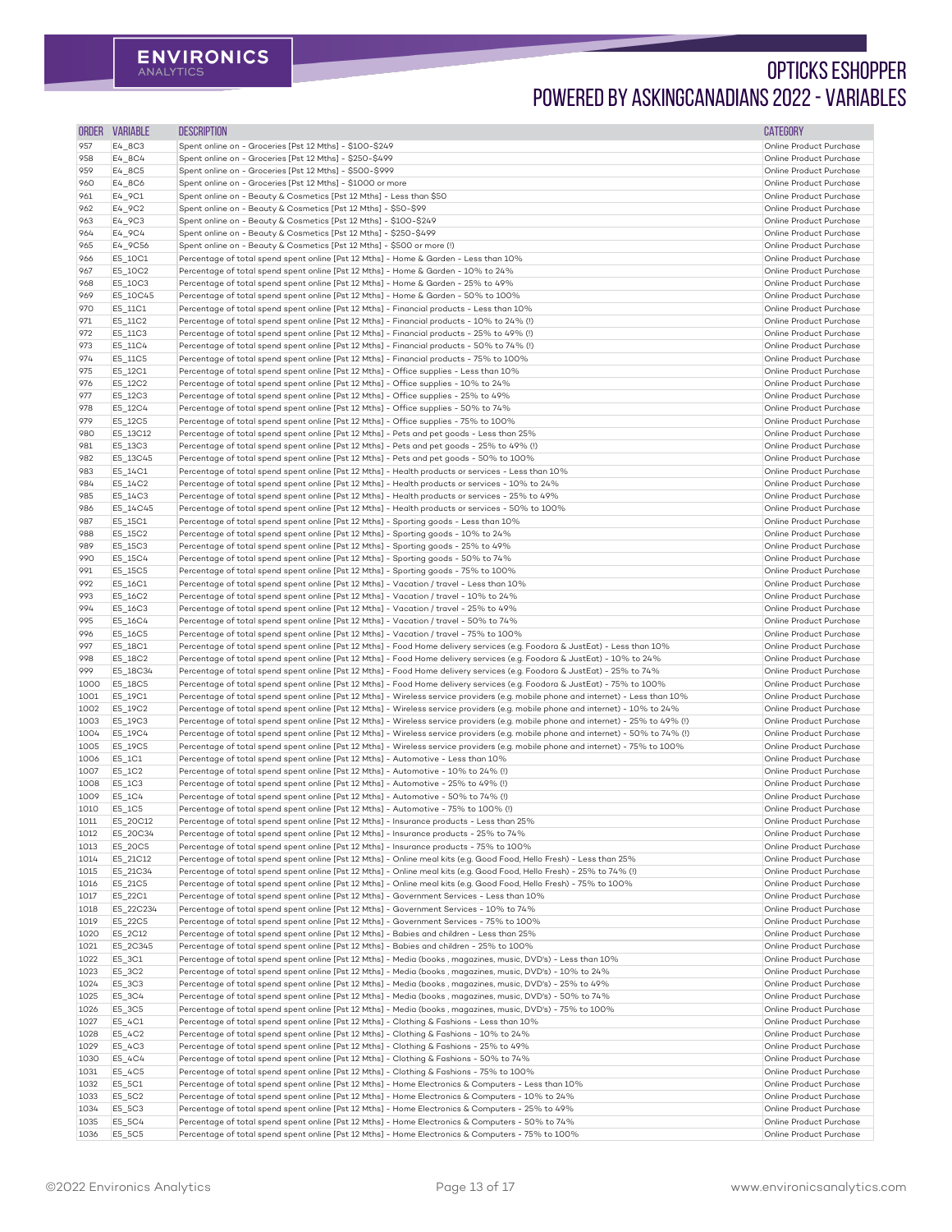# OPTICKS ESHOPPER POWERED BY ASKINGCANADIANS 2022 - VARIABLES

| ORDER | VARIABLE | DESCRIPTION | CATEGORY |
|---|---|---|---|
| 957 | E4_8C3 | Spent online on - Groceries [Pst 12 Mths] - $100-$249 | Online Product Purchase |
| 958 | E4_8C4 | Spent online on - Groceries [Pst 12 Mths] - $250-$499 | Online Product Purchase |
| 959 | E4_8C5 | Spent online on - Groceries [Pst 12 Mths] - $500-$999 | Online Product Purchase |
| 960 | E4_8C6 | Spent online on - Groceries [Pst 12 Mths] - $1000 or more | Online Product Purchase |
| 961 | E4_9C1 | Spent online on - Beauty & Cosmetics [Pst 12 Mths] - Less than $50 | Online Product Purchase |
| 962 | E4_9C2 | Spent online on - Beauty & Cosmetics [Pst 12 Mths] - $50-$99 | Online Product Purchase |
| 963 | E4_9C3 | Spent online on - Beauty & Cosmetics [Pst 12 Mths] - $100-$249 | Online Product Purchase |
| 964 | E4_9C4 | Spent online on - Beauty & Cosmetics [Pst 12 Mths] - $250-$499 | Online Product Purchase |
| 965 | E4_9C56 | Spent online on - Beauty & Cosmetics [Pst 12 Mths] - $500 or more (!) | Online Product Purchase |
| 966 | E5_10C1 | Percentage of total spend spent online [Pst 12 Mths] - Home & Garden - Less than 10% | Online Product Purchase |
| 967 | E5_10C2 | Percentage of total spend spent online [Pst 12 Mths] - Home & Garden - 10% to 24% | Online Product Purchase |
| 968 | E5_10C3 | Percentage of total spend spent online [Pst 12 Mths] - Home & Garden - 25% to 49% | Online Product Purchase |
| 969 | E5_10C45 | Percentage of total spend spent online [Pst 12 Mths] - Home & Garden - 50% to 100% | Online Product Purchase |
| 970 | E5_11C1 | Percentage of total spend spent online [Pst 12 Mths] - Financial products - Less than 10% | Online Product Purchase |
| 971 | E5_11C2 | Percentage of total spend spent online [Pst 12 Mths] - Financial products - 10% to 24% (!) | Online Product Purchase |
| 972 | E5_11C3 | Percentage of total spend spent online [Pst 12 Mths] - Financial products - 25% to 49% (!) | Online Product Purchase |
| 973 | E5_11C4 | Percentage of total spend spent online [Pst 12 Mths] - Financial products - 50% to 74% (!) | Online Product Purchase |
| 974 | E5_11C5 | Percentage of total spend spent online [Pst 12 Mths] - Financial products - 75% to 100% | Online Product Purchase |
| 975 | E5_12C1 | Percentage of total spend spent online [Pst 12 Mths] - Office supplies - Less than 10% | Online Product Purchase |
| 976 | E5_12C2 | Percentage of total spend spent online [Pst 12 Mths] - Office supplies - 10% to 24% | Online Product Purchase |
| 977 | E5_12C3 | Percentage of total spend spent online [Pst 12 Mths] - Office supplies - 25% to 49% | Online Product Purchase |
| 978 | E5_12C4 | Percentage of total spend spent online [Pst 12 Mths] - Office supplies - 50% to 74% | Online Product Purchase |
| 979 | E5_12C5 | Percentage of total spend spent online [Pst 12 Mths] - Office supplies - 75% to 100% | Online Product Purchase |
| 980 | E5_13C12 | Percentage of total spend spent online [Pst 12 Mths] - Pets and pet goods - Less than 25% | Online Product Purchase |
| 981 | E5_13C3 | Percentage of total spend spent online [Pst 12 Mths] - Pets and pet goods - 25% to 49% (!) | Online Product Purchase |
| 982 | E5_13C45 | Percentage of total spend spent online [Pst 12 Mths] - Pets and pet goods - 50% to 100% | Online Product Purchase |
| 983 | E5_14C1 | Percentage of total spend spent online [Pst 12 Mths] - Health products or services - Less than 10% | Online Product Purchase |
| 984 | E5_14C2 | Percentage of total spend spent online [Pst 12 Mths] - Health products or services - 10% to 24% | Online Product Purchase |
| 985 | E5_14C3 | Percentage of total spend spent online [Pst 12 Mths] - Health products or services - 25% to 49% | Online Product Purchase |
| 986 | E5_14C45 | Percentage of total spend spent online [Pst 12 Mths] - Health products or services - 50% to 100% | Online Product Purchase |
| 987 | E5_15C1 | Percentage of total spend spent online [Pst 12 Mths] - Sporting goods - Less than 10% | Online Product Purchase |
| 988 | E5_15C2 | Percentage of total spend spent online [Pst 12 Mths] - Sporting goods - 10% to 24% | Online Product Purchase |
| 989 | E5_15C3 | Percentage of total spend spent online [Pst 12 Mths] - Sporting goods - 25% to 49% | Online Product Purchase |
| 990 | E5_15C4 | Percentage of total spend spent online [Pst 12 Mths] - Sporting goods - 50% to 74% | Online Product Purchase |
| 991 | E5_15C5 | Percentage of total spend spent online [Pst 12 Mths] - Sporting goods - 75% to 100% | Online Product Purchase |
| 992 | E5_16C1 | Percentage of total spend spent online [Pst 12 Mths] - Vacation / travel - Less than 10% | Online Product Purchase |
| 993 | E5_16C2 | Percentage of total spend spent online [Pst 12 Mths] - Vacation / travel - 10% to 24% | Online Product Purchase |
| 994 | E5_16C3 | Percentage of total spend spent online [Pst 12 Mths] - Vacation / travel - 25% to 49% | Online Product Purchase |
| 995 | E5_16C4 | Percentage of total spend spent online [Pst 12 Mths] - Vacation / travel - 50% to 74% | Online Product Purchase |
| 996 | E5_16C5 | Percentage of total spend spent online [Pst 12 Mths] - Vacation / travel - 75% to 100% | Online Product Purchase |
| 997 | E5_18C1 | Percentage of total spend spent online [Pst 12 Mths] - Food Home delivery services (e.g. Foodora & JustEat) - Less than 10% | Online Product Purchase |
| 998 | E5_18C2 | Percentage of total spend spent online [Pst 12 Mths] - Food Home delivery services (e.g. Foodora & JustEat) - 10% to 24% | Online Product Purchase |
| 999 | E5_18C34 | Percentage of total spend spent online [Pst 12 Mths] - Food Home delivery services (e.g. Foodora & JustEat) - 25% to 74% | Online Product Purchase |
| 1000 | E5_18C5 | Percentage of total spend spent online [Pst 12 Mths] - Food Home delivery services (e.g. Foodora & JustEat) - 75% to 100% | Online Product Purchase |
| 1001 | E5_19C1 | Percentage of total spend spent online [Pst 12 Mths] - Wireless service providers (e.g. mobile phone and internet) - Less than 10% | Online Product Purchase |
| 1002 | E5_19C2 | Percentage of total spend spent online [Pst 12 Mths] - Wireless service providers (e.g. mobile phone and internet) - 10% to 24% | Online Product Purchase |
| 1003 | E5_19C3 | Percentage of total spend spent online [Pst 12 Mths] - Wireless service providers (e.g. mobile phone and internet) - 25% to 49% (!) | Online Product Purchase |
| 1004 | E5_19C4 | Percentage of total spend spent online [Pst 12 Mths] - Wireless service providers (e.g. mobile phone and internet) - 50% to 74% (!) | Online Product Purchase |
| 1005 | E5_19C5 | Percentage of total spend spent online [Pst 12 Mths] - Wireless service providers (e.g. mobile phone and internet) - 75% to 100% | Online Product Purchase |
| 1006 | E5_1C1 | Percentage of total spend spent online [Pst 12 Mths] - Automotive - Less than 10% | Online Product Purchase |
| 1007 | E5_1C2 | Percentage of total spend spent online [Pst 12 Mths] - Automotive - 10% to 24% (!) | Online Product Purchase |
| 1008 | E5_1C3 | Percentage of total spend spent online [Pst 12 Mths] - Automotive - 25% to 49% (!) | Online Product Purchase |
| 1009 | E5_1C4 | Percentage of total spend spent online [Pst 12 Mths] - Automotive - 50% to 74% (!) | Online Product Purchase |
| 1010 | E5_1C5 | Percentage of total spend spent online [Pst 12 Mths] - Automotive - 75% to 100% (!) | Online Product Purchase |
| 1011 | E5_20C12 | Percentage of total spend spent online [Pst 12 Mths] - Insurance products - Less than 25% | Online Product Purchase |
| 1012 | E5_20C34 | Percentage of total spend spent online [Pst 12 Mths] - Insurance products - 25% to 74% | Online Product Purchase |
| 1013 | E5_20C5 | Percentage of total spend spent online [Pst 12 Mths] - Insurance products - 75% to 100% | Online Product Purchase |
| 1014 | E5_21C12 | Percentage of total spend spent online [Pst 12 Mths] - Online meal kits (e.g. Good Food, Hello Fresh) - Less than 25% | Online Product Purchase |
| 1015 | E5_21C34 | Percentage of total spend spent online [Pst 12 Mths] - Online meal kits (e.g. Good Food, Hello Fresh) - 25% to 74% (!) | Online Product Purchase |
| 1016 | E5_21C5 | Percentage of total spend spent online [Pst 12 Mths] - Online meal kits (e.g. Good Food, Hello Fresh) - 75% to 100% | Online Product Purchase |
| 1017 | E5_22C1 | Percentage of total spend spent online [Pst 12 Mths] - Government Services - Less than 10% | Online Product Purchase |
| 1018 | E5_22C234 | Percentage of total spend spent online [Pst 12 Mths] - Government Services - 10% to 74% | Online Product Purchase |
| 1019 | E5_22C5 | Percentage of total spend spent online [Pst 12 Mths] - Government Services - 75% to 100% | Online Product Purchase |
| 1020 | E5_2C12 | Percentage of total spend spent online [Pst 12 Mths] - Babies and children - Less than 25% | Online Product Purchase |
| 1021 | E5_2C345 | Percentage of total spend spent online [Pst 12 Mths] - Babies and children - 25% to 100% | Online Product Purchase |
| 1022 | E5_3C1 | Percentage of total spend spent online [Pst 12 Mths] - Media (books , magazines, music, DVD's) - Less than 10% | Online Product Purchase |
| 1023 | E5_3C2 | Percentage of total spend spent online [Pst 12 Mths] - Media (books , magazines, music, DVD's) - 10% to 24% | Online Product Purchase |
| 1024 | E5_3C3 | Percentage of total spend spent online [Pst 12 Mths] - Media (books , magazines, music, DVD's) - 25% to 49% | Online Product Purchase |
| 1025 | E5_3C4 | Percentage of total spend spent online [Pst 12 Mths] - Media (books , magazines, music, DVD's) - 50% to 74% | Online Product Purchase |
| 1026 | E5_3C5 | Percentage of total spend spent online [Pst 12 Mths] - Media (books , magazines, music, DVD's) - 75% to 100% | Online Product Purchase |
| 1027 | E5_4C1 | Percentage of total spend spent online [Pst 12 Mths] - Clothing & Fashions - Less than 10% | Online Product Purchase |
| 1028 | E5_4C2 | Percentage of total spend spent online [Pst 12 Mths] - Clothing & Fashions - 10% to 24% | Online Product Purchase |
| 1029 | E5_4C3 | Percentage of total spend spent online [Pst 12 Mths] - Clothing & Fashions - 25% to 49% | Online Product Purchase |
| 1030 | E5_4C4 | Percentage of total spend spent online [Pst 12 Mths] - Clothing & Fashions - 50% to 74% | Online Product Purchase |
| 1031 | E5_4C5 | Percentage of total spend spent online [Pst 12 Mths] - Clothing & Fashions - 75% to 100% | Online Product Purchase |
| 1032 | E5_5C1 | Percentage of total spend spent online [Pst 12 Mths] - Home Electronics & Computers - Less than 10% | Online Product Purchase |
| 1033 | E5_5C2 | Percentage of total spend spent online [Pst 12 Mths] - Home Electronics & Computers - 10% to 24% | Online Product Purchase |
| 1034 | E5_5C3 | Percentage of total spend spent online [Pst 12 Mths] - Home Electronics & Computers - 25% to 49% | Online Product Purchase |
| 1035 | E5_5C4 | Percentage of total spend spent online [Pst 12 Mths] - Home Electronics & Computers - 50% to 74% | Online Product Purchase |
| 1036 | E5_5C5 | Percentage of total spend spent online [Pst 12 Mths] - Home Electronics & Computers - 75% to 100% | Online Product Purchase |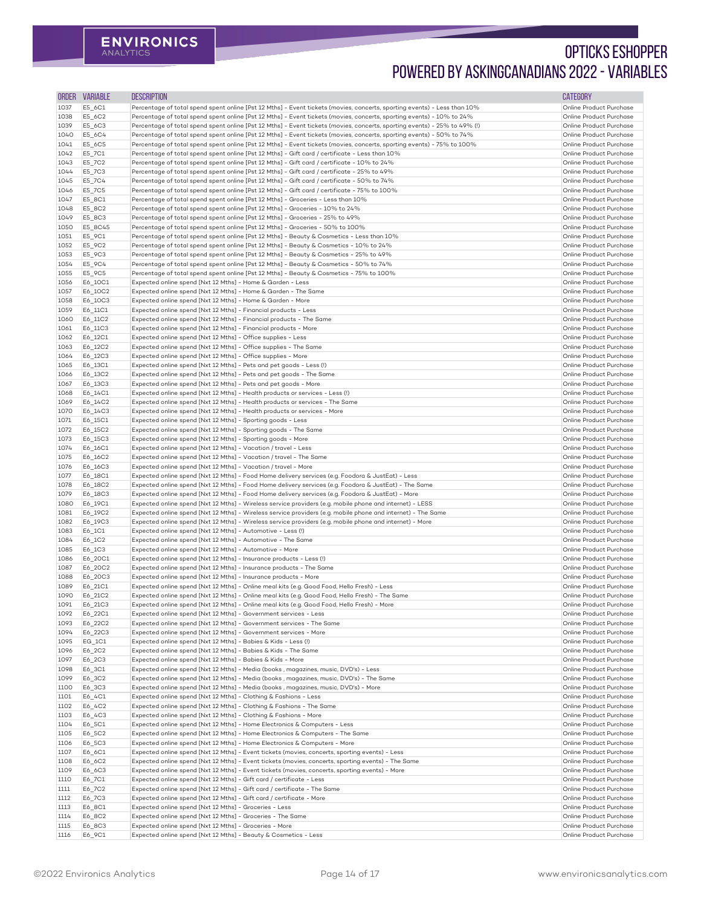# OPTICKS ESHOPPER POWERED BY ASKINGCANADIANS 2022 - VARIABLES

| ORDER | VARIABLE | DESCRIPTION | CATEGORY |
|---|---|---|---|
| 1037 | E5_6C1 | Percentage of total spend spent online [Pst 12 Mths] - Event tickets (movies, concerts, sporting events) - Less than 10% | Online Product Purchase |
| 1038 | E5_6C2 | Percentage of total spend spent online [Pst 12 Mths] - Event tickets (movies, concerts, sporting events) - 10% to 24% | Online Product Purchase |
| 1039 | E5_6C3 | Percentage of total spend spent online [Pst 12 Mths] - Event tickets (movies, concerts, sporting events) - 25% to 49% (!) | Online Product Purchase |
| 1040 | E5_6C4 | Percentage of total spend spent online [Pst 12 Mths] - Event tickets (movies, concerts, sporting events) - 50% to 74% | Online Product Purchase |
| 1041 | E5_6C5 | Percentage of total spend spent online [Pst 12 Mths] - Event tickets (movies, concerts, sporting events) - 75% to 100% | Online Product Purchase |
| 1042 | E5_7C1 | Percentage of total spend spent online [Pst 12 Mths] - Gift card / certificate - Less than 10% | Online Product Purchase |
| 1043 | E5_7C2 | Percentage of total spend spent online [Pst 12 Mths] - Gift card / certificate - 10% to 24% | Online Product Purchase |
| 1044 | E5_7C3 | Percentage of total spend spent online [Pst 12 Mths] - Gift card / certificate - 25% to 49% | Online Product Purchase |
| 1045 | E5_7C4 | Percentage of total spend spent online [Pst 12 Mths] - Gift card / certificate - 50% to 74% | Online Product Purchase |
| 1046 | E5_7C5 | Percentage of total spend spent online [Pst 12 Mths] - Gift card / certificate - 75% to 100% | Online Product Purchase |
| 1047 | E5_8C1 | Percentage of total spend spent online [Pst 12 Mths] - Groceries - Less than 10% | Online Product Purchase |
| 1048 | E5_8C2 | Percentage of total spend spent online [Pst 12 Mths] - Groceries - 10% to 24% | Online Product Purchase |
| 1049 | E5_8C3 | Percentage of total spend spent online [Pst 12 Mths] - Groceries - 25% to 49% | Online Product Purchase |
| 1050 | E5_8C45 | Percentage of total spend spent online [Pst 12 Mths] - Groceries - 50% to 100% | Online Product Purchase |
| 1051 | E5_9C1 | Percentage of total spend spent online [Pst 12 Mths] - Beauty & Cosmetics - Less than 10% | Online Product Purchase |
| 1052 | E5_9C2 | Percentage of total spend spent online [Pst 12 Mths] - Beauty & Cosmetics - 10% to 24% | Online Product Purchase |
| 1053 | E5_9C3 | Percentage of total spend spent online [Pst 12 Mths] - Beauty & Cosmetics - 25% to 49% | Online Product Purchase |
| 1054 | E5_9C4 | Percentage of total spend spent online [Pst 12 Mths] - Beauty & Cosmetics - 50% to 74% | Online Product Purchase |
| 1055 | E5_9C5 | Percentage of total spend spent online [Pst 12 Mths] - Beauty & Cosmetics - 75% to 100% | Online Product Purchase |
| 1056 | E6_10C1 | Expected online spend [Nxt 12 Mths] - Home & Garden - Less | Online Product Purchase |
| 1057 | E6_10C2 | Expected online spend [Nxt 12 Mths] - Home & Garden - The Same | Online Product Purchase |
| 1058 | E6_10C3 | Expected online spend [Nxt 12 Mths] - Home & Garden - More | Online Product Purchase |
| 1059 | E6_11C1 | Expected online spend [Nxt 12 Mths] - Financial products - Less | Online Product Purchase |
| 1060 | E6_11C2 | Expected online spend [Nxt 12 Mths] - Financial products - The Same | Online Product Purchase |
| 1061 | E6_11C3 | Expected online spend [Nxt 12 Mths] - Financial products - More | Online Product Purchase |
| 1062 | E6_12C1 | Expected online spend [Nxt 12 Mths] - Office supplies - Less | Online Product Purchase |
| 1063 | E6_12C2 | Expected online spend [Nxt 12 Mths] - Office supplies - The Same | Online Product Purchase |
| 1064 | E6_12C3 | Expected online spend [Nxt 12 Mths] - Office supplies - More | Online Product Purchase |
| 1065 | E6_13C1 | Expected online spend [Nxt 12 Mths] - Pets and pet goods - Less (!) | Online Product Purchase |
| 1066 | E6_13C2 | Expected online spend [Nxt 12 Mths] - Pets and pet goods - The Same | Online Product Purchase |
| 1067 | E6_13C3 | Expected online spend [Nxt 12 Mths] - Pets and pet goods - More | Online Product Purchase |
| 1068 | E6_14C1 | Expected online spend [Nxt 12 Mths] - Health products or services - Less (!) | Online Product Purchase |
| 1069 | E6_14C2 | Expected online spend [Nxt 12 Mths] - Health products or services - The Same | Online Product Purchase |
| 1070 | E6_14C3 | Expected online spend [Nxt 12 Mths] - Health products or services - More | Online Product Purchase |
| 1071 | E6_15C1 | Expected online spend [Nxt 12 Mths] - Sporting goods - Less | Online Product Purchase |
| 1072 | E6_15C2 | Expected online spend [Nxt 12 Mths] - Sporting goods - The Same | Online Product Purchase |
| 1073 | E6_15C3 | Expected online spend [Nxt 12 Mths] - Sporting goods - More | Online Product Purchase |
| 1074 | E6_16C1 | Expected online spend [Nxt 12 Mths] - Vacation / travel - Less | Online Product Purchase |
| 1075 | E6_16C2 | Expected online spend [Nxt 12 Mths] - Vacation / travel - The Same | Online Product Purchase |
| 1076 | E6_16C3 | Expected online spend [Nxt 12 Mths] - Vacation / travel - More | Online Product Purchase |
| 1077 | E6_18C1 | Expected online spend [Nxt 12 Mths] - Food Home delivery services (e.g. Foodora & JustEat) - Less | Online Product Purchase |
| 1078 | E6_18C2 | Expected online spend [Nxt 12 Mths] - Food Home delivery services (e.g. Foodora & JustEat) - The Same | Online Product Purchase |
| 1079 | E6_18C3 | Expected online spend [Nxt 12 Mths] - Food Home delivery services (e.g. Foodora & JustEat) - More | Online Product Purchase |
| 1080 | E6_19C1 | Expected online spend [Nxt 12 Mths] - Wireless service providers (e.g. mobile phone and internet) - LESS | Online Product Purchase |
| 1081 | E6_19C2 | Expected online spend [Nxt 12 Mths] - Wireless service providers (e.g. mobile phone and internet) - The Same | Online Product Purchase |
| 1082 | E6_19C3 | Expected online spend [Nxt 12 Mths] - Wireless service providers (e.g. mobile phone and internet) - More | Online Product Purchase |
| 1083 | E6_1C1 | Expected online spend [Nxt 12 Mths] - Automotive - Less (!) | Online Product Purchase |
| 1084 | E6_1C2 | Expected online spend [Nxt 12 Mths] - Automotive - The Same | Online Product Purchase |
| 1085 | E6_1C3 | Expected online spend [Nxt 12 Mths] - Automotive - More | Online Product Purchase |
| 1086 | E6_20C1 | Expected online spend [Nxt 12 Mths] - Insurance products - Less (!) | Online Product Purchase |
| 1087 | E6_20C2 | Expected online spend [Nxt 12 Mths] - Insurance products - The Same | Online Product Purchase |
| 1088 | E6_20C3 | Expected online spend [Nxt 12 Mths] - Insurance products - More | Online Product Purchase |
| 1089 | E6_21C1 | Expected online spend [Nxt 12 Mths] - Online meal kits (e.g. Good Food, Hello Fresh) - Less | Online Product Purchase |
| 1090 | E6_21C2 | Expected online spend [Nxt 12 Mths] - Online meal kits (e.g. Good Food, Hello Fresh) - The Same | Online Product Purchase |
| 1091 | E6_21C3 | Expected online spend [Nxt 12 Mths] - Online meal kits (e.g. Good Food, Hello Fresh) - More | Online Product Purchase |
| 1092 | E6_22C1 | Expected online spend [Nxt 12 Mths] - Government services - Less | Online Product Purchase |
| 1093 | E6_22C2 | Expected online spend [Nxt 12 Mths] - Government services - The Same | Online Product Purchase |
| 1094 | E6_22C3 | Expected online spend [Nxt 12 Mths] - Government services - More | Online Product Purchase |
| 1095 | EG_1C1 | Expected online spend [Nxt 12 Mths] - Babies & Kids - Less (!) | Online Product Purchase |
| 1096 | E6_2C2 | Expected online spend [Nxt 12 Mths] - Babies & Kids - The Same | Online Product Purchase |
| 1097 | E6_2C3 | Expected online spend [Nxt 12 Mths] - Babies & Kids - More | Online Product Purchase |
| 1098 | E6_3C1 | Expected online spend [Nxt 12 Mths] - Media (books , magazines, music, DVD's) - Less | Online Product Purchase |
| 1099 | E6_3C2 | Expected online spend [Nxt 12 Mths] - Media (books , magazines, music, DVD's) - The Same | Online Product Purchase |
| 1100 | E6_3C3 | Expected online spend [Nxt 12 Mths] - Media (books , magazines, music, DVD's) - More | Online Product Purchase |
| 1101 | E6_4C1 | Expected online spend [Nxt 12 Mths] - Clothing & Fashions - Less | Online Product Purchase |
| 1102 | E6_4C2 | Expected online spend [Nxt 12 Mths] - Clothing & Fashions - The Same | Online Product Purchase |
| 1103 | E6_4C3 | Expected online spend [Nxt 12 Mths] - Clothing & Fashions - More | Online Product Purchase |
| 1104 | E6_5C1 | Expected online spend [Nxt 12 Mths] - Home Electronics & Computers - Less | Online Product Purchase |
| 1105 | E6_5C2 | Expected online spend [Nxt 12 Mths] - Home Electronics & Computers - The Same | Online Product Purchase |
| 1106 | E6_5C3 | Expected online spend [Nxt 12 Mths] - Home Electronics & Computers - More | Online Product Purchase |
| 1107 | E6_6C1 | Expected online spend [Nxt 12 Mths] - Event tickets (movies, concerts, sporting events) - Less | Online Product Purchase |
| 1108 | E6_6C2 | Expected online spend [Nxt 12 Mths] - Event tickets (movies, concerts, sporting events) - The Same | Online Product Purchase |
| 1109 | E6_6C3 | Expected online spend [Nxt 12 Mths] - Event tickets (movies, concerts, sporting events) - More | Online Product Purchase |
| 1110 | E6_7C1 | Expected online spend [Nxt 12 Mths] - Gift card / certificate - Less | Online Product Purchase |
| 1111 | E6_7C2 | Expected online spend [Nxt 12 Mths] - Gift card / certificate - The Same | Online Product Purchase |
| 1112 | E6_7C3 | Expected online spend [Nxt 12 Mths] - Gift card / certificate - More | Online Product Purchase |
| 1113 | E6_8C1 | Expected online spend [Nxt 12 Mths] - Groceries - Less | Online Product Purchase |
| 1114 | E6_8C2 | Expected online spend [Nxt 12 Mths] - Groceries - The Same | Online Product Purchase |
| 1115 | E6_8C3 | Expected online spend [Nxt 12 Mths] - Groceries - More | Online Product Purchase |
| 1116 | E6_9C1 | Expected online spend [Nxt 12 Mths] - Beauty & Cosmetics - Less | Online Product Purchase |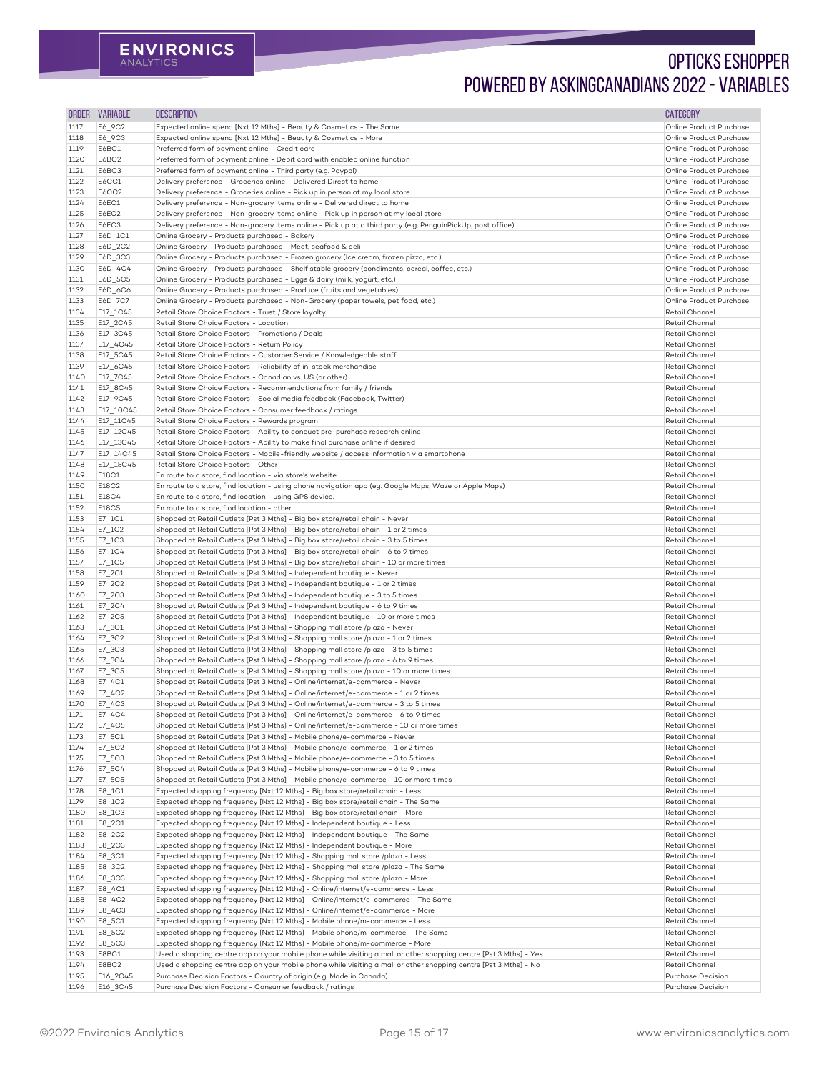| ORDER | VARIABLE | DESCRIPTION | CATEGORY |
|---|---|---|---|
| 1117 | E6_9C2 | Expected online spend [Nxt 12 Mths] - Beauty & Cosmetics - The Same | Online Product Purchase |
| 1118 | E6_9C3 | Expected online spend [Nxt 12 Mths] - Beauty & Cosmetics - More | Online Product Purchase |
| 1119 | E6BC1 | Preferred form of payment online - Credit card | Online Product Purchase |
| 1120 | E6BC2 | Preferred form of payment online - Debit card with enabled online function | Online Product Purchase |
| 1121 | E6BC3 | Preferred form of payment online - Third party (e.g. Paypal) | Online Product Purchase |
| 1122 | E6CC1 | Delivery preference - Groceries online - Delivered Direct to home | Online Product Purchase |
| 1123 | E6CC2 | Delivery preference - Groceries online - Pick up in person at my local store | Online Product Purchase |
| 1124 | E6EC1 | Delivery preference - Non-grocery items online - Delivered direct to home | Online Product Purchase |
| 1125 | E6EC2 | Delivery preference - Non-grocery items online - Pick up in person at my local store | Online Product Purchase |
| 1126 | E6EC3 | Delivery preference - Non-grocery items online - Pick up at a third party (e.g. PenguinPickUp, post office) | Online Product Purchase |
| 1127 | E6D_1C1 | Online Grocery - Products purchased - Bakery | Online Product Purchase |
| 1128 | E6D_2C2 | Online Grocery - Products purchased - Meat, seafood & deli | Online Product Purchase |
| 1129 | E6D_3C3 | Online Grocery - Products purchased - Frozen grocery (Ice cream, frozen pizza, etc.) | Online Product Purchase |
| 1130 | E6D_4C4 | Online Grocery - Products purchased - Shelf stable grocery (condiments, cereal, coffee, etc.) | Online Product Purchase |
| 1131 | E6D_5C5 | Online Grocery - Products purchased - Eggs & dairy (milk, yogurt, etc.) | Online Product Purchase |
| 1132 | E6D_6C6 | Online Grocery - Products purchased - Produce (fruits and vegetables) | Online Product Purchase |
| 1133 | E6D_7C7 | Online Grocery - Products purchased - Non-Grocery (paper towels, pet food, etc.) | Online Product Purchase |
| 1134 | E17_1C45 | Retail Store Choice Factors - Trust / Store loyalty | Retail Channel |
| 1135 | E17_2C45 | Retail Store Choice Factors - Location | Retail Channel |
| 1136 | E17_3C45 | Retail Store Choice Factors - Promotions / Deals | Retail Channel |
| 1137 | E17_4C45 | Retail Store Choice Factors - Return Policy | Retail Channel |
| 1138 | E17_5C45 | Retail Store Choice Factors - Customer Service / Knowledgeable staff | Retail Channel |
| 1139 | E17_6C45 | Retail Store Choice Factors - Reliability of in-stock merchandise | Retail Channel |
| 1140 | E17_7C45 | Retail Store Choice Factors - Canadian vs. US (or other) | Retail Channel |
| 1141 | E17_8C45 | Retail Store Choice Factors - Recommendations from family / friends | Retail Channel |
| 1142 | E17_9C45 | Retail Store Choice Factors - Social media feedback (Facebook, Twitter) | Retail Channel |
| 1143 | E17_10C45 | Retail Store Choice Factors - Consumer feedback / ratings | Retail Channel |
| 1144 | E17_11C45 | Retail Store Choice Factors - Rewards program | Retail Channel |
| 1145 | E17_12C45 | Retail Store Choice Factors - Ability to conduct pre-purchase research online | Retail Channel |
| 1146 | E17_13C45 | Retail Store Choice Factors - Ability to make final purchase online if desired | Retail Channel |
| 1147 | E17_14C45 | Retail Store Choice Factors - Mobile-friendly website / access information via smartphone | Retail Channel |
| 1148 | E17_15C45 | Retail Store Choice Factors - Other | Retail Channel |
| 1149 | E18C1 | En route to a store, find location - via store's website | Retail Channel |
| 1150 | E18C2 | En route to a store, find location - using phone navigation app (eg. Google Maps, Waze or Apple Maps) | Retail Channel |
| 1151 | E18C4 | En route to a store, find location - using GPS device. | Retail Channel |
| 1152 | E18C5 | En route to a store, find location - other | Retail Channel |
| 1153 | E7_1C1 | Shopped at Retail Outlets [Pst 3 Mths] - Big box store/retail chain - Never | Retail Channel |
| 1154 | E7_1C2 | Shopped at Retail Outlets [Pst 3 Mths] - Big box store/retail chain - 1 or 2 times | Retail Channel |
| 1155 | E7_1C3 | Shopped at Retail Outlets [Pst 3 Mths] - Big box store/retail chain - 3 to 5 times | Retail Channel |
| 1156 | E7_1C4 | Shopped at Retail Outlets [Pst 3 Mths] - Big box store/retail chain - 6 to 9 times | Retail Channel |
| 1157 | E7_1C5 | Shopped at Retail Outlets [Pst 3 Mths] - Big box store/retail chain - 10 or more times | Retail Channel |
| 1158 | E7_2C1 | Shopped at Retail Outlets [Pst 3 Mths] - Independent boutique - Never | Retail Channel |
| 1159 | E7_2C2 | Shopped at Retail Outlets [Pst 3 Mths] - Independent boutique - 1 or 2 times | Retail Channel |
| 1160 | E7_2C3 | Shopped at Retail Outlets [Pst 3 Mths] - Independent boutique - 3 to 5 times | Retail Channel |
| 1161 | E7_2C4 | Shopped at Retail Outlets [Pst 3 Mths] - Independent boutique - 6 to 9 times | Retail Channel |
| 1162 | E7_2C5 | Shopped at Retail Outlets [Pst 3 Mths] - Independent boutique - 10 or more times | Retail Channel |
| 1163 | E7_3C1 | Shopped at Retail Outlets [Pst 3 Mths] - Shopping mall store /plaza - Never | Retail Channel |
| 1164 | E7_3C2 | Shopped at Retail Outlets [Pst 3 Mths] - Shopping mall store /plaza - 1 or 2 times | Retail Channel |
| 1165 | E7_3C3 | Shopped at Retail Outlets [Pst 3 Mths] - Shopping mall store /plaza - 3 to 5 times | Retail Channel |
| 1166 | E7_3C4 | Shopped at Retail Outlets [Pst 3 Mths] - Shopping mall store /plaza - 6 to 9 times | Retail Channel |
| 1167 | E7_3C5 | Shopped at Retail Outlets [Pst 3 Mths] - Shopping mall store /plaza - 10 or more times | Retail Channel |
| 1168 | E7_4C1 | Shopped at Retail Outlets [Pst 3 Mths] - Online/internet/e-commerce - Never | Retail Channel |
| 1169 | E7_4C2 | Shopped at Retail Outlets [Pst 3 Mths] - Online/internet/e-commerce - 1 or 2 times | Retail Channel |
| 1170 | E7_4C3 | Shopped at Retail Outlets [Pst 3 Mths] - Online/internet/e-commerce - 3 to 5 times | Retail Channel |
| 1171 | E7_4C4 | Shopped at Retail Outlets [Pst 3 Mths] - Online/internet/e-commerce - 6 to 9 times | Retail Channel |
| 1172 | E7_4C5 | Shopped at Retail Outlets [Pst 3 Mths] - Online/internet/e-commerce - 10 or more times | Retail Channel |
| 1173 | E7_5C1 | Shopped at Retail Outlets [Pst 3 Mths] - Mobile phone/e-commerce - Never | Retail Channel |
| 1174 | E7_5C2 | Shopped at Retail Outlets [Pst 3 Mths] - Mobile phone/e-commerce - 1 or 2 times | Retail Channel |
| 1175 | E7_5C3 | Shopped at Retail Outlets [Pst 3 Mths] - Mobile phone/e-commerce - 3 to 5 times | Retail Channel |
| 1176 | E7_5C4 | Shopped at Retail Outlets [Pst 3 Mths] - Mobile phone/e-commerce - 6 to 9 times | Retail Channel |
| 1177 | E7_5C5 | Shopped at Retail Outlets [Pst 3 Mths] - Mobile phone/e-commerce - 10 or more times | Retail Channel |
| 1178 | E8_1C1 | Expected shopping frequency [Nxt 12 Mths] - Big box store/retail chain - Less | Retail Channel |
| 1179 | E8_1C2 | Expected shopping frequency [Nxt 12 Mths] - Big box store/retail chain - The Same | Retail Channel |
| 1180 | E8_1C3 | Expected shopping frequency [Nxt 12 Mths] - Big box store/retail chain - More | Retail Channel |
| 1181 | E8_2C1 | Expected shopping frequency [Nxt 12 Mths] - Independent boutique - Less | Retail Channel |
| 1182 | E8_2C2 | Expected shopping frequency [Nxt 12 Mths] - Independent boutique - The Same | Retail Channel |
| 1183 | E8_2C3 | Expected shopping frequency [Nxt 12 Mths] - Independent boutique - More | Retail Channel |
| 1184 | E8_3C1 | Expected shopping frequency [Nxt 12 Mths] - Shopping mall store /plaza - Less | Retail Channel |
| 1185 | E8_3C2 | Expected shopping frequency [Nxt 12 Mths] - Shopping mall store /plaza - The Same | Retail Channel |
| 1186 | E8_3C3 | Expected shopping frequency [Nxt 12 Mths] - Shopping mall store /plaza - More | Retail Channel |
| 1187 | E8_4C1 | Expected shopping frequency [Nxt 12 Mths] - Online/internet/e-commerce - Less | Retail Channel |
| 1188 | E8_4C2 | Expected shopping frequency [Nxt 12 Mths] - Online/internet/e-commerce - The Same | Retail Channel |
| 1189 | E8_4C3 | Expected shopping frequency [Nxt 12 Mths] - Online/internet/e-commerce - More | Retail Channel |
| 1190 | E8_5C1 | Expected shopping frequency [Nxt 12 Mths] - Mobile phone/m-commerce - Less | Retail Channel |
| 1191 | E8_5C2 | Expected shopping frequency [Nxt 12 Mths] - Mobile phone/m-commerce - The Same | Retail Channel |
| 1192 | E8_5C3 | Expected shopping frequency [Nxt 12 Mths] - Mobile phone/m-commerce - More | Retail Channel |
| 1193 | E8BC1 | Used a shopping centre app on your mobile phone while visiting a mall or other shopping centre [Pst 3 Mths] - Yes | Retail Channel |
| 1194 | E8BC2 | Used a shopping centre app on your mobile phone while visiting a mall or other shopping centre [Pst 3 Mths] - No | Retail Channel |
| 1195 | E16_2C45 | Purchase Decision Factors - Country of origin (e.g. Made in Canada) | Purchase Decision |
| 1196 | E16_3C45 | Purchase Decision Factors - Consumer feedback / ratings | Purchase Decision |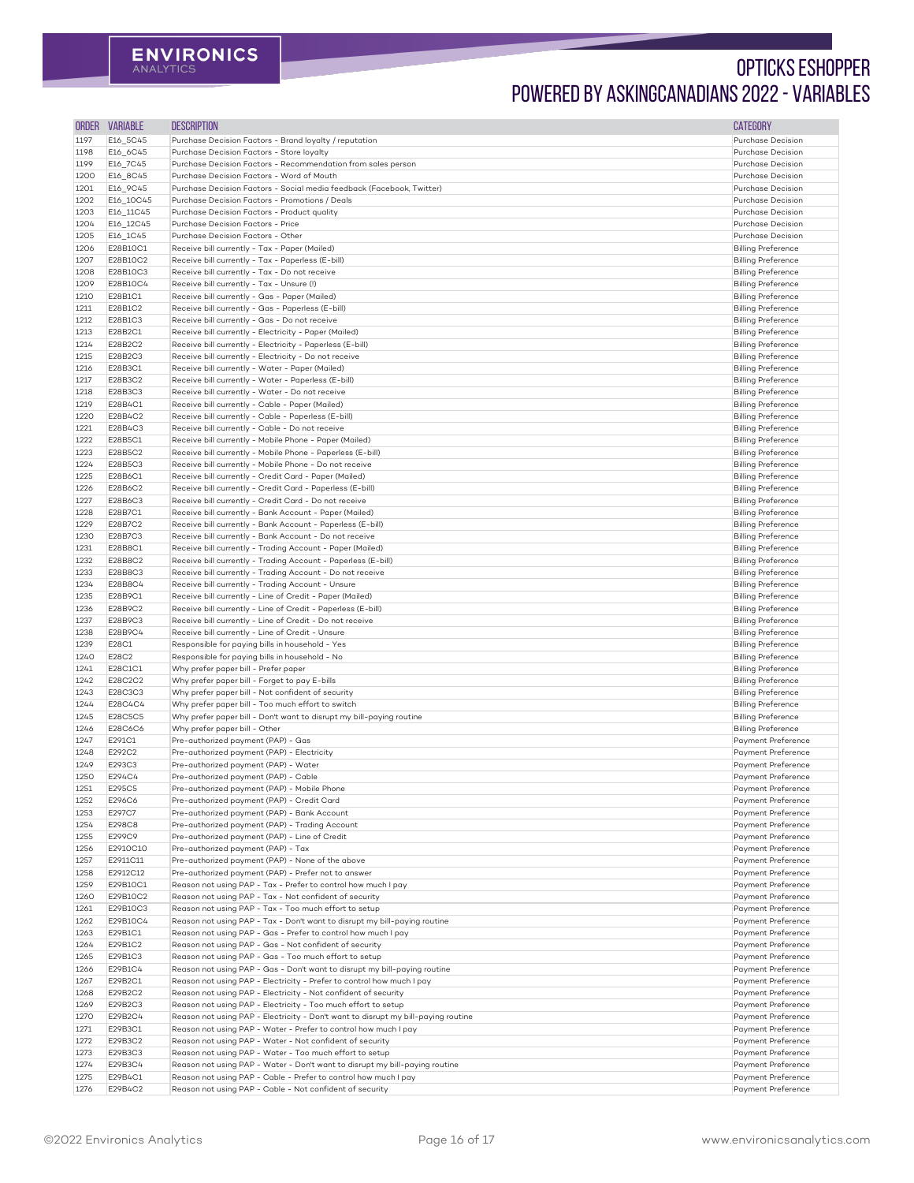# OPTICKS ESHOPPER POWERED BY ASKINGCANADIANS 2022 - VARIABLES

| ORDER | VARIABLE | DESCRIPTION | CATEGORY |
|---|---|---|---|
| 1197 | E16_5C45 | Purchase Decision Factors - Brand loyalty / reputation | Purchase Decision |
| 1198 | E16_6C45 | Purchase Decision Factors - Store loyalty | Purchase Decision |
| 1199 | E16_7C45 | Purchase Decision Factors - Recommendation from sales person | Purchase Decision |
| 1200 | E16_8C45 | Purchase Decision Factors - Word of Mouth | Purchase Decision |
| 1201 | E16_9C45 | Purchase Decision Factors - Social media feedback (Facebook, Twitter) | Purchase Decision |
| 1202 | E16_10C45 | Purchase Decision Factors - Promotions / Deals | Purchase Decision |
| 1203 | E16_11C45 | Purchase Decision Factors - Product quality | Purchase Decision |
| 1204 | E16_12C45 | Purchase Decision Factors - Price | Purchase Decision |
| 1205 | E16_1C45 | Purchase Decision Factors - Other | Purchase Decision |
| 1206 | E28B10C1 | Receive bill currently - Tax - Paper (Mailed) | Billing Preference |
| 1207 | E28B10C2 | Receive bill currently - Tax - Paperless (E-bill) | Billing Preference |
| 1208 | E28B10C3 | Receive bill currently - Tax - Do not receive | Billing Preference |
| 1209 | E28B10C4 | Receive bill currently - Tax - Unsure (!) | Billing Preference |
| 1210 | E28B1C1 | Receive bill currently - Gas - Paper (Mailed) | Billing Preference |
| 1211 | E28B1C2 | Receive bill currently - Gas - Paperless (E-bill) | Billing Preference |
| 1212 | E28B1C3 | Receive bill currently - Gas - Do not receive | Billing Preference |
| 1213 | E28B2C1 | Receive bill currently - Electricity - Paper (Mailed) | Billing Preference |
| 1214 | E28B2C2 | Receive bill currently - Electricity - Paperless (E-bill) | Billing Preference |
| 1215 | E28B2C3 | Receive bill currently - Electricity - Do not receive | Billing Preference |
| 1216 | E28B3C1 | Receive bill currently - Water - Paper (Mailed) | Billing Preference |
| 1217 | E28B3C2 | Receive bill currently - Water - Paperless (E-bill) | Billing Preference |
| 1218 | E28B3C3 | Receive bill currently - Water - Do not receive | Billing Preference |
| 1219 | E28B4C1 | Receive bill currently - Cable - Paper (Mailed) | Billing Preference |
| 1220 | E28B4C2 | Receive bill currently - Cable - Paperless (E-bill) | Billing Preference |
| 1221 | E28B4C3 | Receive bill currently - Cable - Do not receive | Billing Preference |
| 1222 | E28B5C1 | Receive bill currently - Mobile Phone - Paper (Mailed) | Billing Preference |
| 1223 | E28B5C2 | Receive bill currently - Mobile Phone - Paperless (E-bill) | Billing Preference |
| 1224 | E28B5C3 | Receive bill currently - Mobile Phone - Do not receive | Billing Preference |
| 1225 | E28B6C1 | Receive bill currently - Credit Card - Paper (Mailed) | Billing Preference |
| 1226 | E28B6C2 | Receive bill currently - Credit Card - Paperless (E-bill) | Billing Preference |
| 1227 | E28B6C3 | Receive bill currently - Credit Card - Do not receive | Billing Preference |
| 1228 | E28B7C1 | Receive bill currently - Bank Account - Paper (Mailed) | Billing Preference |
| 1229 | E28B7C2 | Receive bill currently - Bank Account - Paperless (E-bill) | Billing Preference |
| 1230 | E28B7C3 | Receive bill currently - Bank Account - Do not receive | Billing Preference |
| 1231 | E28B8C1 | Receive bill currently - Trading Account - Paper (Mailed) | Billing Preference |
| 1232 | E28B8C2 | Receive bill currently - Trading Account - Paperless (E-bill) | Billing Preference |
| 1233 | E28B8C3 | Receive bill currently - Trading Account - Do not receive | Billing Preference |
| 1234 | E28B8C4 | Receive bill currently - Trading Account - Unsure | Billing Preference |
| 1235 | E28B9C1 | Receive bill currently - Line of Credit - Paper (Mailed) | Billing Preference |
| 1236 | E28B9C2 | Receive bill currently - Line of Credit - Paperless (E-bill) | Billing Preference |
| 1237 | E28B9C3 | Receive bill currently - Line of Credit - Do not receive | Billing Preference |
| 1238 | E28B9C4 | Receive bill currently - Line of Credit - Unsure | Billing Preference |
| 1239 | E28C1 | Responsible for paying bills in household - Yes | Billing Preference |
| 1240 | E28C2 | Responsible for paying bills in household - No | Billing Preference |
| 1241 | E28C1C1 | Why prefer paper bill - Prefer paper | Billing Preference |
| 1242 | E28C2C2 | Why prefer paper bill - Forget to pay E-bills | Billing Preference |
| 1243 | E28C3C3 | Why prefer paper bill - Not confident of security | Billing Preference |
| 1244 | E28C4C4 | Why prefer paper bill - Too much effort to switch | Billing Preference |
| 1245 | E28C5C5 | Why prefer paper bill - Don't want to disrupt my bill-paying routine | Billing Preference |
| 1246 | E28C6C6 | Why prefer paper bill - Other | Billing Preference |
| 1247 | E291C1 | Pre-authorized payment (PAP) - Gas | Payment Preference |
| 1248 | E292C2 | Pre-authorized payment (PAP) - Electricity | Payment Preference |
| 1249 | E293C3 | Pre-authorized payment (PAP) - Water | Payment Preference |
| 1250 | E294C4 | Pre-authorized payment (PAP) - Cable | Payment Preference |
| 1251 | E295C5 | Pre-authorized payment (PAP) - Mobile Phone | Payment Preference |
| 1252 | E296C6 | Pre-authorized payment (PAP) - Credit Card | Payment Preference |
| 1253 | E297C7 | Pre-authorized payment (PAP) - Bank Account | Payment Preference |
| 1254 | E298C8 | Pre-authorized payment (PAP) - Trading Account | Payment Preference |
| 1255 | E299C9 | Pre-authorized payment (PAP) - Line of Credit | Payment Preference |
| 1256 | E2910C10 | Pre-authorized payment (PAP) - Tax | Payment Preference |
| 1257 | E2911C11 | Pre-authorized payment (PAP) - None of the above | Payment Preference |
| 1258 | E2912C12 | Pre-authorized payment (PAP) - Prefer not to answer | Payment Preference |
| 1259 | E29B10C1 | Reason not using PAP - Tax - Prefer to control how much I pay | Payment Preference |
| 1260 | E29B10C2 | Reason not using PAP - Tax - Not confident of security | Payment Preference |
| 1261 | E29B10C3 | Reason not using PAP - Tax - Too much effort to setup | Payment Preference |
| 1262 | E29B10C4 | Reason not using PAP - Tax - Don't want to disrupt my bill-paying routine | Payment Preference |
| 1263 | E29B1C1 | Reason not using PAP - Gas - Prefer to control how much I pay | Payment Preference |
| 1264 | E29B1C2 | Reason not using PAP - Gas - Not confident of security | Payment Preference |
| 1265 | E29B1C3 | Reason not using PAP - Gas - Too much effort to setup | Payment Preference |
| 1266 | E29B1C4 | Reason not using PAP - Gas - Don't want to disrupt my bill-paying routine | Payment Preference |
| 1267 | E29B2C1 | Reason not using PAP - Electricity - Prefer to control how much I pay | Payment Preference |
| 1268 | E29B2C2 | Reason not using PAP - Electricity - Not confident of security | Payment Preference |
| 1269 | E29B2C3 | Reason not using PAP - Electricity - Too much effort to setup | Payment Preference |
| 1270 | E29B2C4 | Reason not using PAP - Electricity - Don't want to disrupt my bill-paying routine | Payment Preference |
| 1271 | E29B3C1 | Reason not using PAP - Water - Prefer to control how much I pay | Payment Preference |
| 1272 | E29B3C2 | Reason not using PAP - Water - Not confident of security | Payment Preference |
| 1273 | E29B3C3 | Reason not using PAP - Water - Too much effort to setup | Payment Preference |
| 1274 | E29B3C4 | Reason not using PAP - Water - Don't want to disrupt my bill-paying routine | Payment Preference |
| 1275 | E29B4C1 | Reason not using PAP - Cable - Prefer to control how much I pay | Payment Preference |
| 1276 | E29B4C2 | Reason not using PAP - Cable - Not confident of security | Payment Preference |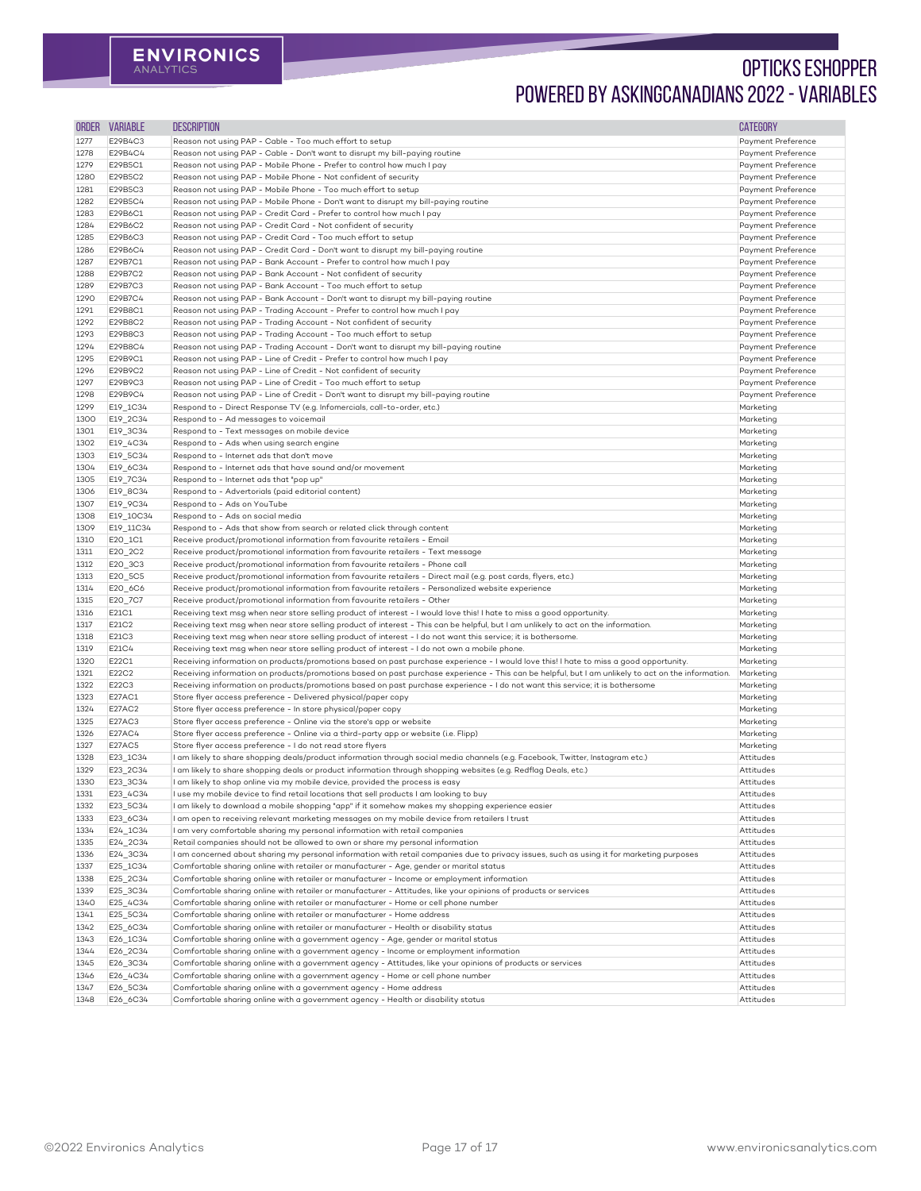# OPTICKS ESHOPPER POWERED BY ASKINGCANADIANS 2022 - VARIABLES

| ORDER | VARIABLE | DESCRIPTION | CATEGORY |
|---|---|---|---|
| 1277 | E29B4C3 | Reason not using PAP - Cable - Too much effort to setup | Payment Preference |
| 1278 | E29B4C4 | Reason not using PAP - Cable - Don't want to disrupt my bill-paying routine | Payment Preference |
| 1279 | E29B5C1 | Reason not using PAP - Mobile Phone - Prefer to control how much I pay | Payment Preference |
| 1280 | E29B5C2 | Reason not using PAP - Mobile Phone - Not confident of security | Payment Preference |
| 1281 | E29B5C3 | Reason not using PAP - Mobile Phone - Too much effort to setup | Payment Preference |
| 1282 | E29B5C4 | Reason not using PAP - Mobile Phone - Don't want to disrupt my bill-paying routine | Payment Preference |
| 1283 | E29B6C1 | Reason not using PAP - Credit Card - Prefer to control how much I pay | Payment Preference |
| 1284 | E29B6C2 | Reason not using PAP - Credit Card - Not confident of security | Payment Preference |
| 1285 | E29B6C3 | Reason not using PAP - Credit Card - Too much effort to setup | Payment Preference |
| 1286 | E29B6C4 | Reason not using PAP - Credit Card - Don't want to disrupt my bill-paying routine | Payment Preference |
| 1287 | E29B7C1 | Reason not using PAP - Bank Account - Prefer to control how much I pay | Payment Preference |
| 1288 | E29B7C2 | Reason not using PAP - Bank Account - Not confident of security | Payment Preference |
| 1289 | E29B7C3 | Reason not using PAP - Bank Account - Too much effort to setup | Payment Preference |
| 1290 | E29B7C4 | Reason not using PAP - Bank Account - Don't want to disrupt my bill-paying routine | Payment Preference |
| 1291 | E29B8C1 | Reason not using PAP - Trading Account - Prefer to control how much I pay | Payment Preference |
| 1292 | E29B8C2 | Reason not using PAP - Trading Account - Not confident of security | Payment Preference |
| 1293 | E29B8C3 | Reason not using PAP - Trading Account - Too much effort to setup | Payment Preference |
| 1294 | E29B8C4 | Reason not using PAP - Trading Account - Don't want to disrupt my bill-paying routine | Payment Preference |
| 1295 | E29B9C1 | Reason not using PAP - Line of Credit - Prefer to control how much I pay | Payment Preference |
| 1296 | E29B9C2 | Reason not using PAP - Line of Credit - Not confident of security | Payment Preference |
| 1297 | E29B9C3 | Reason not using PAP - Line of Credit - Too much effort to setup | Payment Preference |
| 1298 | E29B9C4 | Reason not using PAP - Line of Credit - Don't want to disrupt my bill-paying routine | Payment Preference |
| 1299 | E19_1C34 | Respond to - Direct Response TV (e.g. Infomercials, call-to-order, etc.) | Marketing |
| 1300 | E19_2C34 | Respond to - Ad messages to voicemail | Marketing |
| 1301 | E19_3C34 | Respond to - Text messages on mobile device | Marketing |
| 1302 | E19_4C34 | Respond to - Ads when using search engine | Marketing |
| 1303 | E19_5C34 | Respond to - Internet ads that don't move | Marketing |
| 1304 | E19_6C34 | Respond to - Internet ads that have sound and/or movement | Marketing |
| 1305 | E19_7C34 | Respond to - Internet ads that "pop up" | Marketing |
| 1306 | E19_8C34 | Respond to - Advertorials (paid editorial content) | Marketing |
| 1307 | E19_9C34 | Respond to - Ads on YouTube | Marketing |
| 1308 | E19_10C34 | Respond to - Ads on social media | Marketing |
| 1309 | E19_11C34 | Respond to - Ads that show from search or related click through content | Marketing |
| 1310 | E20_1C1 | Receive product/promotional information from favourite retailers - Email | Marketing |
| 1311 | E20_2C2 | Receive product/promotional information from favourite retailers - Text message | Marketing |
| 1312 | E20_3C3 | Receive product/promotional information from favourite retailers - Phone call | Marketing |
| 1313 | E20_5C5 | Receive product/promotional information from favourite retailers - Direct mail (e.g. post cards, flyers, etc.) | Marketing |
| 1314 | E20_6C6 | Receive product/promotional information from favourite retailers - Personalized website experience | Marketing |
| 1315 | E20_7C7 | Receive product/promotional information from favourite retailers - Other | Marketing |
| 1316 | E21C1 | Receiving text msg when near store selling product of interest - I would love this! I hate to miss a good opportunity. | Marketing |
| 1317 | E21C2 | Receiving text msg when near store selling product of interest - This can be helpful, but I am unlikely to act on the information. | Marketing |
| 1318 | E21C3 | Receiving text msg when near store selling product of interest - I do not want this service; it is bothersome. | Marketing |
| 1319 | E21C4 | Receiving text msg when near store selling product of interest - I do not own a mobile phone. | Marketing |
| 1320 | E22C1 | Receiving information on products/promotions based on past purchase experience - I would love this! I hate to miss a good opportunity. | Marketing |
| 1321 | E22C2 | Receiving information on products/promotions based on past purchase experience - This can be helpful, but I am unlikely to act on the information. | Marketing |
| 1322 | E22C3 | Receiving information on products/promotions based on past purchase experience - I do not want this service; it is bothersome | Marketing |
| 1323 | E27AC1 | Store flyer access preference - Delivered physical/paper copy | Marketing |
| 1324 | E27AC2 | Store flyer access preference - In store physical/paper copy | Marketing |
| 1325 | E27AC3 | Store flyer access preference - Online via the store's app or website | Marketing |
| 1326 | E27AC4 | Store flyer access preference - Online via a third-party app or website (i.e. Flipp) | Marketing |
| 1327 | E27AC5 | Store flyer access preference - I do not read store flyers | Marketing |
| 1328 | E23_1C34 | I am likely to share shopping deals/product information through social media channels (e.g. Facebook, Twitter, Instagram etc.) | Attitudes |
| 1329 | E23_2C34 | I am likely to share shopping deals or product information through shopping websites (e.g. Redflag Deals, etc.) | Attitudes |
| 1330 | E23_3C34 | I am likely to shop online via my mobile device, provided the process is easy | Attitudes |
| 1331 | E23_4C34 | I use my mobile device to find retail locations that sell products I am looking to buy | Attitudes |
| 1332 | E23_5C34 | I am likely to download a mobile shopping "app" if it somehow makes my shopping experience easier | Attitudes |
| 1333 | E23_6C34 | I am open to receiving relevant marketing messages on my mobile device from retailers I trust | Attitudes |
| 1334 | E24_1C34 | I am very comfortable sharing my personal information with retail companies | Attitudes |
| 1335 | E24_2C34 | Retail companies should not be allowed to own or share my personal information | Attitudes |
| 1336 | E24_3C34 | I am concerned about sharing my personal information with retail companies due to privacy issues, such as using it for marketing purposes | Attitudes |
| 1337 | E25_1C34 | Comfortable sharing online with retailer or manufacturer - Age, gender or marital status | Attitudes |
| 1338 | E25_2C34 | Comfortable sharing online with retailer or manufacturer - Income or employment information | Attitudes |
| 1339 | E25_3C34 | Comfortable sharing online with retailer or manufacturer - Attitudes, like your opinions of products or services | Attitudes |
| 1340 | E25_4C34 | Comfortable sharing online with retailer or manufacturer - Home or cell phone number | Attitudes |
| 1341 | E25_5C34 | Comfortable sharing online with retailer or manufacturer - Home address | Attitudes |
| 1342 | E25_6C34 | Comfortable sharing online with retailer or manufacturer - Health or disability status | Attitudes |
| 1343 | E26_1C34 | Comfortable sharing online with a government agency - Age, gender or marital status | Attitudes |
| 1344 | E26_2C34 | Comfortable sharing online with a government agency - Income or employment information | Attitudes |
| 1345 | E26_3C34 | Comfortable sharing online with a government agency - Attitudes, like your opinions of products or services | Attitudes |
| 1346 | E26_4C34 | Comfortable sharing online with a government agency - Home or cell phone number | Attitudes |
| 1347 | E26_5C34 | Comfortable sharing online with a government agency - Home address | Attitudes |
| 1348 | E26_6C34 | Comfortable sharing online with a government agency - Health or disability status | Attitudes |